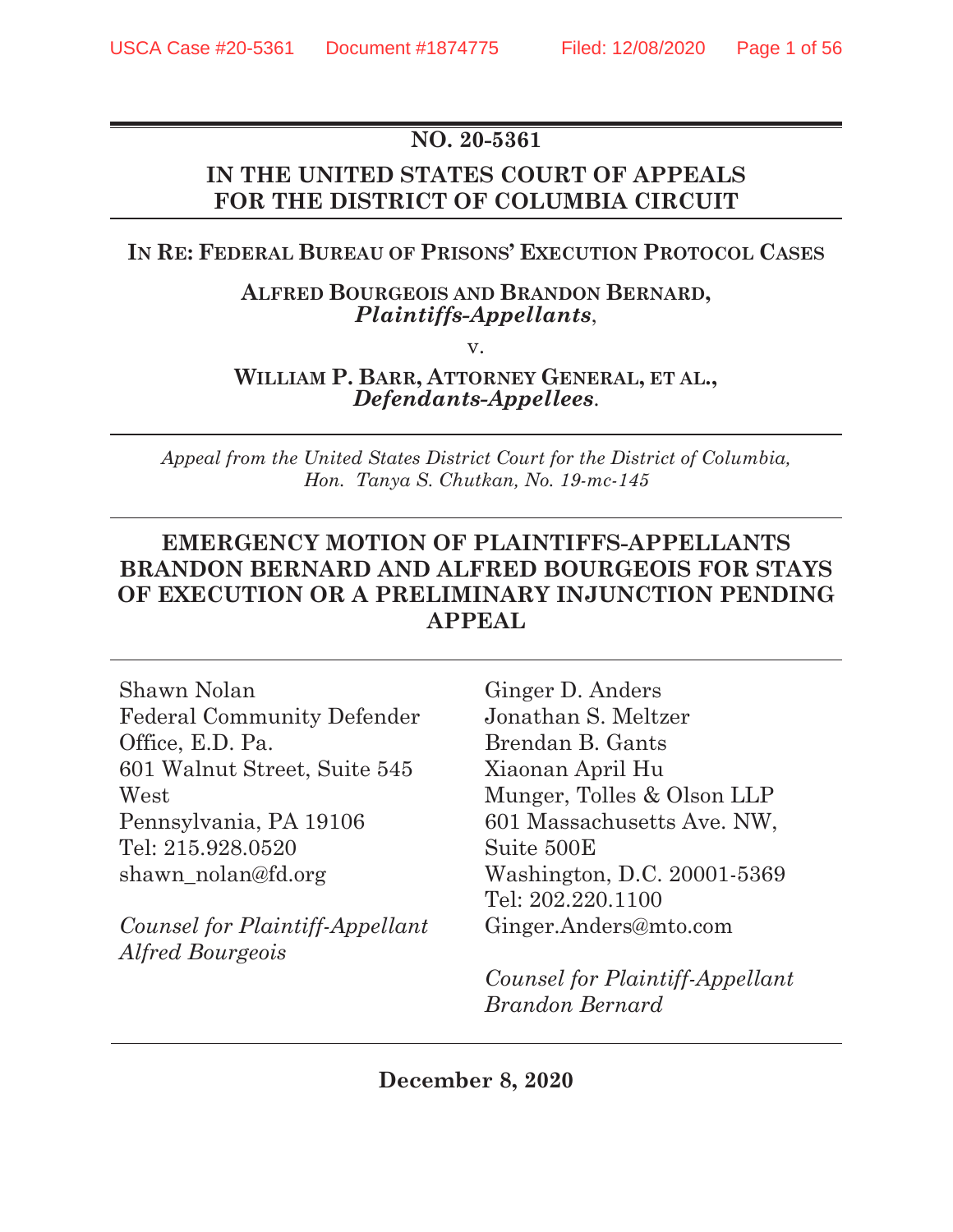**NO. 20-5361**

**IN THE UNITED STATES COURT OF APPEALS FOR THE DISTRICT OF COLUMBIA CIRCUIT**

---

**IN RE: FEDERAL BUREAU OF PRISONS' EXECUTION PROTOCOL CASES**

**ALFRED BOURGEOIS AND BRANDON BERNARD,**
***Plaintiffs-Appellants*,**

v.

**WILLIAM P. BARR, ATTORNEY GENERAL, ET AL.,**
***Defendants-Appellees*.**

---

*Appeal from the United States District Court for the District of Columbia, Hon. Tanya S. Chutkan, No. 19-mc-145*

---

# EMERGENCY MOTION OF PLAINTIFFS-APPELLANTS BRANDON BERNARD AND ALFRED BOURGEOIS FOR STAYS OF EXECUTION OR A PRELIMINARY INJUNCTION PENDING APPEAL

---

Shawn Nolan
Federal Community Defender Office, E.D. Pa.
601 Walnut Street, Suite 545 West
Pennsylvania, PA 19106
Tel: 215.928.0520
shawn_nolan@fd.org

*Counsel for Plaintiff-Appellant Alfred Bourgeois*

Ginger D. Anders
Jonathan S. Meltzer
Brendan B. Gants
Xiaonan April Hu
Munger, Tolles & Olson LLP
601 Massachusetts Ave. NW, Suite 500E
Washington, D.C. 20001-5369
Tel: 202.220.1100
Ginger.Anders@mto.com

*Counsel for Plaintiff-Appellant Brandon Bernard*

---

**December 8, 2020**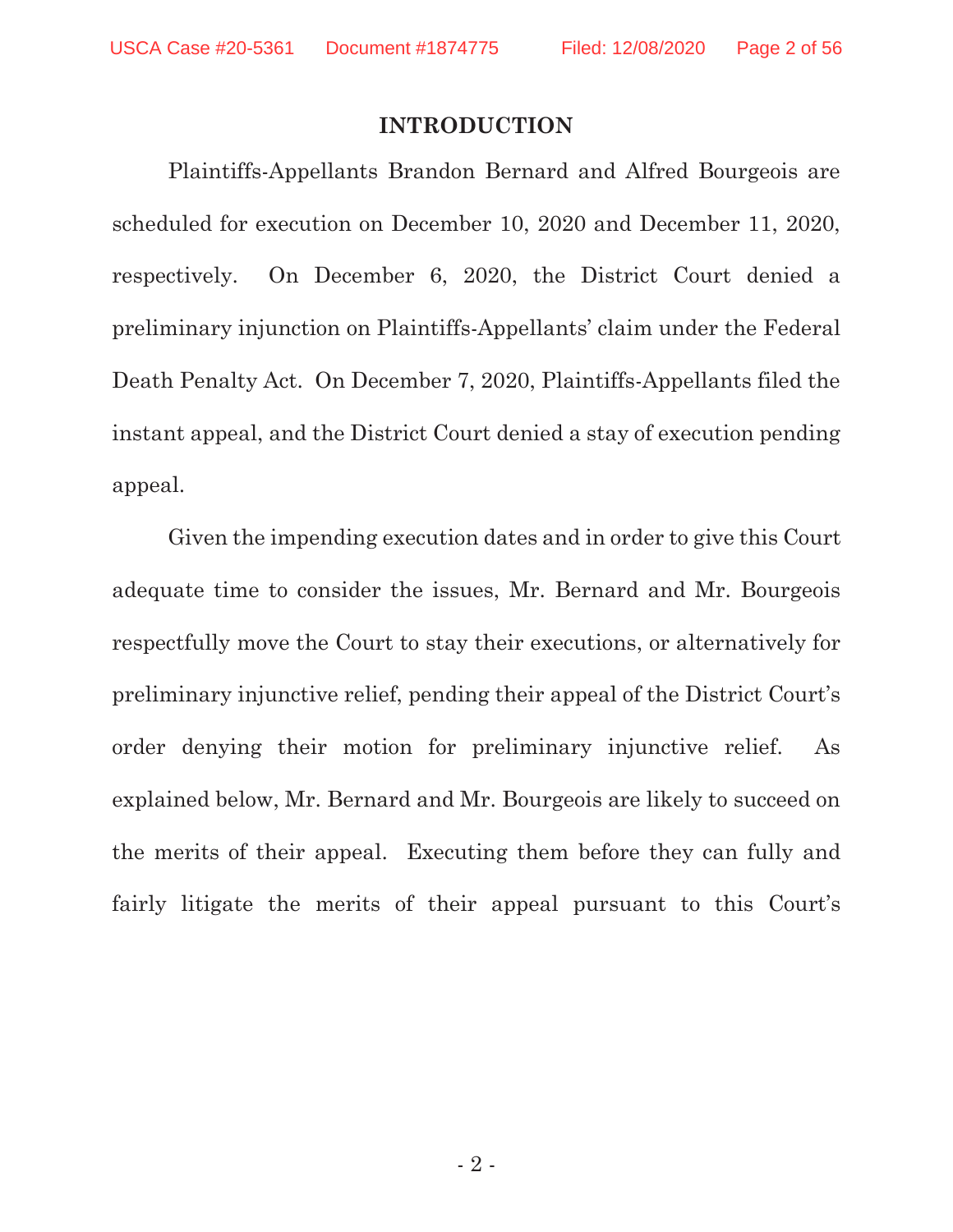## INTRODUCTION

Plaintiffs-Appellants Brandon Bernard and Alfred Bourgeois are scheduled for execution on December 10, 2020 and December 11, 2020, respectively. On December 6, 2020, the District Court denied a preliminary injunction on Plaintiffs-Appellants' claim under the Federal Death Penalty Act. On December 7, 2020, Plaintiffs-Appellants filed the instant appeal, and the District Court denied a stay of execution pending appeal.

Given the impending execution dates and in order to give this Court adequate time to consider the issues, Mr. Bernard and Mr. Bourgeois respectfully move the Court to stay their executions, or alternatively for preliminary injunctive relief, pending their appeal of the District Court's order denying their motion for preliminary injunctive relief. As explained below, Mr. Bernard and Mr. Bourgeois are likely to succeed on the merits of their appeal. Executing them before they can fully and fairly litigate the merits of their appeal pursuant to this Court's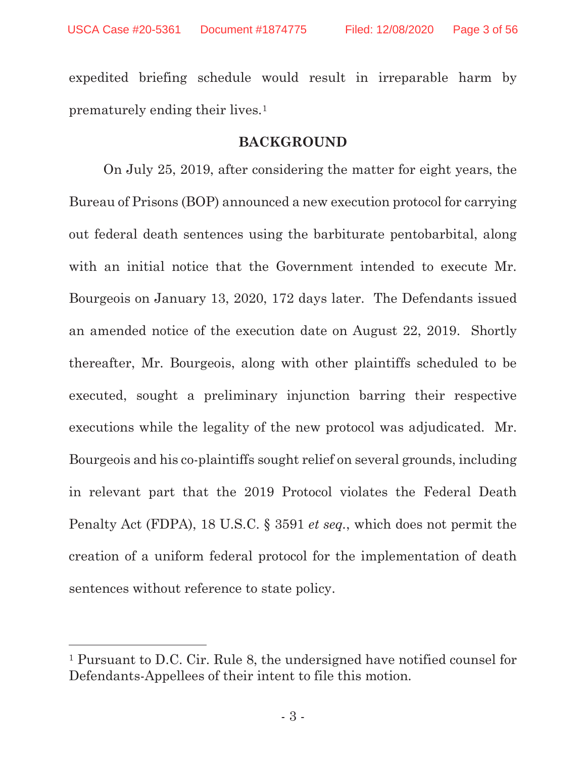expedited briefing schedule would result in irreparable harm by prematurely ending their lives.[1]

## BACKGROUND

On July 25, 2019, after considering the matter for eight years, the Bureau of Prisons (BOP) announced a new execution protocol for carrying out federal death sentences using the barbiturate pentobarbital, along with an initial notice that the Government intended to execute Mr. Bourgeois on January 13, 2020, 172 days later. The Defendants issued an amended notice of the execution date on August 22, 2019. Shortly thereafter, Mr. Bourgeois, along with other plaintiffs scheduled to be executed, sought a preliminary injunction barring their respective executions while the legality of the new protocol was adjudicated. Mr. Bourgeois and his co-plaintiffs sought relief on several grounds, including in relevant part that the 2019 Protocol violates the Federal Death Penalty Act (FDPA), 18 U.S.C. § 3591 *et seq.*, which does not permit the creation of a uniform federal protocol for the implementation of death sentences without reference to state policy.

---

[1] Pursuant to D.C. Cir. Rule 8, the undersigned have notified counsel for Defendants-Appellees of their intent to file this motion.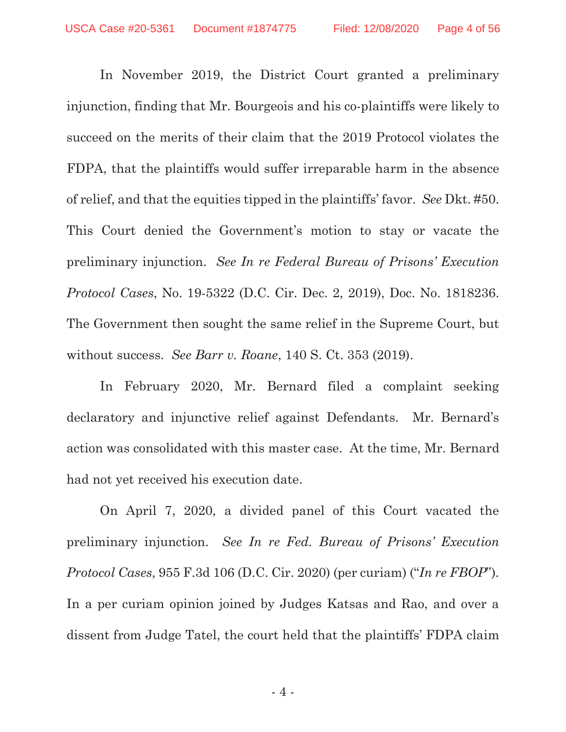In November 2019, the District Court granted a preliminary injunction, finding that Mr. Bourgeois and his co-plaintiffs were likely to succeed on the merits of their claim that the 2019 Protocol violates the FDPA, that the plaintiffs would suffer irreparable harm in the absence of relief, and that the equities tipped in the plaintiffs' favor. *See* Dkt. #50. This Court denied the Government's motion to stay or vacate the preliminary injunction. *See In re Federal Bureau of Prisons' Execution Protocol Cases*, No. 19-5322 (D.C. Cir. Dec. 2, 2019), Doc. No. 1818236. The Government then sought the same relief in the Supreme Court, but without success. *See Barr v. Roane*, 140 S. Ct. 353 (2019).

In February 2020, Mr. Bernard filed a complaint seeking declaratory and injunctive relief against Defendants. Mr. Bernard's action was consolidated with this master case. At the time, Mr. Bernard had not yet received his execution date.

On April 7, 2020, a divided panel of this Court vacated the preliminary injunction. *See In re Fed. Bureau of Prisons' Execution Protocol Cases*, 955 F.3d 106 (D.C. Cir. 2020) (per curiam) ("*In re FBOP*"). In a per curiam opinion joined by Judges Katsas and Rao, and over a dissent from Judge Tatel, the court held that the plaintiffs' FDPA claim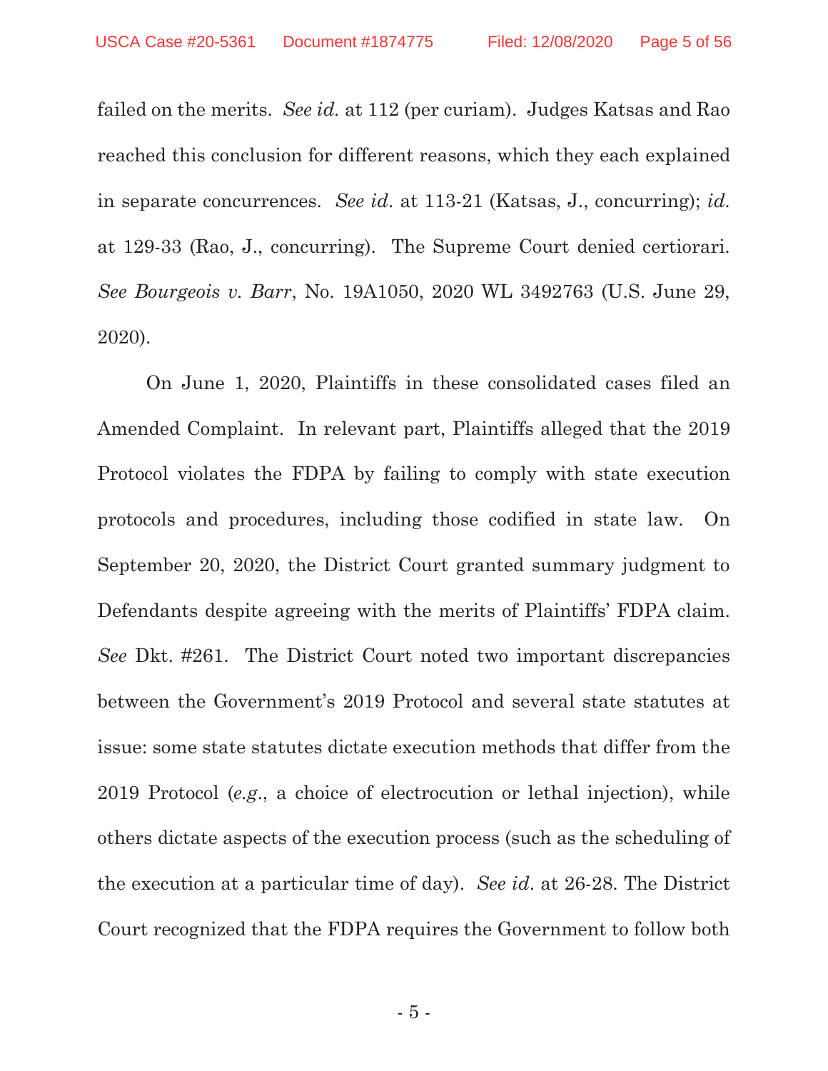failed on the merits. *See id.* at 112 (per curiam). Judges Katsas and Rao reached this conclusion for different reasons, which they each explained in separate concurrences. *See id*. at 113-21 (Katsas, J., concurring); *id.* at 129-33 (Rao, J., concurring). The Supreme Court denied certiorari. *See Bourgeois v. Barr*, No. 19A1050, 2020 WL 3492763 (U.S. June 29, 2020).

On June 1, 2020, Plaintiffs in these consolidated cases filed an Amended Complaint. In relevant part, Plaintiffs alleged that the 2019 Protocol violates the FDPA by failing to comply with state execution protocols and procedures, including those codified in state law. On September 20, 2020, the District Court granted summary judgment to Defendants despite agreeing with the merits of Plaintiffs' FDPA claim. *See* Dkt. #261. The District Court noted two important discrepancies between the Government's 2019 Protocol and several state statutes at issue: some state statutes dictate execution methods that differ from the 2019 Protocol (*e.g.*, a choice of electrocution or lethal injection), while others dictate aspects of the execution process (such as the scheduling of the execution at a particular time of day). *See id*. at 26-28. The District Court recognized that the FDPA requires the Government to follow both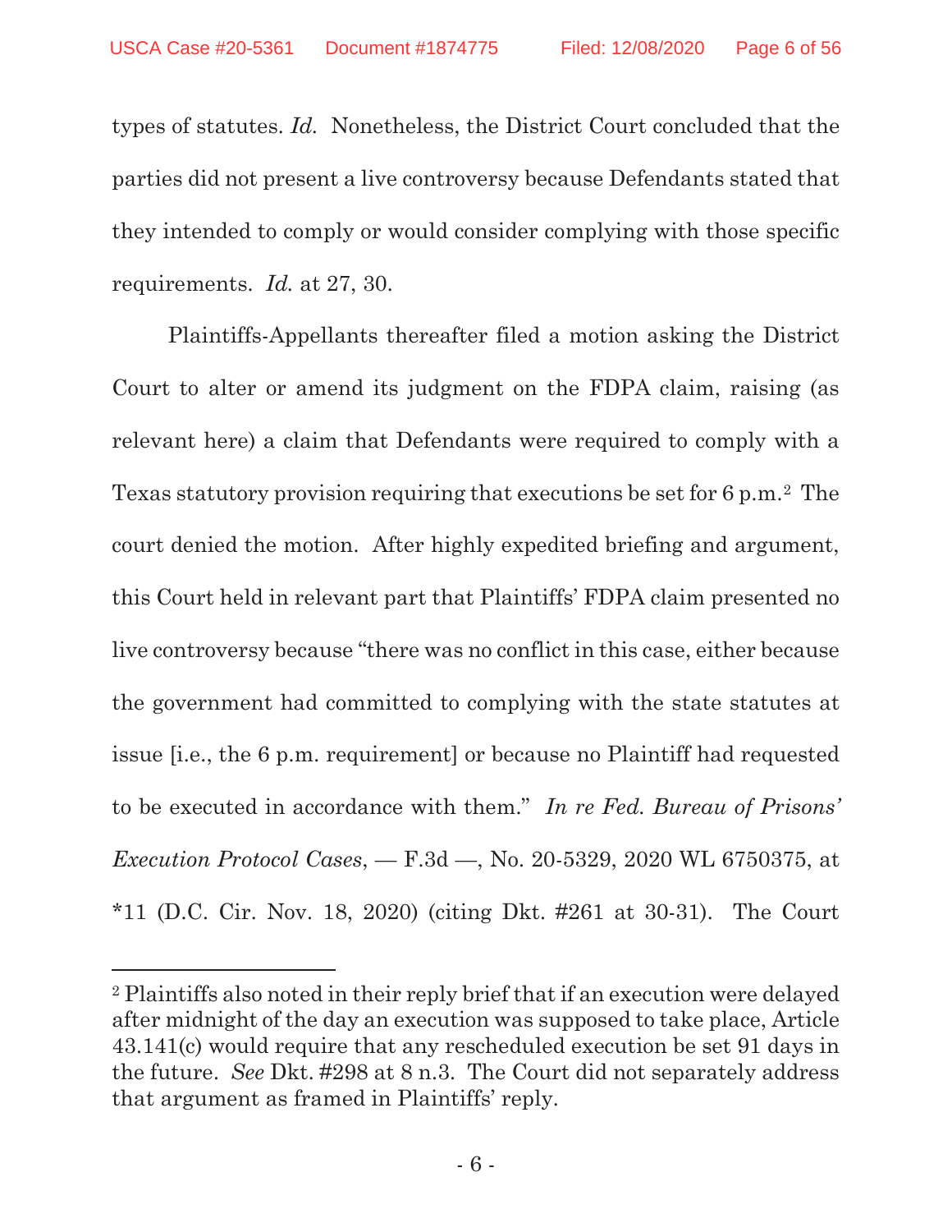types of statutes. *Id.* Nonetheless, the District Court concluded that the parties did not present a live controversy because Defendants stated that they intended to comply or would consider complying with those specific requirements. *Id.* at 27, 30.

Plaintiffs-Appellants thereafter filed a motion asking the District Court to alter or amend its judgment on the FDPA claim, raising (as relevant here) a claim that Defendants were required to comply with a Texas statutory provision requiring that executions be set for 6 p.m.[2] The court denied the motion. After highly expedited briefing and argument, this Court held in relevant part that Plaintiffs' FDPA claim presented no live controversy because "there was no conflict in this case, either because the government had committed to complying with the state statutes at issue [i.e., the 6 p.m. requirement] or because no Plaintiff had requested to be executed in accordance with them." *In re Fed. Bureau of Prisons' Execution Protocol Cases*, — F.3d —, No. 20-5329, 2020 WL 6750375, at *11 (D.C. Cir. Nov. 18, 2020) (citing Dkt. #261 at 30-31). The Court

[2] Plaintiffs also noted in their reply brief that if an execution were delayed after midnight of the day an execution was supposed to take place, Article 43.141(c) would require that any rescheduled execution be set 91 days in the future. *See* Dkt. #298 at 8 n.3. The Court did not separately address that argument as framed in Plaintiffs' reply.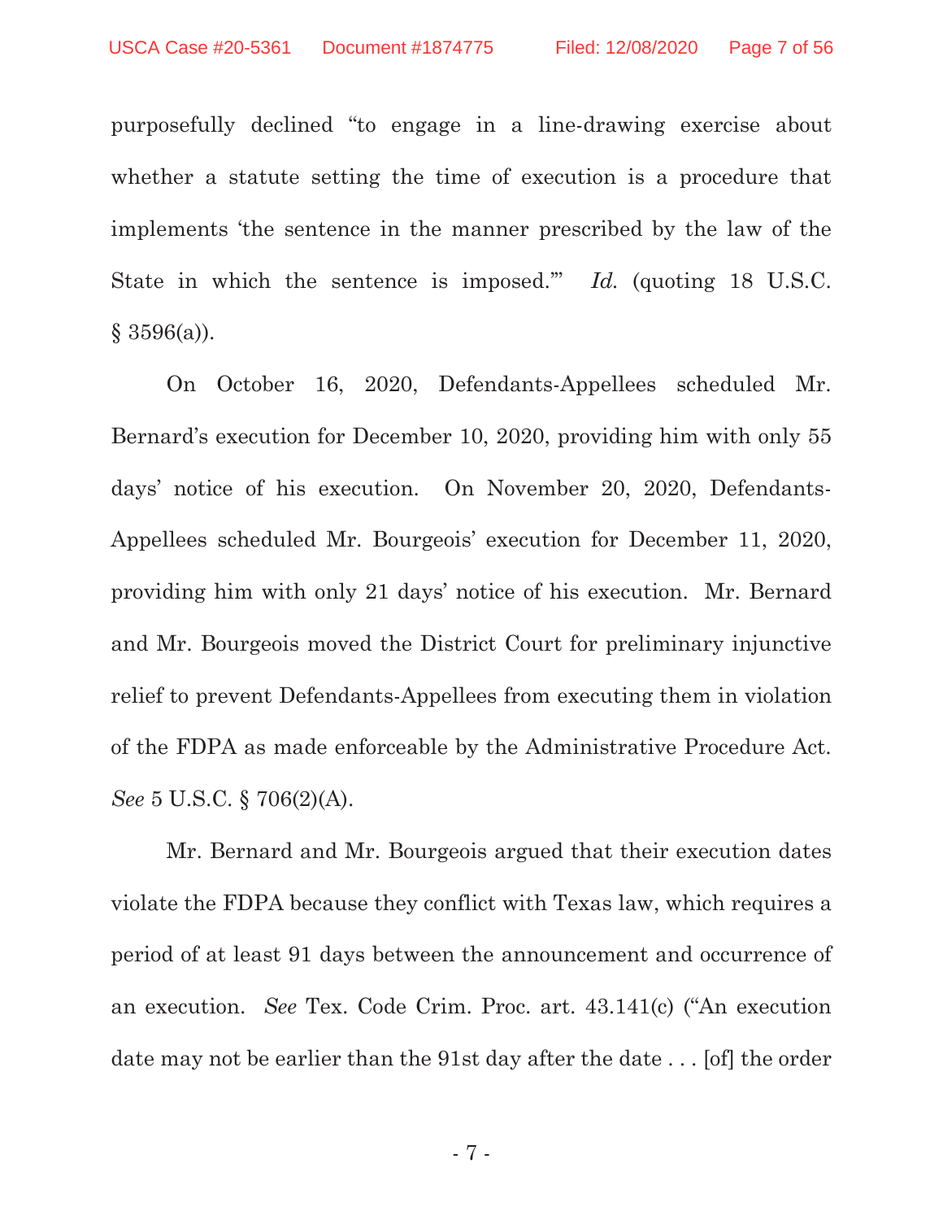purposefully declined "to engage in a line-drawing exercise about whether a statute setting the time of execution is a procedure that implements 'the sentence in the manner prescribed by the law of the State in which the sentence is imposed.'" *Id.* (quoting 18 U.S.C. § 3596(a)).

On October 16, 2020, Defendants-Appellees scheduled Mr. Bernard's execution for December 10, 2020, providing him with only 55 days' notice of his execution. On November 20, 2020, Defendants-Appellees scheduled Mr. Bourgeois' execution for December 11, 2020, providing him with only 21 days' notice of his execution. Mr. Bernard and Mr. Bourgeois moved the District Court for preliminary injunctive relief to prevent Defendants-Appellees from executing them in violation of the FDPA as made enforceable by the Administrative Procedure Act. *See* 5 U.S.C. § 706(2)(A).

Mr. Bernard and Mr. Bourgeois argued that their execution dates violate the FDPA because they conflict with Texas law, which requires a period of at least 91 days between the announcement and occurrence of an execution. *See* Tex. Code Crim. Proc. art. 43.141(c) ("An execution date may not be earlier than the 91st day after the date . . . [of] the order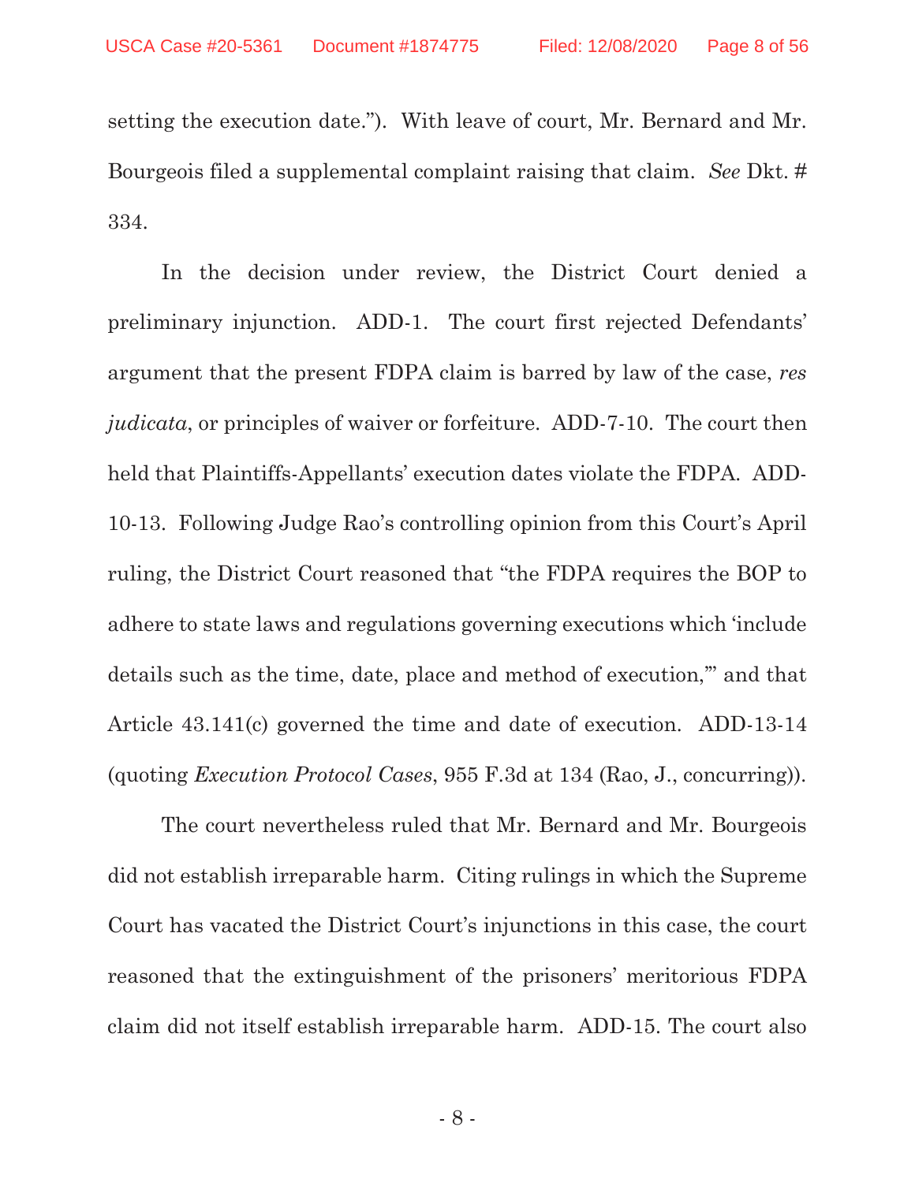setting the execution date."). With leave of court, Mr. Bernard and Mr. Bourgeois filed a supplemental complaint raising that claim. *See* Dkt. # 334.

In the decision under review, the District Court denied a preliminary injunction. ADD-1. The court first rejected Defendants' argument that the present FDPA claim is barred by law of the case, *res judicata*, or principles of waiver or forfeiture. ADD-7-10. The court then held that Plaintiffs-Appellants' execution dates violate the FDPA. ADD-10-13. Following Judge Rao's controlling opinion from this Court's April ruling, the District Court reasoned that "the FDPA requires the BOP to adhere to state laws and regulations governing executions which 'include details such as the time, date, place and method of execution,'" and that Article 43.141(c) governed the time and date of execution. ADD-13-14 (quoting *Execution Protocol Cases*, 955 F.3d at 134 (Rao, J., concurring)).

The court nevertheless ruled that Mr. Bernard and Mr. Bourgeois did not establish irreparable harm. Citing rulings in which the Supreme Court has vacated the District Court's injunctions in this case, the court reasoned that the extinguishment of the prisoners' meritorious FDPA claim did not itself establish irreparable harm. ADD-15. The court also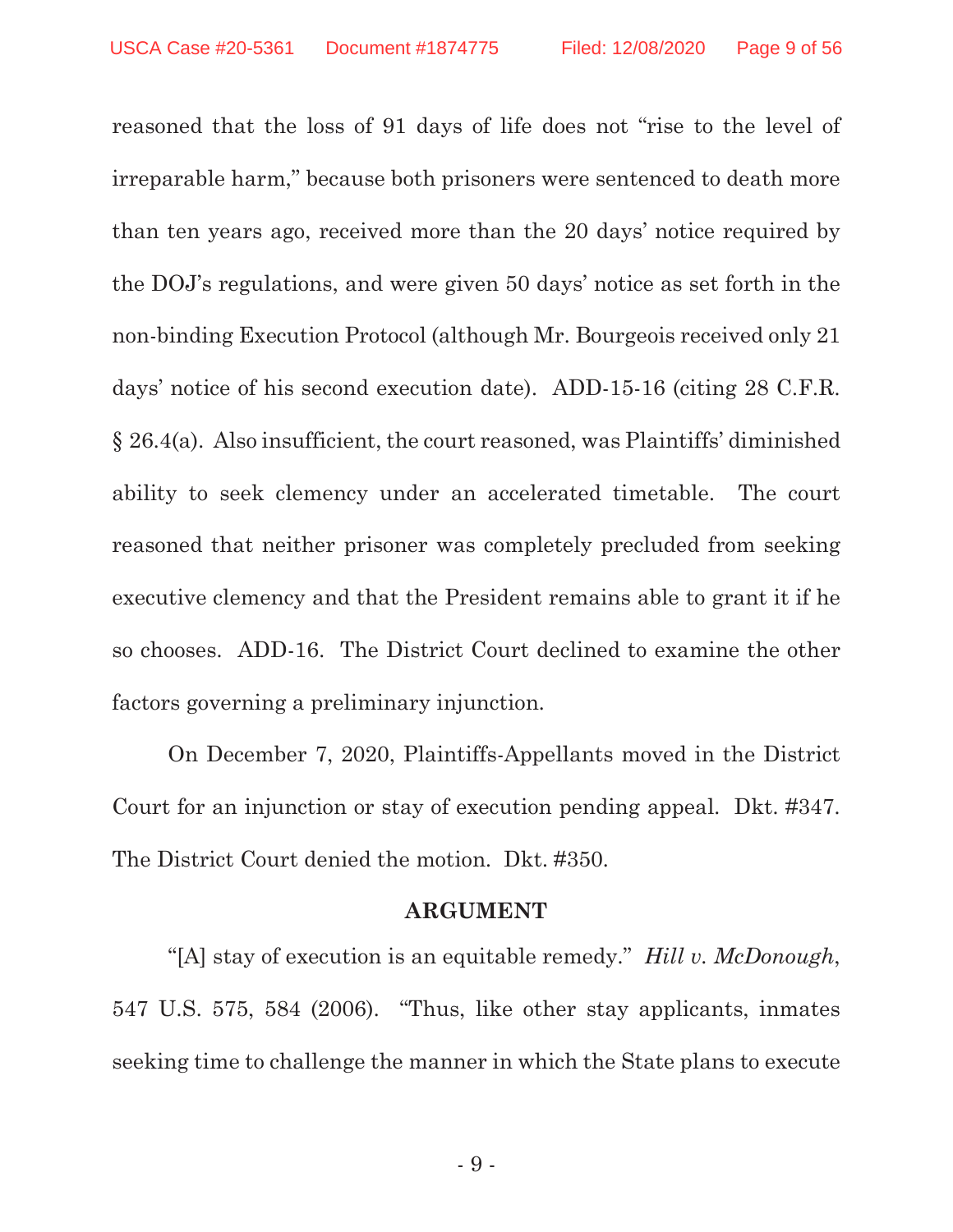reasoned that the loss of 91 days of life does not "rise to the level of irreparable harm," because both prisoners were sentenced to death more than ten years ago, received more than the 20 days' notice required by the DOJ's regulations, and were given 50 days' notice as set forth in the non-binding Execution Protocol (although Mr. Bourgeois received only 21 days' notice of his second execution date). ADD-15-16 (citing 28 C.F.R. § 26.4(a). Also insufficient, the court reasoned, was Plaintiffs' diminished ability to seek clemency under an accelerated timetable. The court reasoned that neither prisoner was completely precluded from seeking executive clemency and that the President remains able to grant it if he so chooses. ADD-16. The District Court declined to examine the other factors governing a preliminary injunction.

On December 7, 2020, Plaintiffs-Appellants moved in the District Court for an injunction or stay of execution pending appeal. Dkt. #347. The District Court denied the motion. Dkt. #350.

## ARGUMENT

"[A] stay of execution is an equitable remedy." *Hill v. McDonough*, 547 U.S. 575, 584 (2006). "Thus, like other stay applicants, inmates seeking time to challenge the manner in which the State plans to execute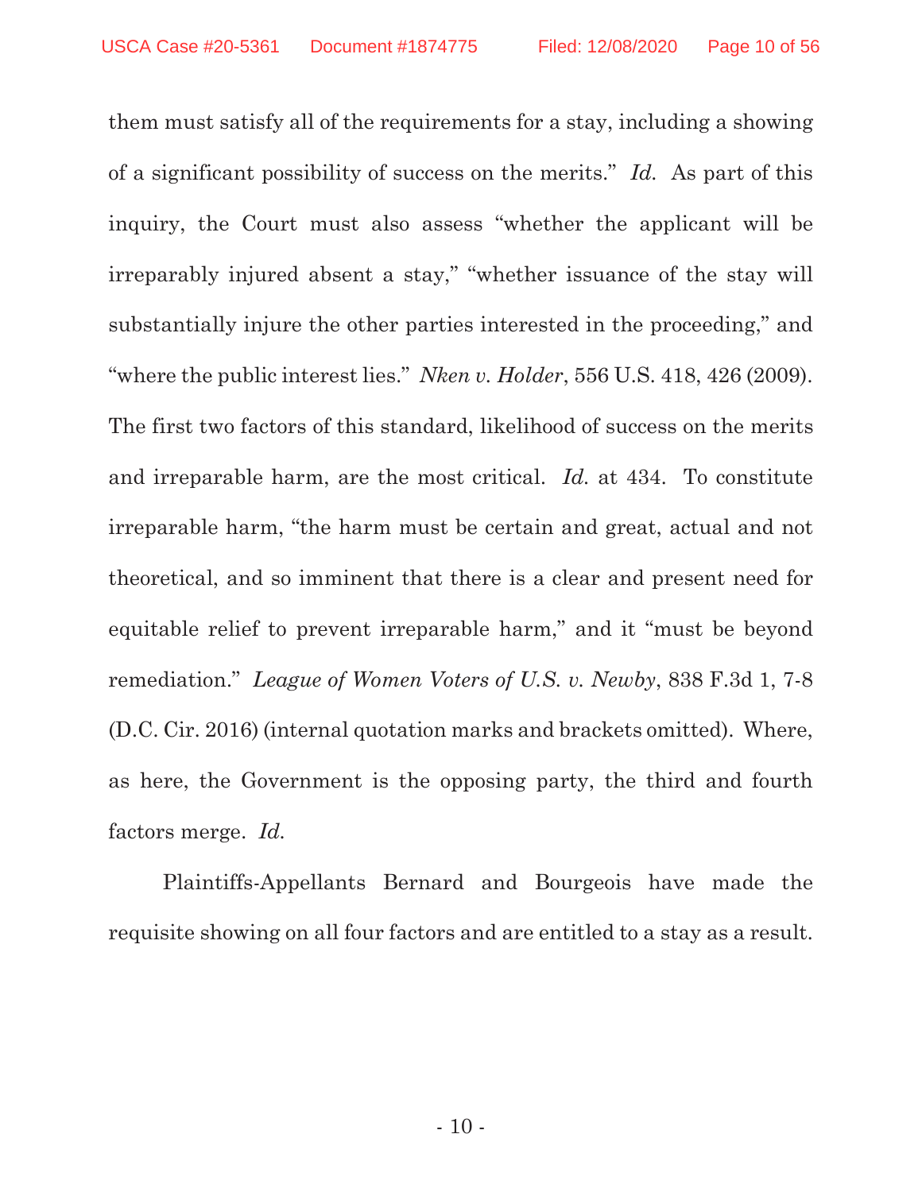them must satisfy all of the requirements for a stay, including a showing of a significant possibility of success on the merits." *Id.* As part of this inquiry, the Court must also assess "whether the applicant will be irreparably injured absent a stay," "whether issuance of the stay will substantially injure the other parties interested in the proceeding," and "where the public interest lies." *Nken v. Holder*, 556 U.S. 418, 426 (2009). The first two factors of this standard, likelihood of success on the merits and irreparable harm, are the most critical. *Id.* at 434. To constitute irreparable harm, "the harm must be certain and great, actual and not theoretical, and so imminent that there is a clear and present need for equitable relief to prevent irreparable harm," and it "must be beyond remediation." *League of Women Voters of U.S. v. Newby*, 838 F.3d 1, 7-8 (D.C. Cir. 2016) (internal quotation marks and brackets omitted). Where, as here, the Government is the opposing party, the third and fourth factors merge. *Id.*

Plaintiffs-Appellants Bernard and Bourgeois have made the requisite showing on all four factors and are entitled to a stay as a result.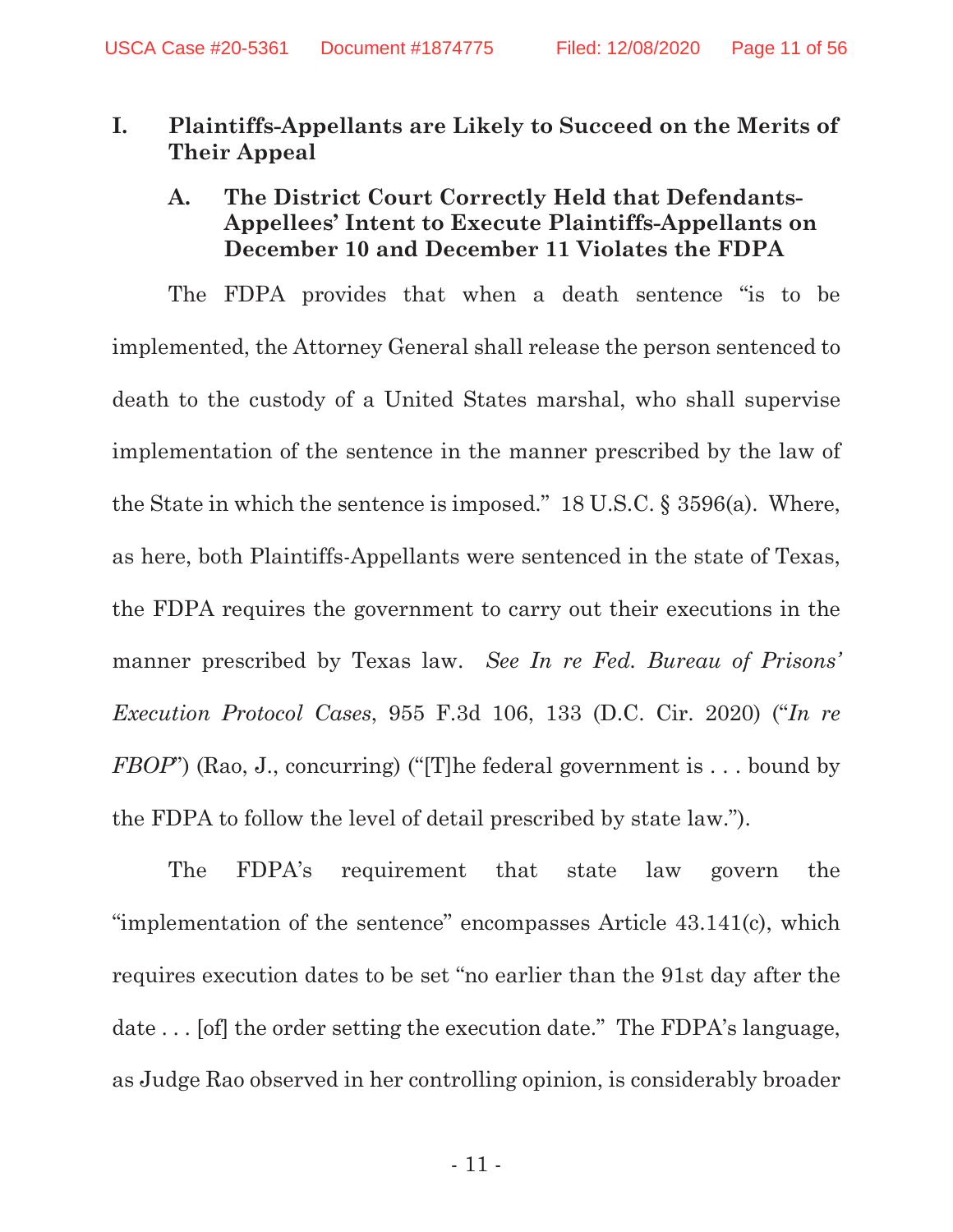# I. Plaintiffs-Appellants are Likely to Succeed on the Merits of Their Appeal

## A. The District Court Correctly Held that Defendants-Appellees' Intent to Execute Plaintiffs-Appellants on December 10 and December 11 Violates the FDPA

The FDPA provides that when a death sentence "is to be implemented, the Attorney General shall release the person sentenced to death to the custody of a United States marshal, who shall supervise implementation of the sentence in the manner prescribed by the law of the State in which the sentence is imposed." 18 U.S.C. § 3596(a). Where, as here, both Plaintiffs-Appellants were sentenced in the state of Texas, the FDPA requires the government to carry out their executions in the manner prescribed by Texas law. *See In re Fed. Bureau of Prisons' Execution Protocol Cases*, 955 F.3d 106, 133 (D.C. Cir. 2020) ("*In re FBOP*") (Rao, J., concurring) ("[T]he federal government is . . . bound by the FDPA to follow the level of detail prescribed by state law.").

The FDPA's requirement that state law govern the "implementation of the sentence" encompasses Article 43.141(c), which requires execution dates to be set "no earlier than the 91st day after the date . . . [of] the order setting the execution date." The FDPA's language, as Judge Rao observed in her controlling opinion, is considerably broader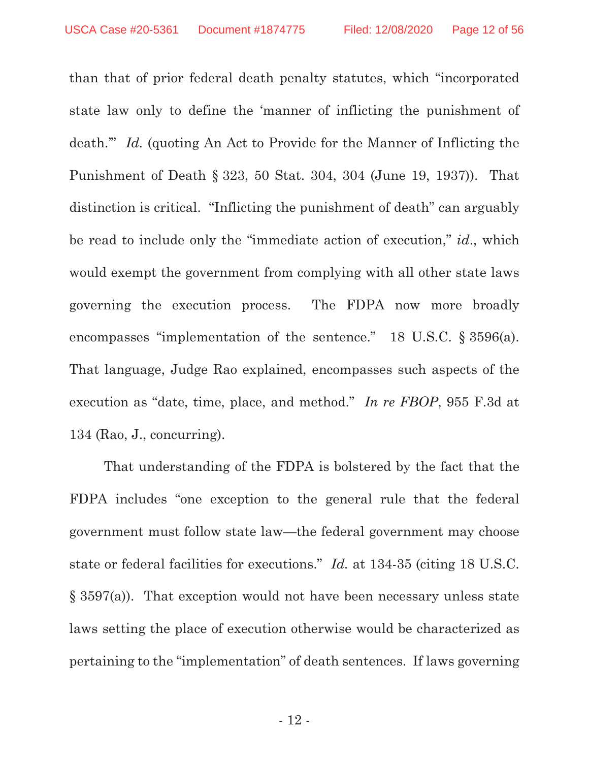than that of prior federal death penalty statutes, which "incorporated state law only to define the 'manner of inflicting the punishment of death.'" *Id.* (quoting An Act to Provide for the Manner of Inflicting the Punishment of Death § 323, 50 Stat. 304, 304 (June 19, 1937)). That distinction is critical. "Inflicting the punishment of death" can arguably be read to include only the "immediate action of execution," *id.*, which would exempt the government from complying with all other state laws governing the execution process. The FDPA now more broadly encompasses "implementation of the sentence." 18 U.S.C. § 3596(a). That language, Judge Rao explained, encompasses such aspects of the execution as "date, time, place, and method." *In re FBOP*, 955 F.3d at 134 (Rao, J., concurring).

That understanding of the FDPA is bolstered by the fact that the FDPA includes "one exception to the general rule that the federal government must follow state law—the federal government may choose state or federal facilities for executions." *Id.* at 134-35 (citing 18 U.S.C. § 3597(a)). That exception would not have been necessary unless state laws setting the place of execution otherwise would be characterized as pertaining to the "implementation" of death sentences. If laws governing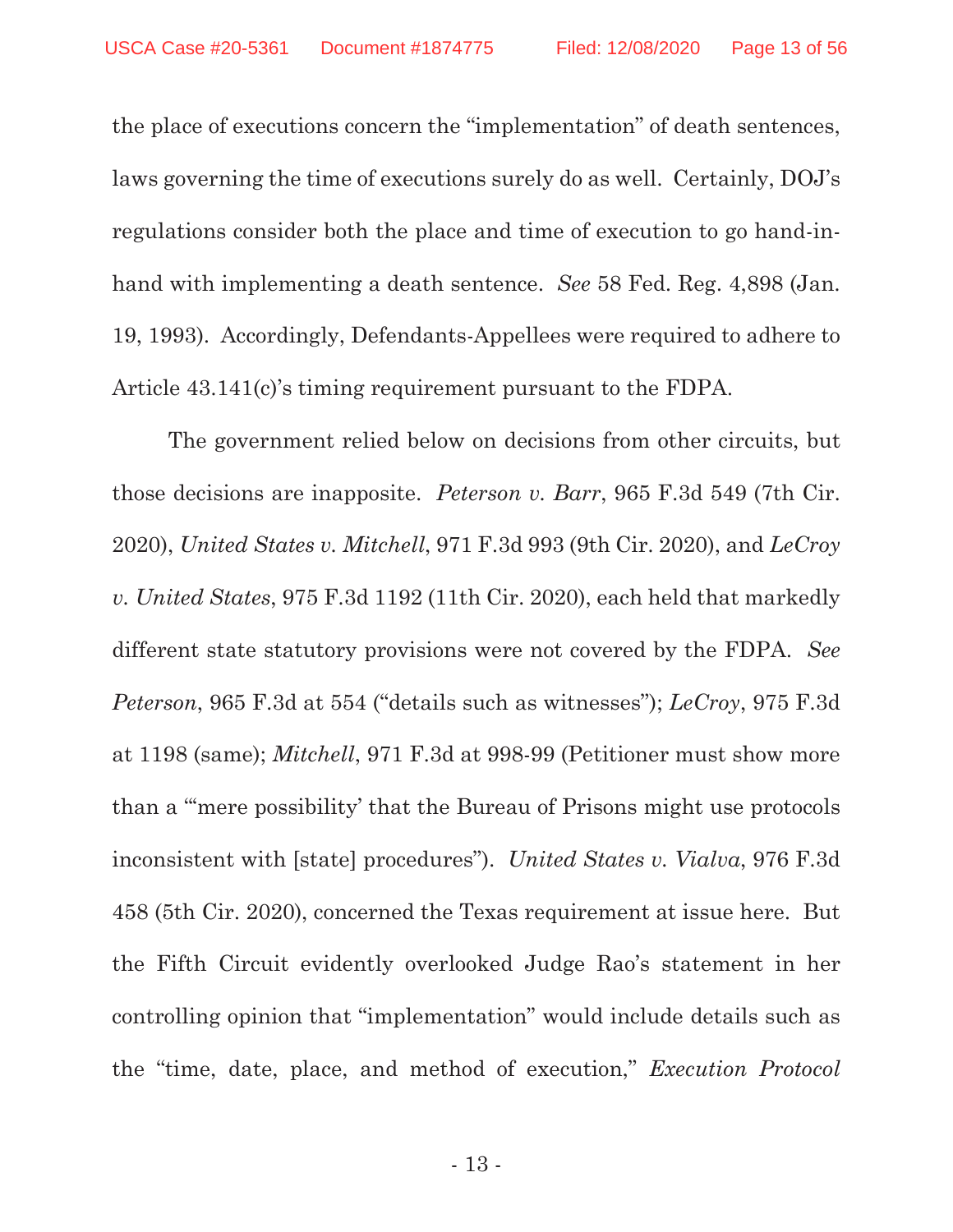the place of executions concern the "implementation" of death sentences, laws governing the time of executions surely do as well. Certainly, DOJ's regulations consider both the place and time of execution to go hand-in-hand with implementing a death sentence. *See* 58 Fed. Reg. 4,898 (Jan. 19, 1993). Accordingly, Defendants-Appellees were required to adhere to Article 43.141(c)'s timing requirement pursuant to the FDPA.

The government relied below on decisions from other circuits, but those decisions are inapposite. *Peterson v. Barr*, 965 F.3d 549 (7th Cir. 2020), *United States v. Mitchell*, 971 F.3d 993 (9th Cir. 2020), and *LeCroy v. United States*, 975 F.3d 1192 (11th Cir. 2020), each held that markedly different state statutory provisions were not covered by the FDPA. *See Peterson*, 965 F.3d at 554 ("details such as witnesses"); *LeCroy*, 975 F.3d at 1198 (same); *Mitchell*, 971 F.3d at 998-99 (Petitioner must show more than a "'mere possibility' that the Bureau of Prisons might use protocols inconsistent with [state] procedures"). *United States v. Vialva*, 976 F.3d 458 (5th Cir. 2020), concerned the Texas requirement at issue here. But the Fifth Circuit evidently overlooked Judge Rao's statement in her controlling opinion that "implementation" would include details such as the "time, date, place, and method of execution," *Execution Protocol*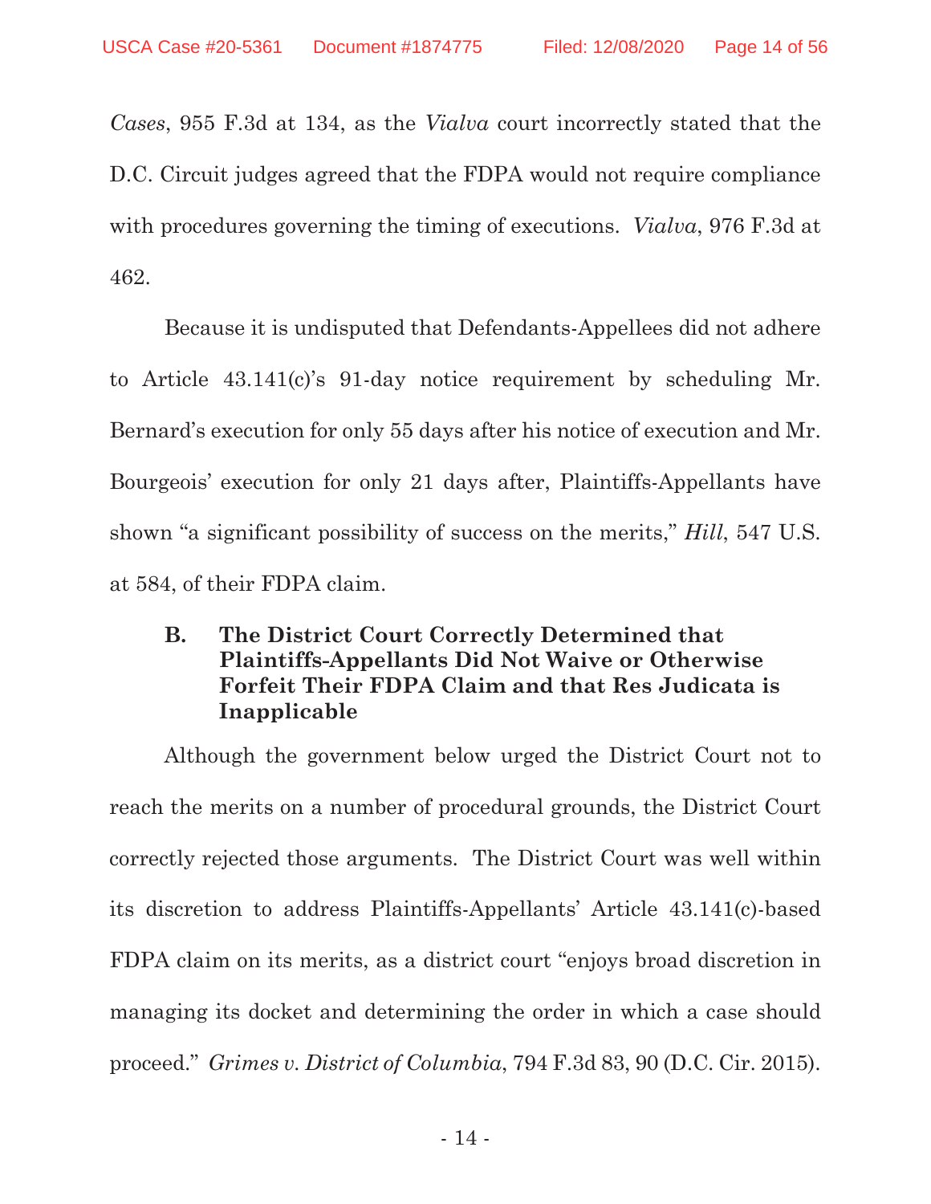*Cases*, 955 F.3d at 134, as the *Vialva* court incorrectly stated that the D.C. Circuit judges agreed that the FDPA would not require compliance with procedures governing the timing of executions. *Vialva*, 976 F.3d at 462.

Because it is undisputed that Defendants-Appellees did not adhere to Article 43.141(c)'s 91-day notice requirement by scheduling Mr. Bernard's execution for only 55 days after his notice of execution and Mr. Bourgeois' execution for only 21 days after, Plaintiffs-Appellants have shown "a significant possibility of success on the merits," *Hill*, 547 U.S. at 584, of their FDPA claim.

### B. The District Court Correctly Determined that Plaintiffs-Appellants Did Not Waive or Otherwise Forfeit Their FDPA Claim and that Res Judicata is Inapplicable

Although the government below urged the District Court not to reach the merits on a number of procedural grounds, the District Court correctly rejected those arguments. The District Court was well within its discretion to address Plaintiffs-Appellants' Article 43.141(c)-based FDPA claim on its merits, as a district court "enjoys broad discretion in managing its docket and determining the order in which a case should proceed." *Grimes v. District of Columbia*, 794 F.3d 83, 90 (D.C. Cir. 2015).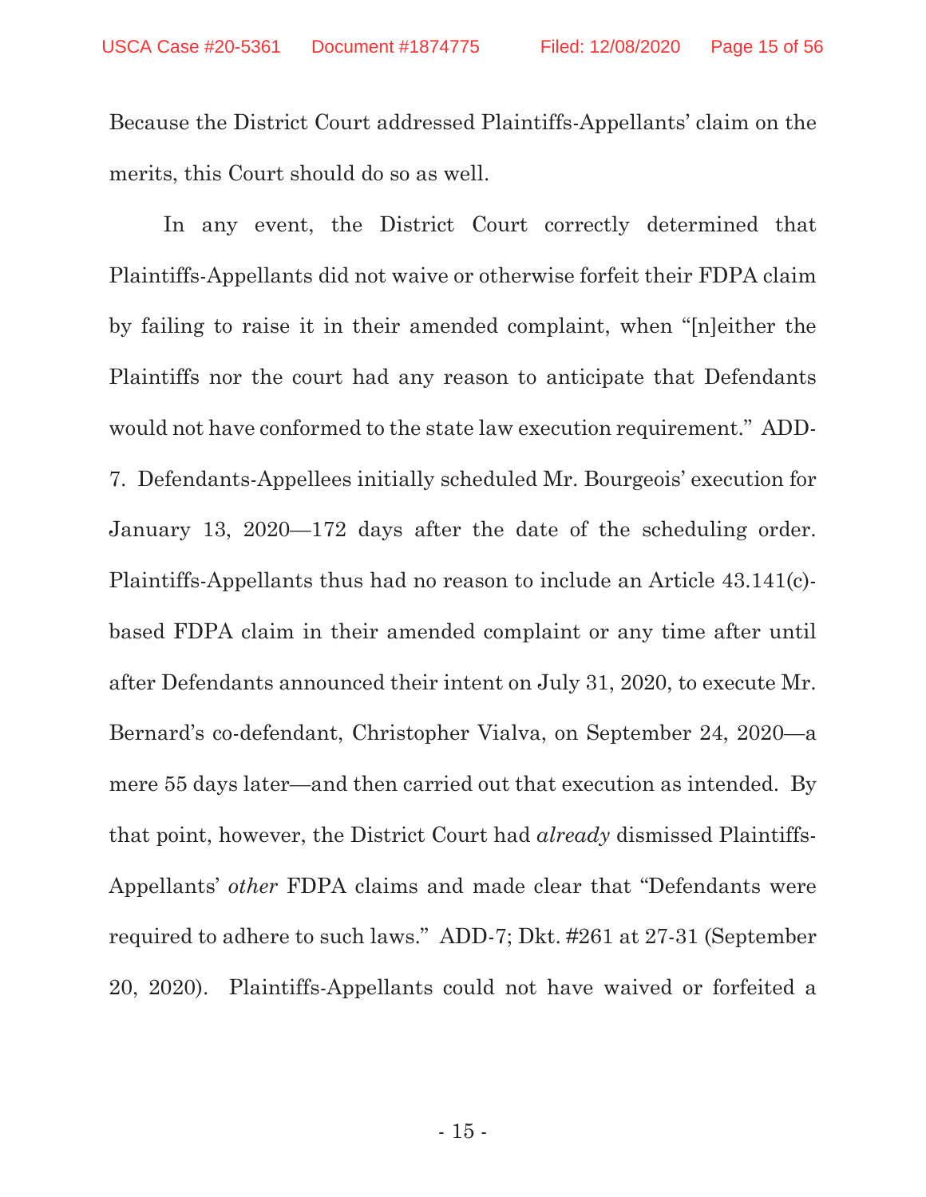Because the District Court addressed Plaintiffs-Appellants' claim on the merits, this Court should do so as well.

In any event, the District Court correctly determined that Plaintiffs-Appellants did not waive or otherwise forfeit their FDPA claim by failing to raise it in their amended complaint, when "[n]either the Plaintiffs nor the court had any reason to anticipate that Defendants would not have conformed to the state law execution requirement." ADD-7. Defendants-Appellees initially scheduled Mr. Bourgeois' execution for January 13, 2020—172 days after the date of the scheduling order. Plaintiffs-Appellants thus had no reason to include an Article 43.141(c)-based FDPA claim in their amended complaint or any time after until after Defendants announced their intent on July 31, 2020, to execute Mr. Bernard's co-defendant, Christopher Vialva, on September 24, 2020—a mere 55 days later—and then carried out that execution as intended. By that point, however, the District Court had *already* dismissed Plaintiffs-Appellants' *other* FDPA claims and made clear that "Defendants were required to adhere to such laws." ADD-7; Dkt. #261 at 27-31 (September 20, 2020). Plaintiffs-Appellants could not have waived or forfeited a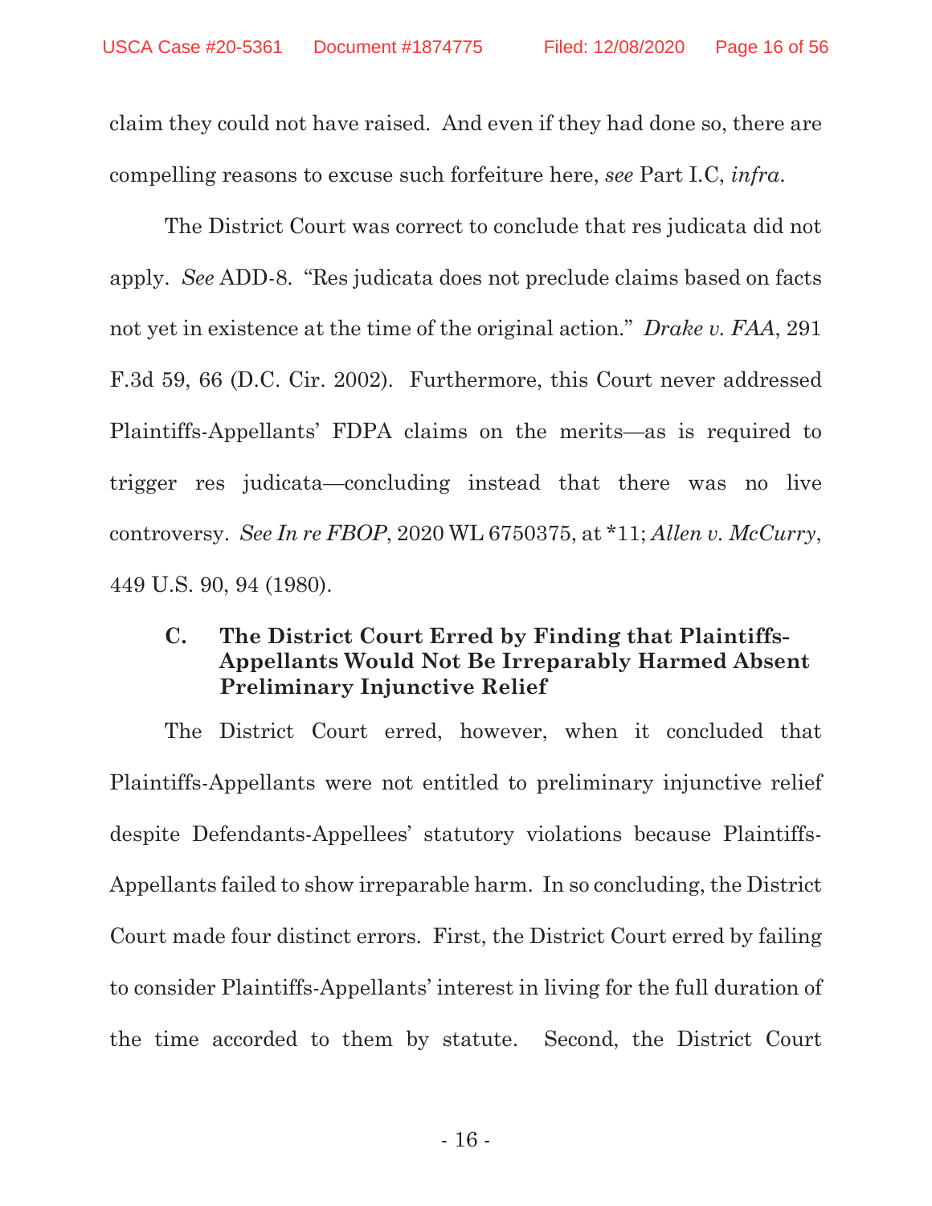claim they could not have raised. And even if they had done so, there are compelling reasons to excuse such forfeiture here, *see* Part I.C, *infra*.

The District Court was correct to conclude that res judicata did not apply. *See* ADD-8. "Res judicata does not preclude claims based on facts not yet in existence at the time of the original action." *Drake v. FAA*, 291 F.3d 59, 66 (D.C. Cir. 2002). Furthermore, this Court never addressed Plaintiffs-Appellants' FDPA claims on the merits—as is required to trigger res judicata—concluding instead that there was no live controversy. *See In re FBOP*, 2020 WL 6750375, at *11; *Allen v. McCurry*, 449 U.S. 90, 94 (1980).

### C. The District Court Erred by Finding that Plaintiffs-Appellants Would Not Be Irreparably Harmed Absent Preliminary Injunctive Relief

The District Court erred, however, when it concluded that Plaintiffs-Appellants were not entitled to preliminary injunctive relief despite Defendants-Appellees' statutory violations because Plaintiffs-Appellants failed to show irreparable harm. In so concluding, the District Court made four distinct errors. First, the District Court erred by failing to consider Plaintiffs-Appellants' interest in living for the full duration of the time accorded to them by statute. Second, the District Court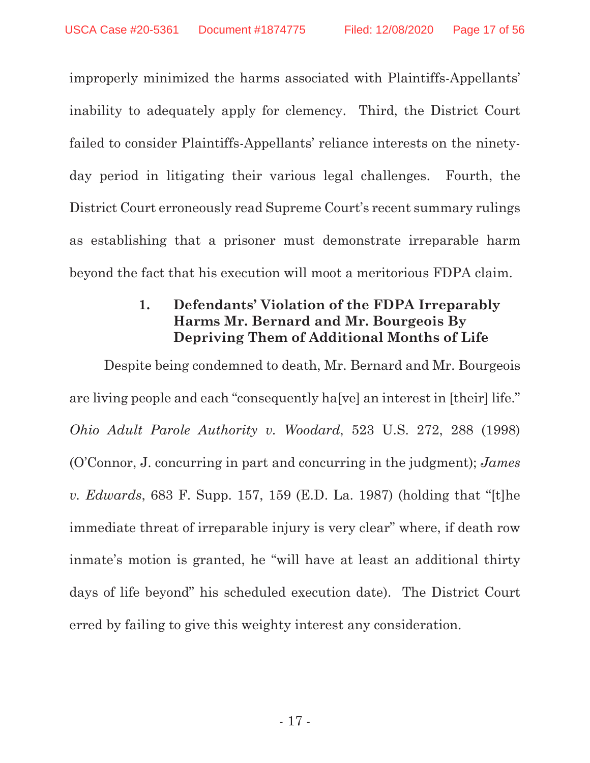improperly minimized the harms associated with Plaintiffs-Appellants' inability to adequately apply for clemency. Third, the District Court failed to consider Plaintiffs-Appellants' reliance interests on the ninety-day period in litigating their various legal challenges. Fourth, the District Court erroneously read Supreme Court's recent summary rulings as establishing that a prisoner must demonstrate irreparable harm beyond the fact that his execution will moot a meritorious FDPA claim.

#### 1. Defendants' Violation of the FDPA Irreparably Harms Mr. Bernard and Mr. Bourgeois By Depriving Them of Additional Months of Life

Despite being condemned to death, Mr. Bernard and Mr. Bourgeois are living people and each "consequently ha[ve] an interest in [their] life." *Ohio Adult Parole Authority v. Woodard*, 523 U.S. 272, 288 (1998) (O'Connor, J. concurring in part and concurring in the judgment); *James v. Edwards*, 683 F. Supp. 157, 159 (E.D. La. 1987) (holding that "[t]he immediate threat of irreparable injury is very clear" where, if death row inmate's motion is granted, he "will have at least an additional thirty days of life beyond" his scheduled execution date). The District Court erred by failing to give this weighty interest any consideration.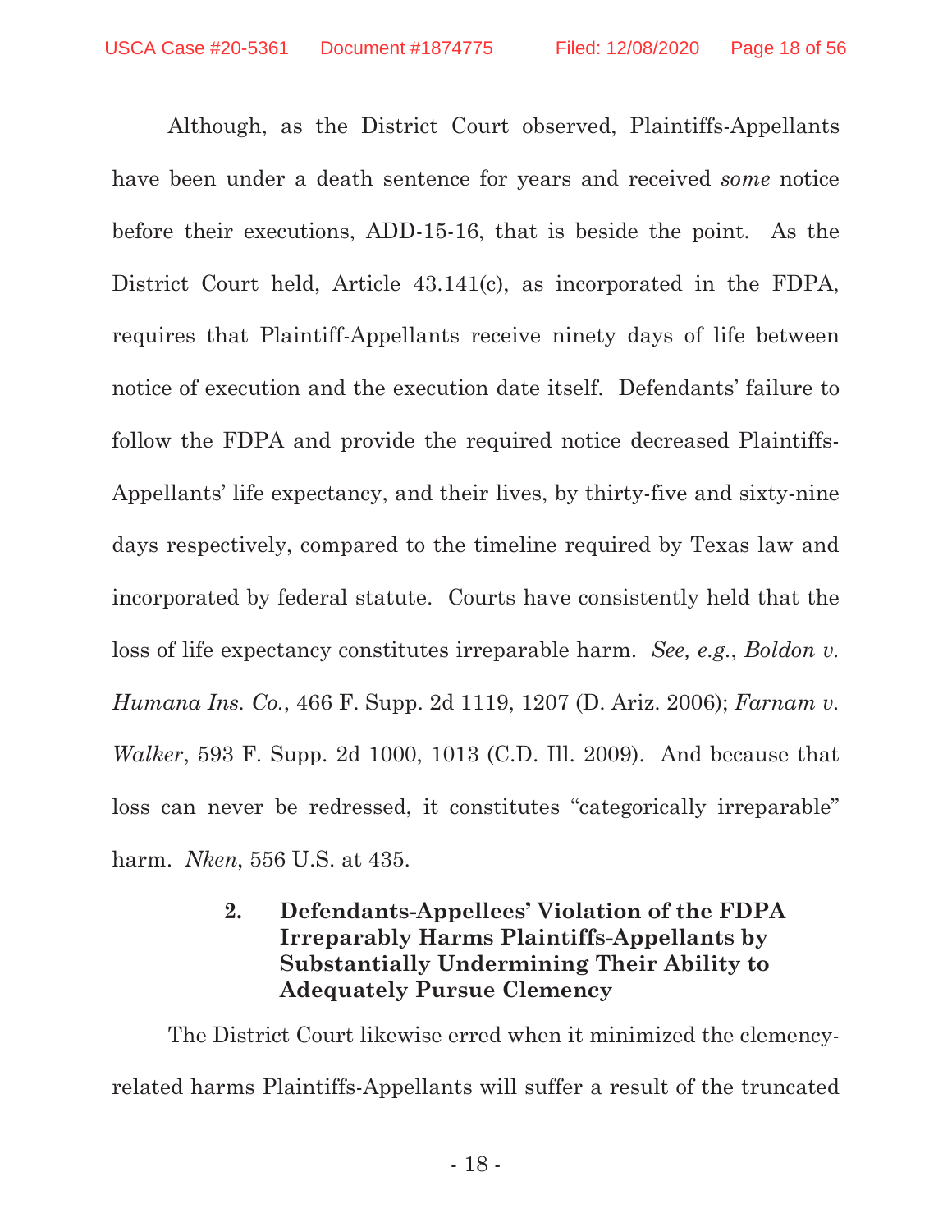Although, as the District Court observed, Plaintiffs-Appellants have been under a death sentence for years and received *some* notice before their executions, ADD-15-16, that is beside the point. As the District Court held, Article 43.141(c), as incorporated in the FDPA, requires that Plaintiff-Appellants receive ninety days of life between notice of execution and the execution date itself. Defendants' failure to follow the FDPA and provide the required notice decreased Plaintiffs-Appellants' life expectancy, and their lives, by thirty-five and sixty-nine days respectively, compared to the timeline required by Texas law and incorporated by federal statute. Courts have consistently held that the loss of life expectancy constitutes irreparable harm. *See, e.g.*, *Boldon v. Humana Ins. Co.*, 466 F. Supp. 2d 1119, 1207 (D. Ariz. 2006); *Farnam v. Walker*, 593 F. Supp. 2d 1000, 1013 (C.D. Ill. 2009). And because that loss can never be redressed, it constitutes "categorically irreparable" harm. *Nken*, 556 U.S. at 435.

### 2. Defendants-Appellees' Violation of the FDPA Irreparably Harms Plaintiffs-Appellants by Substantially Undermining Their Ability to Adequately Pursue Clemency

The District Court likewise erred when it minimized the clemency-related harms Plaintiffs-Appellants will suffer a result of the truncated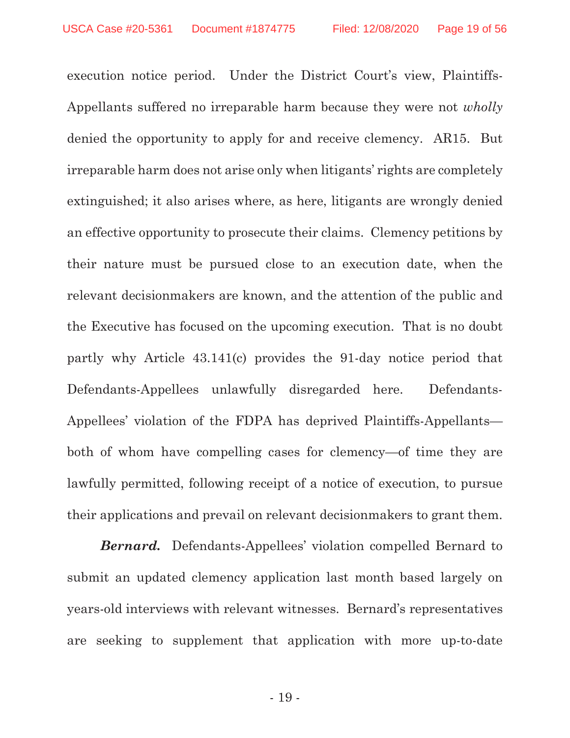execution notice period. Under the District Court's view, Plaintiffs-Appellants suffered no irreparable harm because they were not *wholly* denied the opportunity to apply for and receive clemency. AR15. But irreparable harm does not arise only when litigants' rights are completely extinguished; it also arises where, as here, litigants are wrongly denied an effective opportunity to prosecute their claims. Clemency petitions by their nature must be pursued close to an execution date, when the relevant decisionmakers are known, and the attention of the public and the Executive has focused on the upcoming execution. That is no doubt partly why Article 43.141(c) provides the 91-day notice period that Defendants-Appellees unlawfully disregarded here. Defendants-Appellees' violation of the FDPA has deprived Plaintiffs-Appellants—both of whom have compelling cases for clemency—of time they are lawfully permitted, following receipt of a notice of execution, to pursue their applications and prevail on relevant decisionmakers to grant them.

***Bernard.*** Defendants-Appellees' violation compelled Bernard to submit an updated clemency application last month based largely on years-old interviews with relevant witnesses. Bernard's representatives are seeking to supplement that application with more up-to-date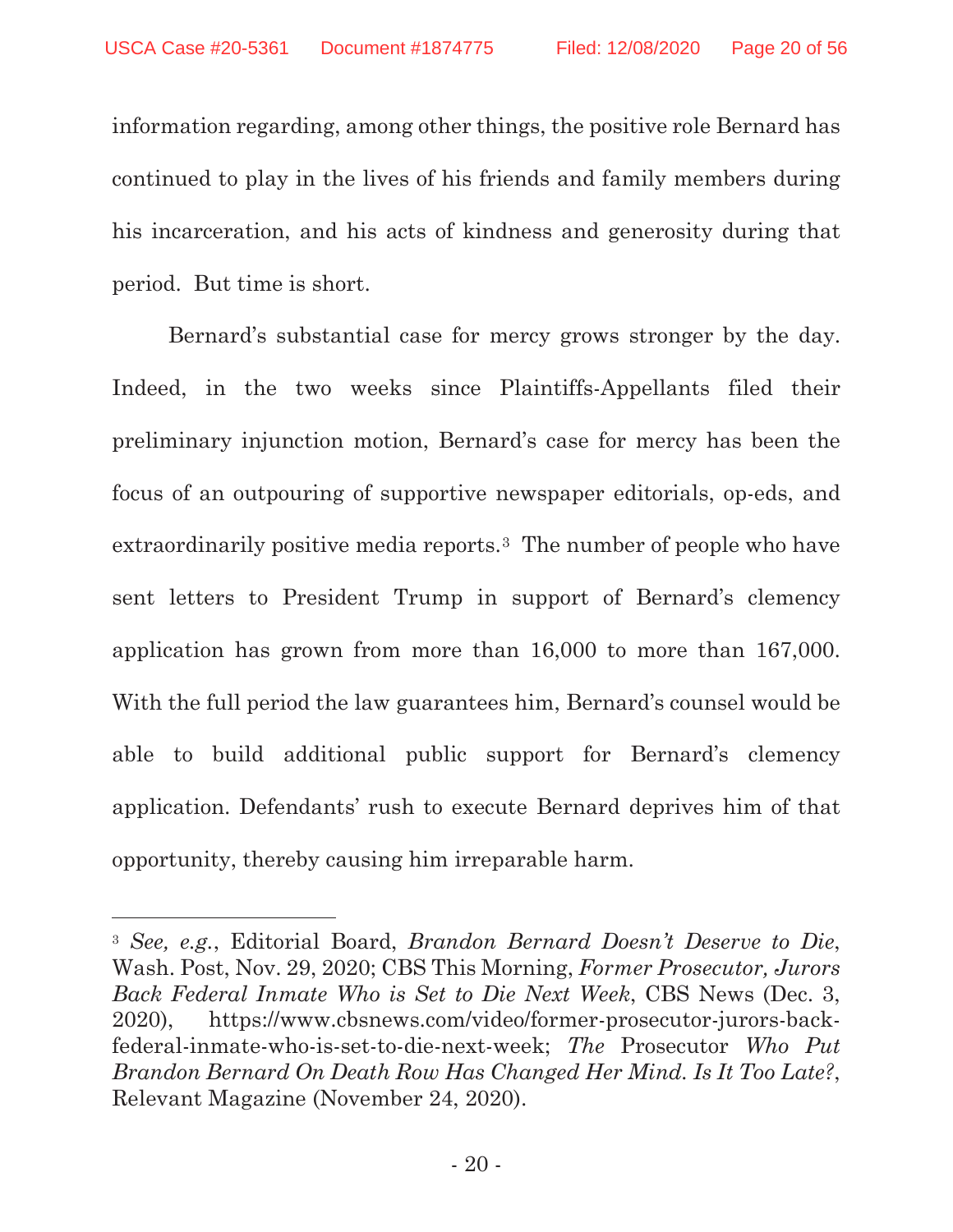information regarding, among other things, the positive role Bernard has continued to play in the lives of his friends and family members during his incarceration, and his acts of kindness and generosity during that period. But time is short.

Bernard's substantial case for mercy grows stronger by the day. Indeed, in the two weeks since Plaintiffs-Appellants filed their preliminary injunction motion, Bernard's case for mercy has been the focus of an outpouring of supportive newspaper editorials, op-eds, and extraordinarily positive media reports.[3] The number of people who have sent letters to President Trump in support of Bernard's clemency application has grown from more than 16,000 to more than 167,000. With the full period the law guarantees him, Bernard's counsel would be able to build additional public support for Bernard's clemency application. Defendants' rush to execute Bernard deprives him of that opportunity, thereby causing him irreparable harm.

---

[3] *See, e.g.*, Editorial Board, *Brandon Bernard Doesn't Deserve to Die*, Wash. Post, Nov. 29, 2020; CBS This Morning, *Former Prosecutor, Jurors Back Federal Inmate Who is Set to Die Next Week*, CBS News (Dec. 3, 2020), https://www.cbsnews.com/video/former-prosecutor-jurors-back-federal-inmate-who-is-set-to-die-next-week; *The* Prosecutor *Who Put Brandon Bernard On Death Row Has Changed Her Mind. Is It Too Late?*, Relevant Magazine (November 24, 2020).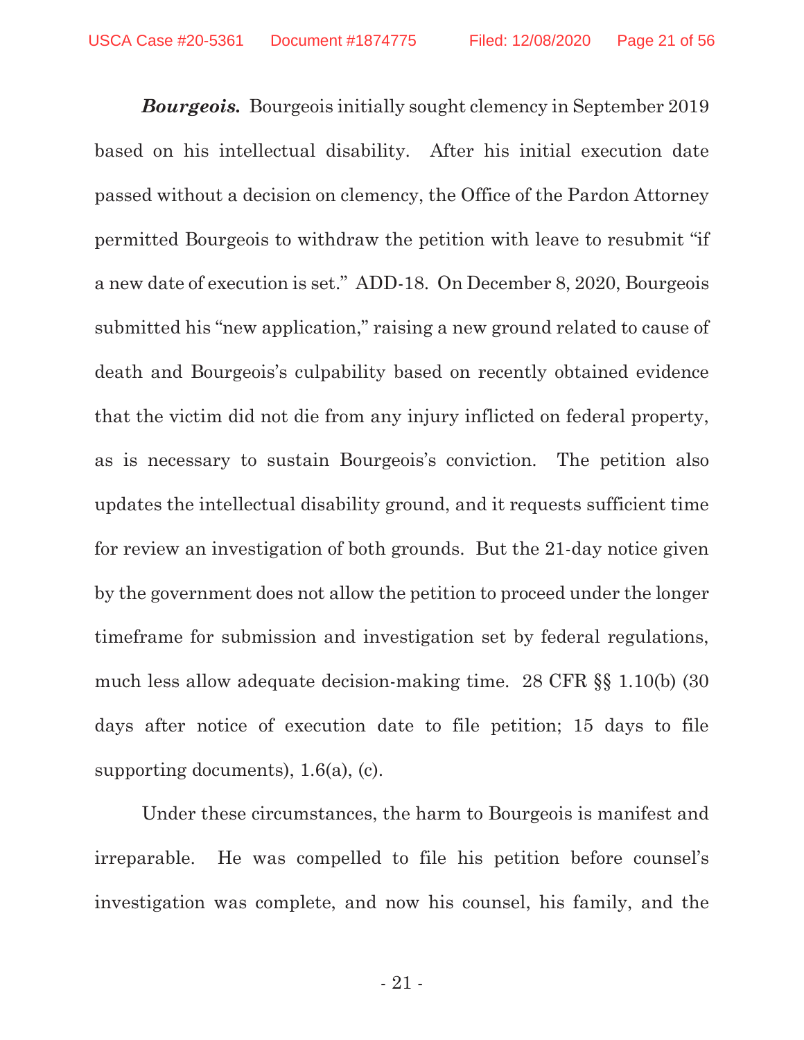***Bourgeois.*** Bourgeois initially sought clemency in September 2019 based on his intellectual disability. After his initial execution date passed without a decision on clemency, the Office of the Pardon Attorney permitted Bourgeois to withdraw the petition with leave to resubmit "if a new date of execution is set." ADD-18. On December 8, 2020, Bourgeois submitted his "new application," raising a new ground related to cause of death and Bourgeois's culpability based on recently obtained evidence that the victim did not die from any injury inflicted on federal property, as is necessary to sustain Bourgeois's conviction. The petition also updates the intellectual disability ground, and it requests sufficient time for review an investigation of both grounds. But the 21-day notice given by the government does not allow the petition to proceed under the longer timeframe for submission and investigation set by federal regulations, much less allow adequate decision-making time. 28 CFR §§ 1.10(b) (30 days after notice of execution date to file petition; 15 days to file supporting documents), 1.6(a), (c).

Under these circumstances, the harm to Bourgeois is manifest and irreparable. He was compelled to file his petition before counsel's investigation was complete, and now his counsel, his family, and the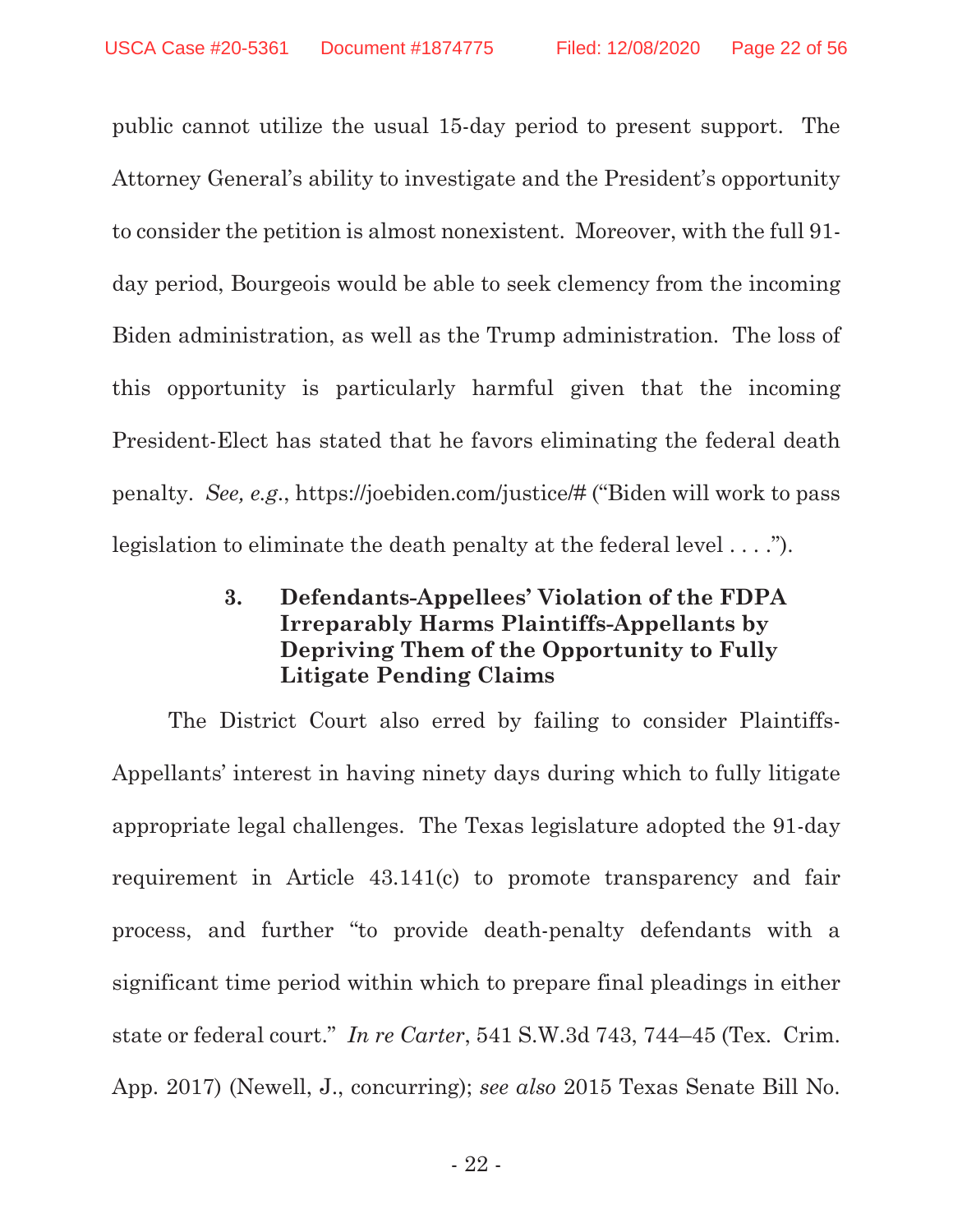public cannot utilize the usual 15-day period to present support. The Attorney General's ability to investigate and the President's opportunity to consider the petition is almost nonexistent. Moreover, with the full 91-day period, Bourgeois would be able to seek clemency from the incoming Biden administration, as well as the Trump administration. The loss of this opportunity is particularly harmful given that the incoming President-Elect has stated that he favors eliminating the federal death penalty. *See, e.g.*, https://joebiden.com/justice/# ("Biden will work to pass legislation to eliminate the death penalty at the federal level . . . .").

### 3. Defendants-Appellees' Violation of the FDPA Irreparably Harms Plaintiffs-Appellants by Depriving Them of the Opportunity to Fully Litigate Pending Claims

The District Court also erred by failing to consider Plaintiffs-Appellants' interest in having ninety days during which to fully litigate appropriate legal challenges. The Texas legislature adopted the 91-day requirement in Article 43.141(c) to promote transparency and fair process, and further "to provide death-penalty defendants with a significant time period within which to prepare final pleadings in either state or federal court." *In re Carter*, 541 S.W.3d 743, 744–45 (Tex. Crim. App. 2017) (Newell, J., concurring); *see also* 2015 Texas Senate Bill No.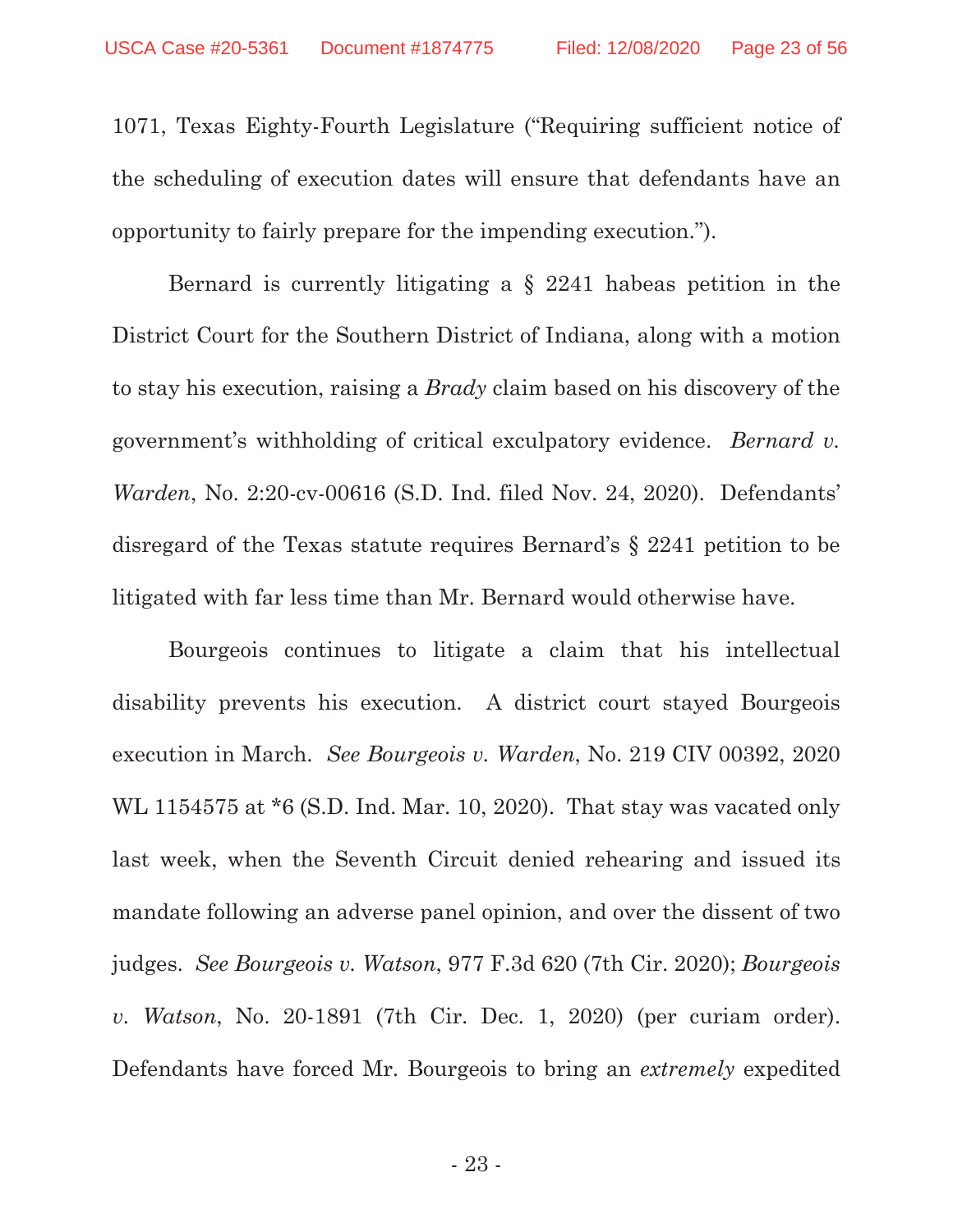1071, Texas Eighty-Fourth Legislature ("Requiring sufficient notice of the scheduling of execution dates will ensure that defendants have an opportunity to fairly prepare for the impending execution.").

Bernard is currently litigating a § 2241 habeas petition in the District Court for the Southern District of Indiana, along with a motion to stay his execution, raising a *Brady* claim based on his discovery of the government's withholding of critical exculpatory evidence. *Bernard v. Warden*, No. 2:20-cv-00616 (S.D. Ind. filed Nov. 24, 2020). Defendants' disregard of the Texas statute requires Bernard's § 2241 petition to be litigated with far less time than Mr. Bernard would otherwise have.

Bourgeois continues to litigate a claim that his intellectual disability prevents his execution. A district court stayed Bourgeois execution in March. *See Bourgeois v. Warden*, No. 219 CIV 00392, 2020 WL 1154575 at *6 (S.D. Ind. Mar. 10, 2020). That stay was vacated only last week, when the Seventh Circuit denied rehearing and issued its mandate following an adverse panel opinion, and over the dissent of two judges. *See Bourgeois v. Watson*, 977 F.3d 620 (7th Cir. 2020); *Bourgeois v. Watson*, No. 20-1891 (7th Cir. Dec. 1, 2020) (per curiam order). Defendants have forced Mr. Bourgeois to bring an *extremely* expedited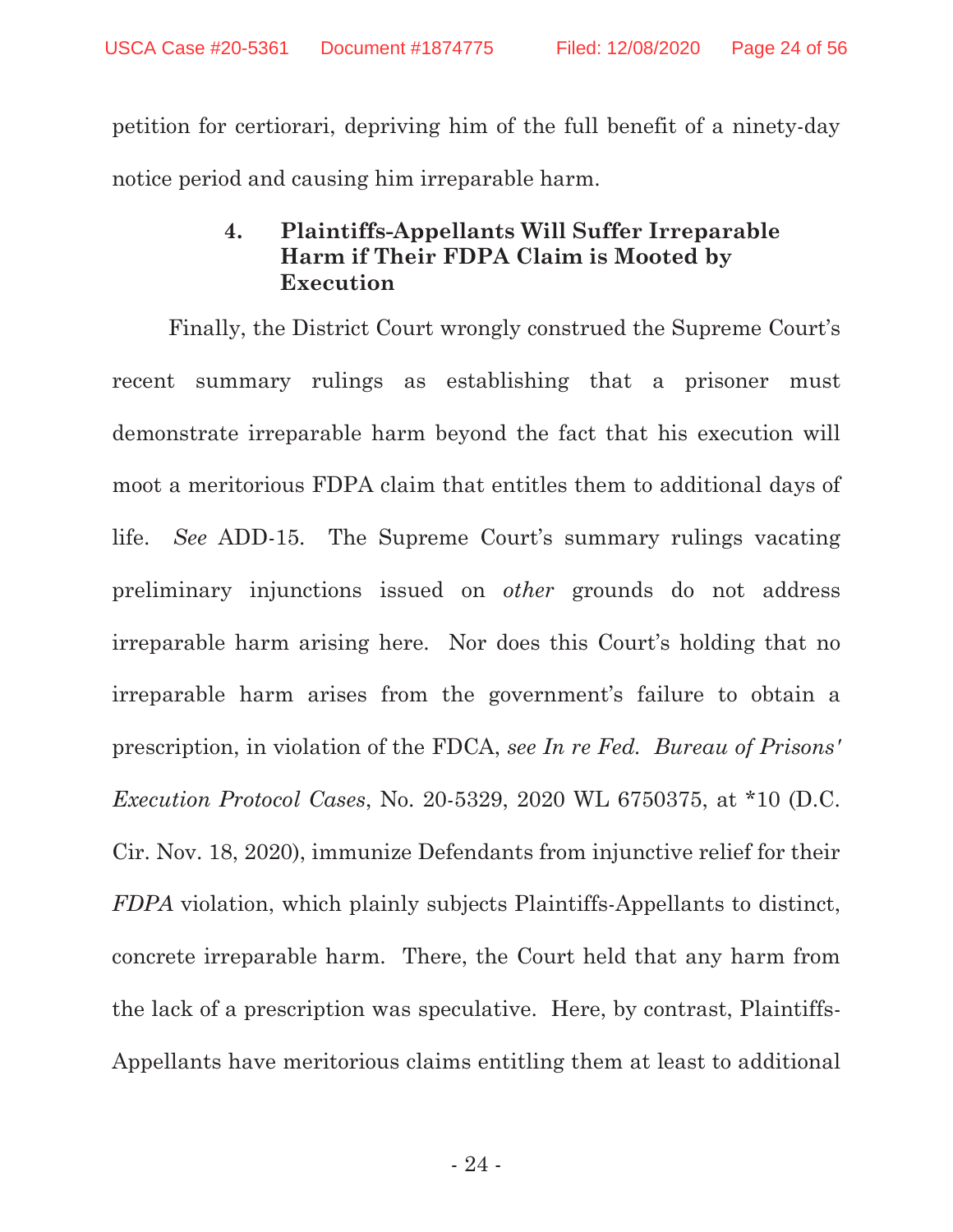petition for certiorari, depriving him of the full benefit of a ninety-day notice period and causing him irreparable harm.

#### 4. Plaintiffs-Appellants Will Suffer Irreparable Harm if Their FDPA Claim is Mooted by Execution

Finally, the District Court wrongly construed the Supreme Court's recent summary rulings as establishing that a prisoner must demonstrate irreparable harm beyond the fact that his execution will moot a meritorious FDPA claim that entitles them to additional days of life. *See* ADD-15. The Supreme Court's summary rulings vacating preliminary injunctions issued on *other* grounds do not address irreparable harm arising here. Nor does this Court's holding that no irreparable harm arises from the government's failure to obtain a prescription, in violation of the FDCA, *see In re Fed. Bureau of Prisons' Execution Protocol Cases*, No. 20-5329, 2020 WL 6750375, at *10 (D.C. Cir. Nov. 18, 2020), immunize Defendants from injunctive relief for their *FDPA* violation, which plainly subjects Plaintiffs-Appellants to distinct, concrete irreparable harm. There, the Court held that any harm from the lack of a prescription was speculative. Here, by contrast, Plaintiffs-Appellants have meritorious claims entitling them at least to additional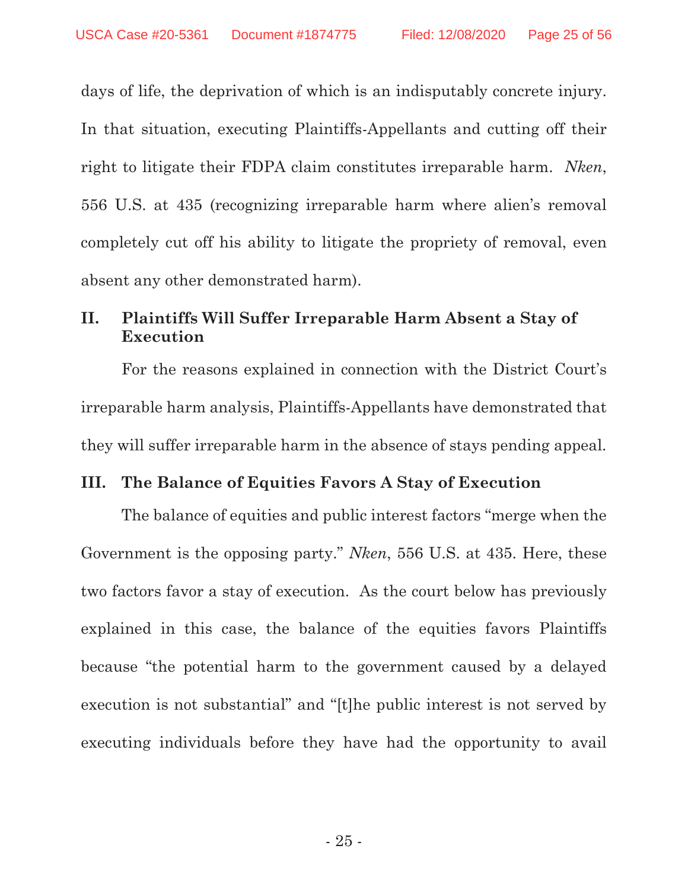days of life, the deprivation of which is an indisputably concrete injury. In that situation, executing Plaintiffs-Appellants and cutting off their right to litigate their FDPA claim constitutes irreparable harm. *Nken*, 556 U.S. at 435 (recognizing irreparable harm where alien's removal completely cut off his ability to litigate the propriety of removal, even absent any other demonstrated harm).

## II. Plaintiffs Will Suffer Irreparable Harm Absent a Stay of Execution

For the reasons explained in connection with the District Court's irreparable harm analysis, Plaintiffs-Appellants have demonstrated that they will suffer irreparable harm in the absence of stays pending appeal.

## III. The Balance of Equities Favors A Stay of Execution

The balance of equities and public interest factors "merge when the Government is the opposing party." *Nken*, 556 U.S. at 435. Here, these two factors favor a stay of execution. As the court below has previously explained in this case, the balance of the equities favors Plaintiffs because "the potential harm to the government caused by a delayed execution is not substantial" and "[t]he public interest is not served by executing individuals before they have had the opportunity to avail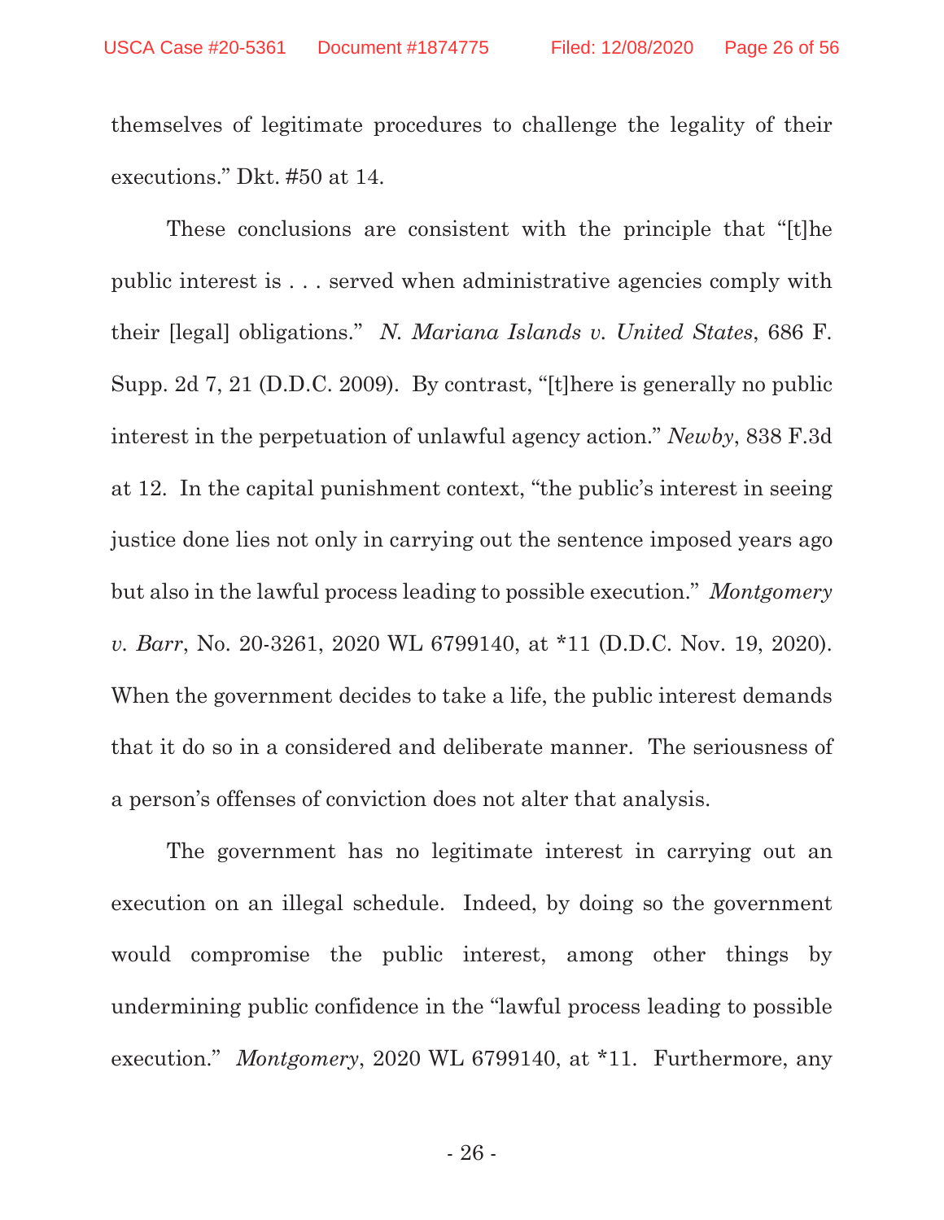themselves of legitimate procedures to challenge the legality of their executions." Dkt. #50 at 14.

These conclusions are consistent with the principle that "[t]he public interest is . . . served when administrative agencies comply with their [legal] obligations." *N. Mariana Islands v. United States*, 686 F. Supp. 2d 7, 21 (D.D.C. 2009). By contrast, "[t]here is generally no public interest in the perpetuation of unlawful agency action." *Newby*, 838 F.3d at 12. In the capital punishment context, "the public's interest in seeing justice done lies not only in carrying out the sentence imposed years ago but also in the lawful process leading to possible execution." *Montgomery v. Barr*, No. 20-3261, 2020 WL 6799140, at *11 (D.D.C. Nov. 19, 2020). When the government decides to take a life, the public interest demands that it do so in a considered and deliberate manner. The seriousness of a person's offenses of conviction does not alter that analysis.

The government has no legitimate interest in carrying out an execution on an illegal schedule. Indeed, by doing so the government would compromise the public interest, among other things by undermining public confidence in the "lawful process leading to possible execution." *Montgomery*, 2020 WL 6799140, at *11. Furthermore, any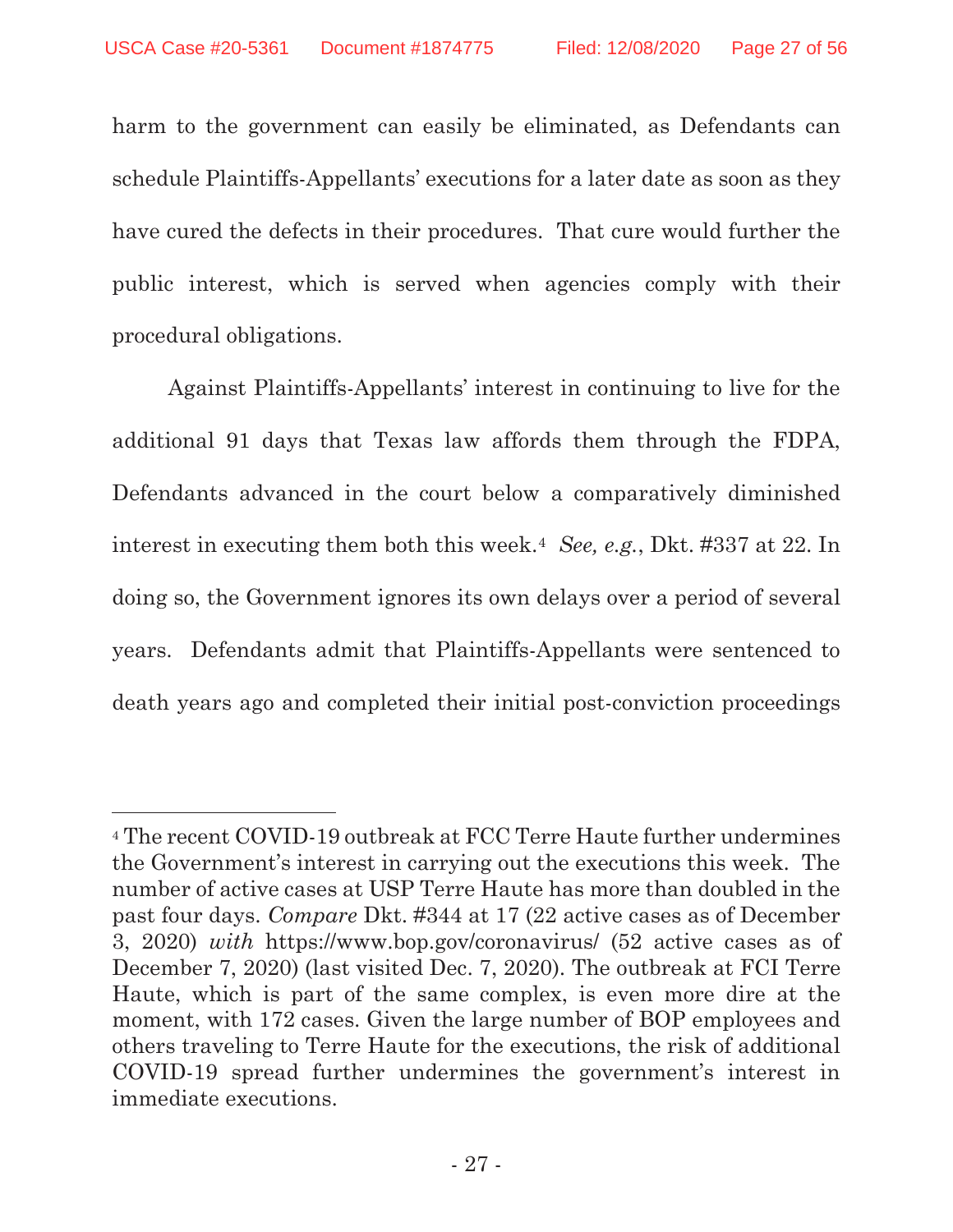harm to the government can easily be eliminated, as Defendants can schedule Plaintiffs-Appellants' executions for a later date as soon as they have cured the defects in their procedures. That cure would further the public interest, which is served when agencies comply with their procedural obligations.

Against Plaintiffs-Appellants' interest in continuing to live for the additional 91 days that Texas law affords them through the FDPA, Defendants advanced in the court below a comparatively diminished interest in executing them both this week.[4] *See, e.g.*, Dkt. #337 at 22. In doing so, the Government ignores its own delays over a period of several years. Defendants admit that Plaintiffs-Appellants were sentenced to death years ago and completed their initial post-conviction proceedings

---

[4] The recent COVID-19 outbreak at FCC Terre Haute further undermines the Government's interest in carrying out the executions this week. The number of active cases at USP Terre Haute has more than doubled in the past four days. *Compare* Dkt. #344 at 17 (22 active cases as of December 3, 2020) *with* https://www.bop.gov/coronavirus/ (52 active cases as of December 7, 2020) (last visited Dec. 7, 2020). The outbreak at FCI Terre Haute, which is part of the same complex, is even more dire at the moment, with 172 cases. Given the large number of BOP employees and others traveling to Terre Haute for the executions, the risk of additional COVID-19 spread further undermines the government's interest in immediate executions.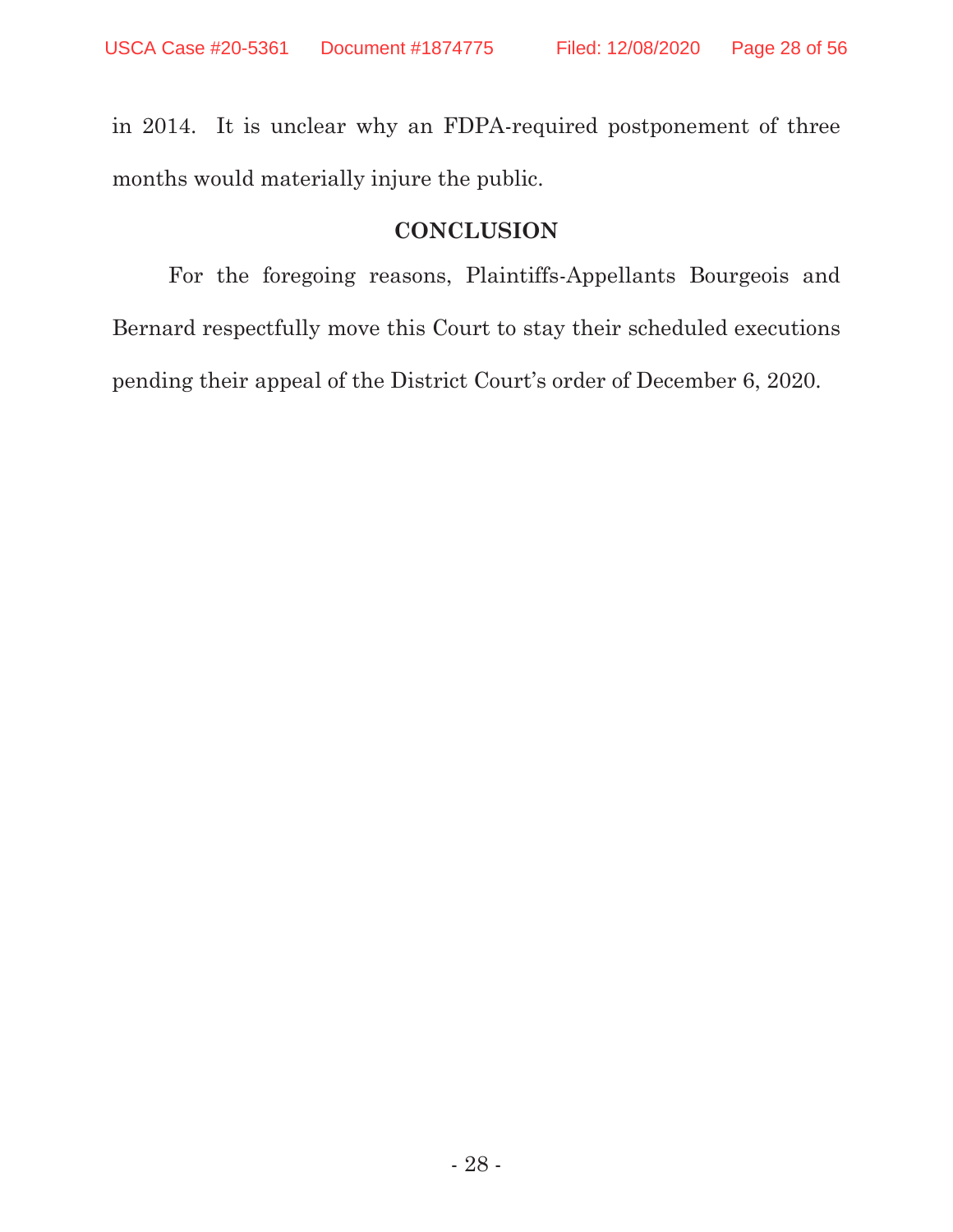in 2014. It is unclear why an FDPA-required postponement of three months would materially injure the public.

## CONCLUSION

For the foregoing reasons, Plaintiffs-Appellants Bourgeois and Bernard respectfully move this Court to stay their scheduled executions pending their appeal of the District Court's order of December 6, 2020.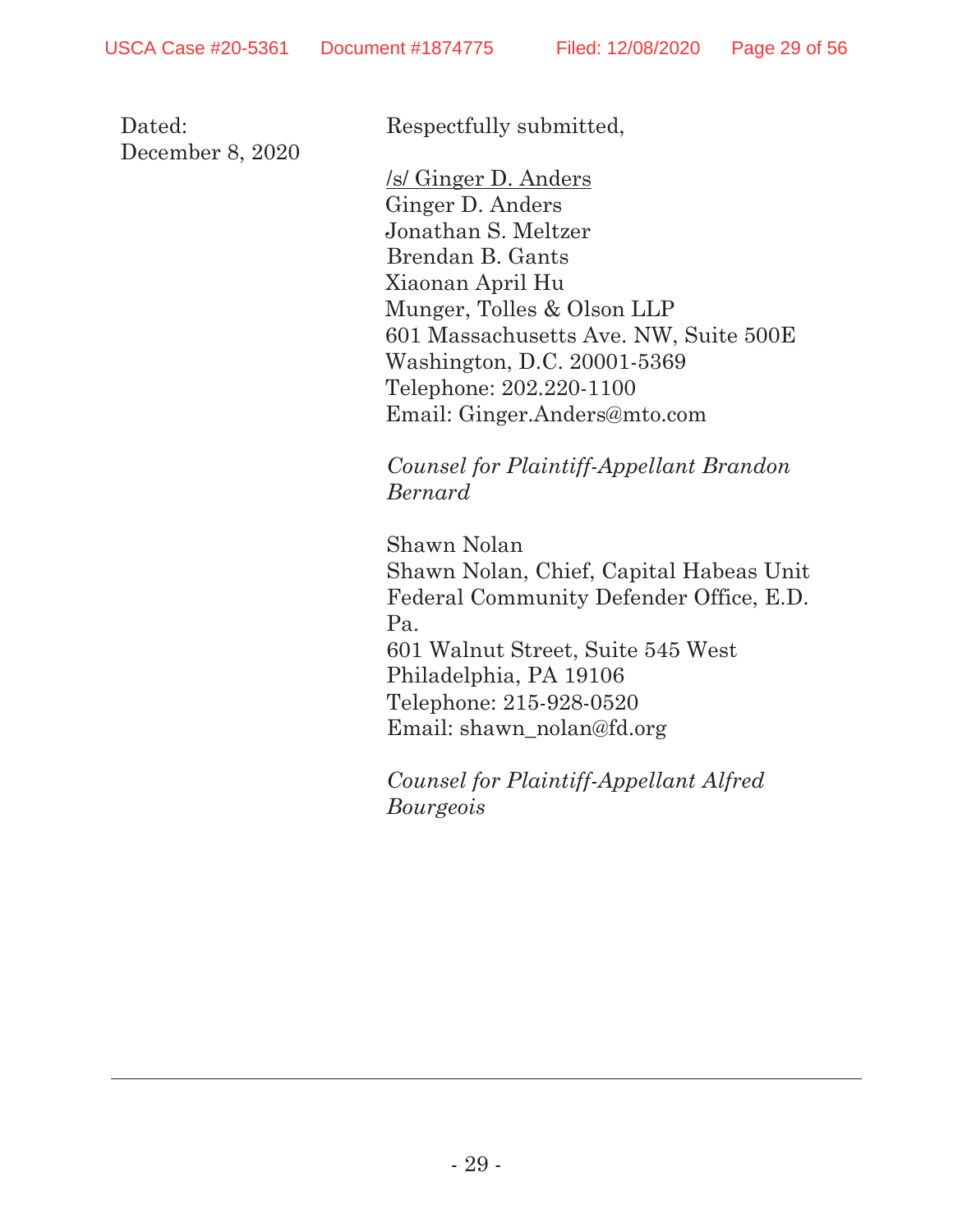Dated:
December 8, 2020

Respectfully submitted,

/s/ Ginger D. Anders
Ginger D. Anders
Jonathan S. Meltzer
Brendan B. Gants
Xiaonan April Hu
Munger, Tolles & Olson LLP
601 Massachusetts Ave. NW, Suite 500E
Washington, D.C. 20001-5369
Telephone: 202.220-1100
Email: Ginger.Anders@mto.com

*Counsel for Plaintiff-Appellant Brandon Bernard*

Shawn Nolan
Shawn Nolan, Chief, Capital Habeas Unit
Federal Community Defender Office, E.D. Pa.
601 Walnut Street, Suite 545 West
Philadelphia, PA 19106
Telephone: 215-928-0520
Email: shawn_nolan@fd.org

*Counsel for Plaintiff-Appellant Alfred Bourgeois*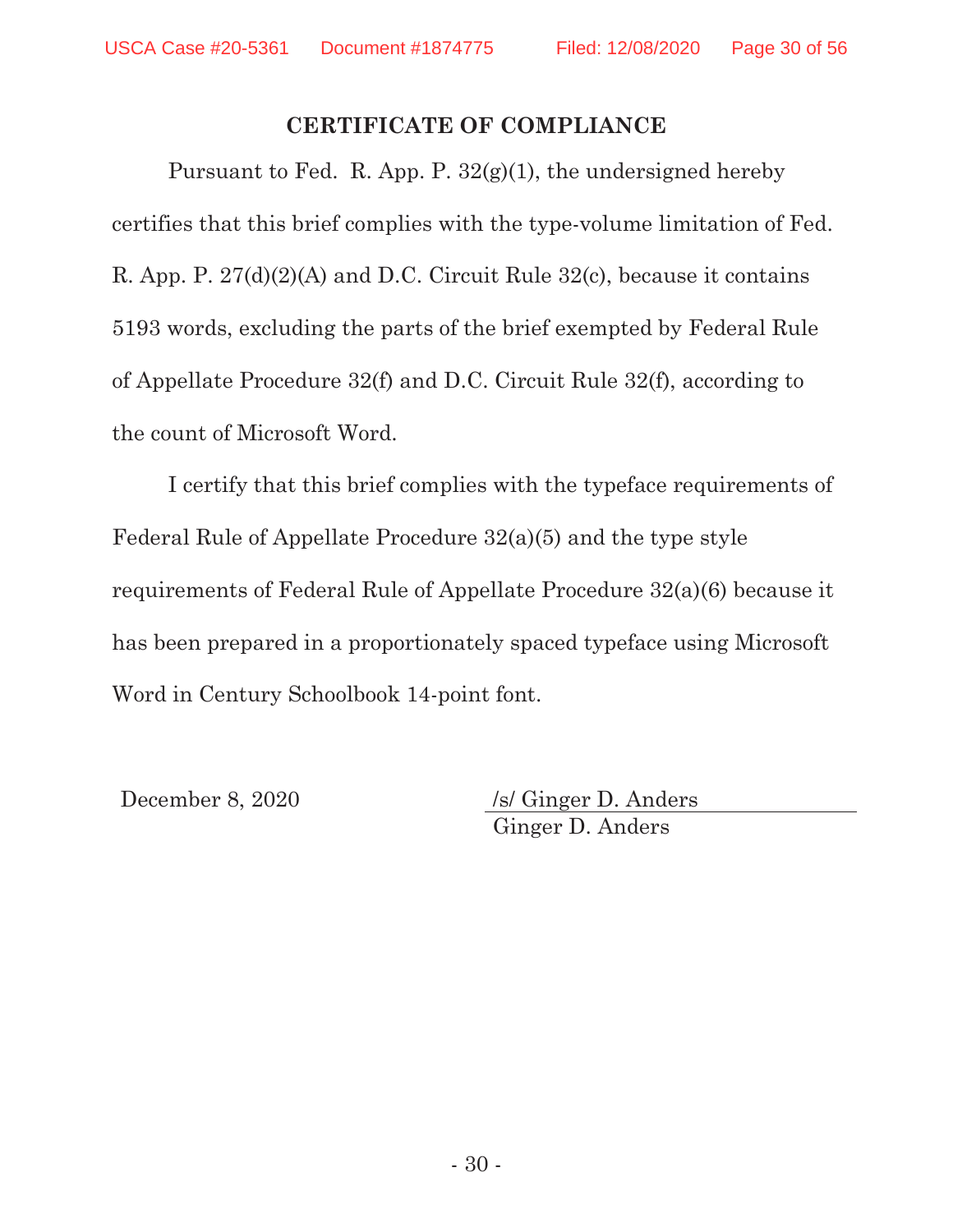## CERTIFICATE OF COMPLIANCE

Pursuant to Fed. R. App. P. 32(g)(1), the undersigned hereby certifies that this brief complies with the type-volume limitation of Fed. R. App. P. 27(d)(2)(A) and D.C. Circuit Rule 32(c), because it contains 5193 words, excluding the parts of the brief exempted by Federal Rule of Appellate Procedure 32(f) and D.C. Circuit Rule 32(f), according to the count of Microsoft Word.

I certify that this brief complies with the typeface requirements of Federal Rule of Appellate Procedure 32(a)(5) and the type style requirements of Federal Rule of Appellate Procedure 32(a)(6) because it has been prepared in a proportionately spaced typeface using Microsoft Word in Century Schoolbook 14-point font.

December 8, 2020

/s/ Ginger D. Anders
Ginger D. Anders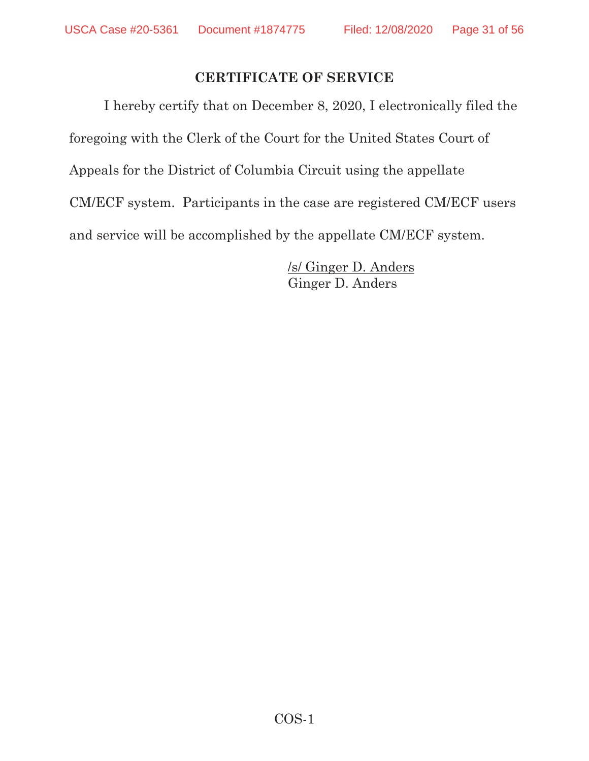## CERTIFICATE OF SERVICE

I hereby certify that on December 8, 2020, I electronically filed the foregoing with the Clerk of the Court for the United States Court of Appeals for the District of Columbia Circuit using the appellate CM/ECF system. Participants in the case are registered CM/ECF users and service will be accomplished by the appellate CM/ECF system.

/s/ Ginger D. Anders
Ginger D. Anders

COS-1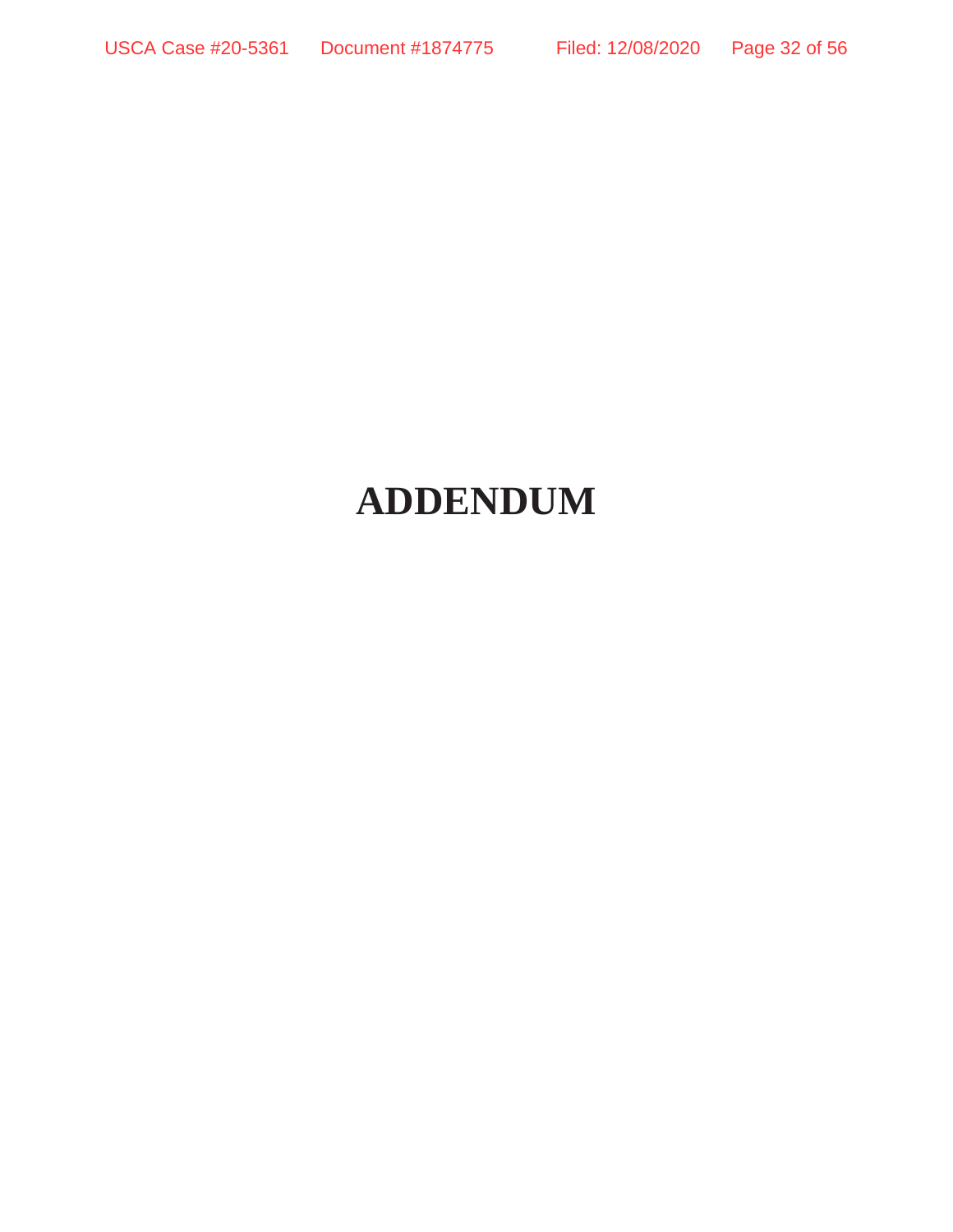# ADDENDUM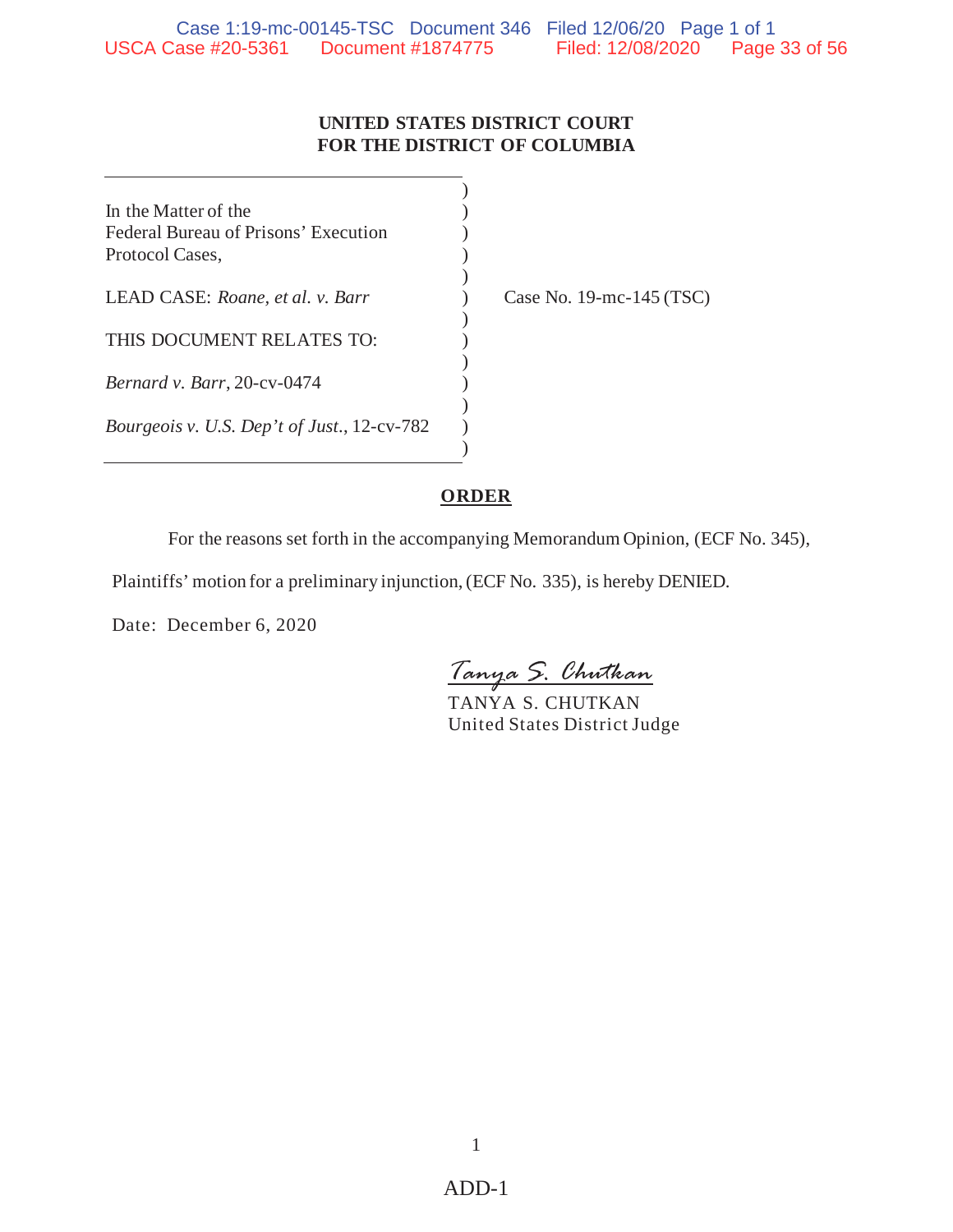**UNITED STATES DISTRICT COURT**
**FOR THE DISTRICT OF COLUMBIA**

| | |
|---|---|
| In the Matter of the Federal Bureau of Prisons' Execution Protocol Cases, | |
| LEAD CASE: *Roane, et al. v. Barr* | Case No. 19-mc-145 (TSC) |
| THIS DOCUMENT RELATES TO: | |
| *Bernard v. Barr*, 20-cv-0474 | |
| *Bourgeois v. U.S. Dep't of Just.*, 12-cv-782 | |

**ORDER**

For the reasons set forth in the accompanying Memorandum Opinion, (ECF No. 345), Plaintiffs' motion for a preliminary injunction, (ECF No. 335), is hereby DENIED.

Date: December 6, 2020

*Tanya S. Chutkan*
TANYA S. CHUTKAN
United States District Judge

ADD-1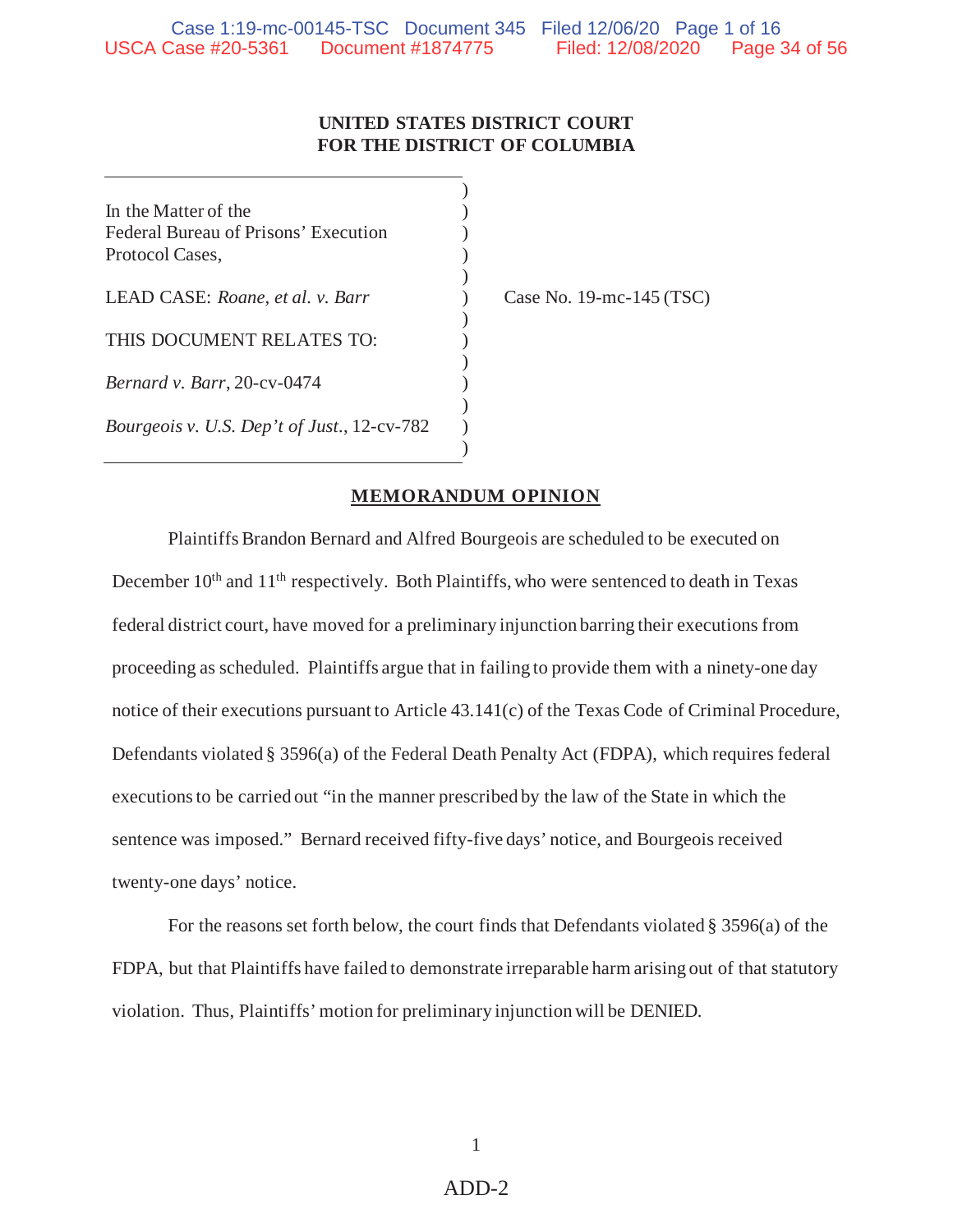**UNITED STATES DISTRICT COURT**
**FOR THE DISTRICT OF COLUMBIA**

| | |
|---|---|
| In the Matter of the Federal Bureau of Prisons' Execution Protocol Cases, | Case No. 19-mc-145 (TSC) |
| LEAD CASE: *Roane, et al. v. Barr* | |
| THIS DOCUMENT RELATES TO: | |
| *Bernard v. Barr*, 20-cv-0474 | |
| *Bourgeois v. U.S. Dep't of Just.*, 12-cv-782 | |

## MEMORANDUM OPINION

Plaintiffs Brandon Bernard and Alfred Bourgeois are scheduled to be executed on December 10th and 11th respectively. Both Plaintiffs, who were sentenced to death in Texas federal district court, have moved for a preliminary injunction barring their executions from proceeding as scheduled. Plaintiffs argue that in failing to provide them with a ninety-one day notice of their executions pursuant to Article 43.141(c) of the Texas Code of Criminal Procedure, Defendants violated § 3596(a) of the Federal Death Penalty Act (FDPA), which requires federal executions to be carried out "in the manner prescribed by the law of the State in which the sentence was imposed." Bernard received fifty-five days' notice, and Bourgeois received twenty-one days' notice.

For the reasons set forth below, the court finds that Defendants violated § 3596(a) of the FDPA, but that Plaintiffs have failed to demonstrate irreparable harm arising out of that statutory violation. Thus, Plaintiffs' motion for preliminary injunction will be DENIED.

ADD-2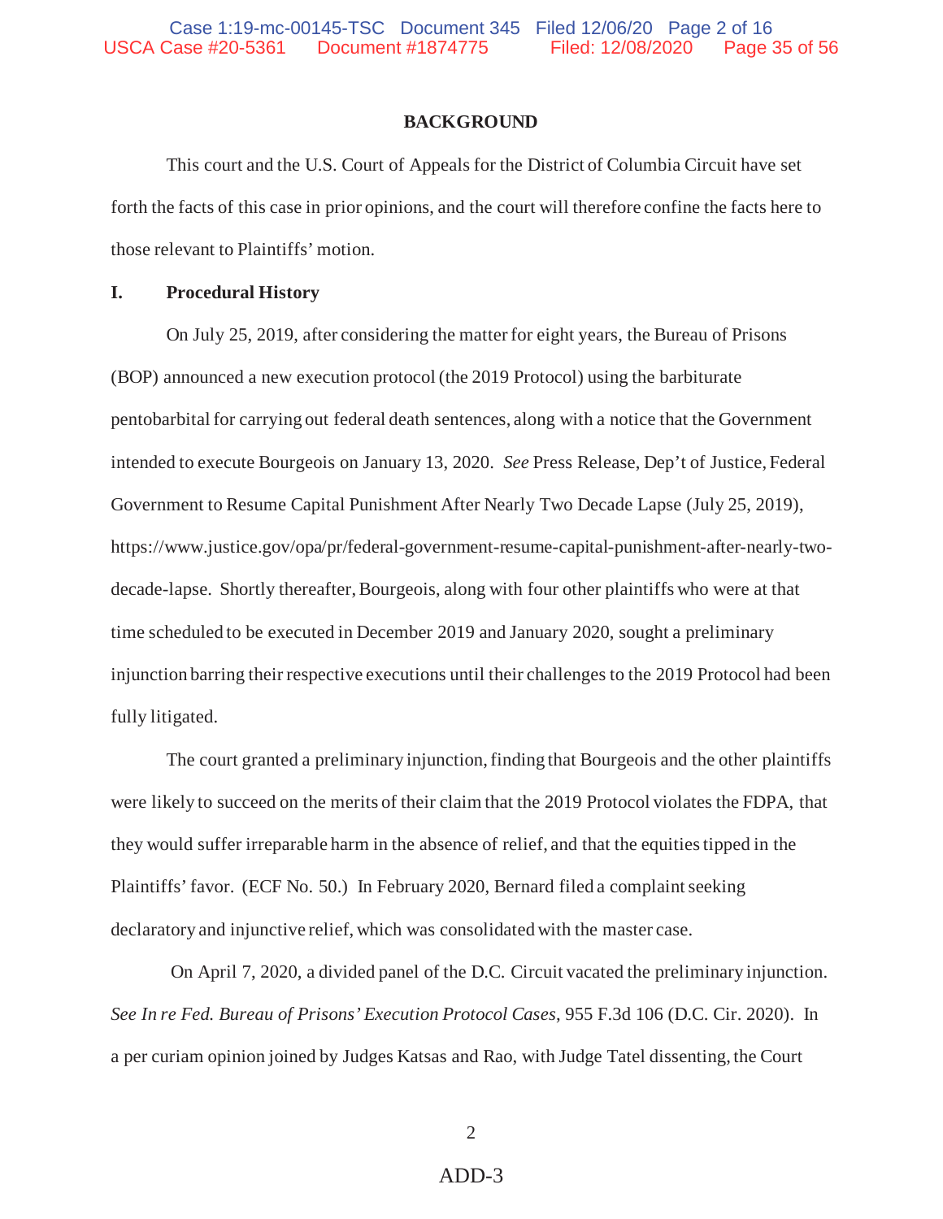## BACKGROUND

This court and the U.S. Court of Appeals for the District of Columbia Circuit have set forth the facts of this case in prior opinions, and the court will therefore confine the facts here to those relevant to Plaintiffs' motion.

### I. Procedural History

On July 25, 2019, after considering the matter for eight years, the Bureau of Prisons (BOP) announced a new execution protocol (the 2019 Protocol) using the barbiturate pentobarbital for carrying out federal death sentences, along with a notice that the Government intended to execute Bourgeois on January 13, 2020. *See* Press Release, Dep't of Justice, Federal Government to Resume Capital Punishment After Nearly Two Decade Lapse (July 25, 2019), https://www.justice.gov/opa/pr/federal-government-resume-capital-punishment-after-nearly-two-decade-lapse. Shortly thereafter, Bourgeois, along with four other plaintiffs who were at that time scheduled to be executed in December 2019 and January 2020, sought a preliminary injunction barring their respective executions until their challenges to the 2019 Protocol had been fully litigated.

The court granted a preliminary injunction, finding that Bourgeois and the other plaintiffs were likely to succeed on the merits of their claim that the 2019 Protocol violates the FDPA, that they would suffer irreparable harm in the absence of relief, and that the equities tipped in the Plaintiffs' favor. (ECF No. 50.) In February 2020, Bernard filed a complaint seeking declaratory and injunctive relief, which was consolidated with the master case.

On April 7, 2020, a divided panel of the D.C. Circuit vacated the preliminary injunction. *See In re Fed. Bureau of Prisons' Execution Protocol Cases*, 955 F.3d 106 (D.C. Cir. 2020). In a per curiam opinion joined by Judges Katsas and Rao, with Judge Tatel dissenting, the Court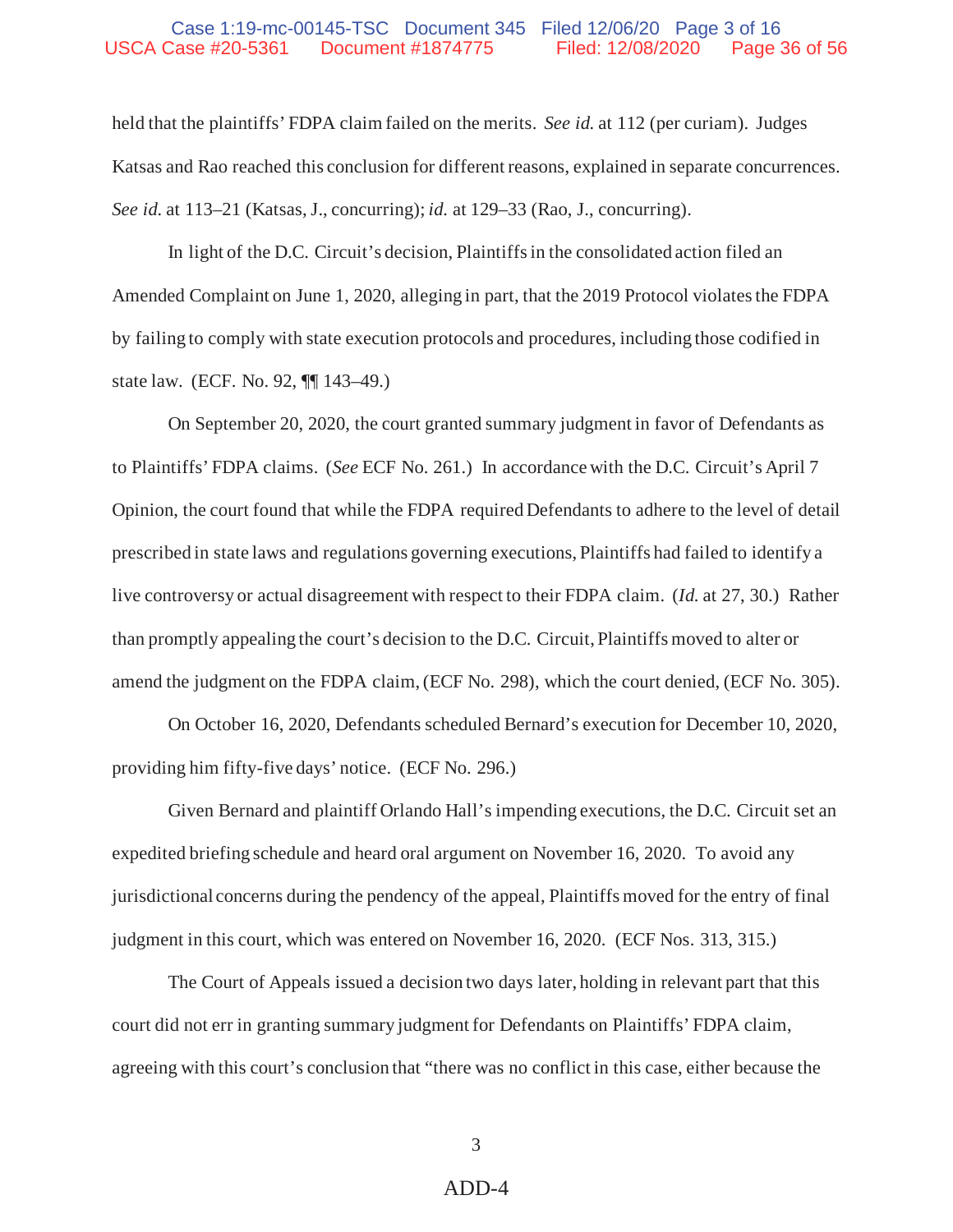held that the plaintiffs' FDPA claim failed on the merits. *See id.* at 112 (per curiam). Judges Katsas and Rao reached this conclusion for different reasons, explained in separate concurrences. *See id.* at 113–21 (Katsas, J., concurring); *id.* at 129–33 (Rao, J., concurring).

In light of the D.C. Circuit's decision, Plaintiffs in the consolidated action filed an Amended Complaint on June 1, 2020, alleging in part, that the 2019 Protocol violates the FDPA by failing to comply with state execution protocols and procedures, including those codified in state law. (ECF. No. 92, ¶¶ 143–49.)

On September 20, 2020, the court granted summary judgment in favor of Defendants as to Plaintiffs' FDPA claims. (*See* ECF No. 261.) In accordance with the D.C. Circuit's April 7 Opinion, the court found that while the FDPA required Defendants to adhere to the level of detail prescribed in state laws and regulations governing executions, Plaintiffs had failed to identify a live controversy or actual disagreement with respect to their FDPA claim. (*Id.* at 27, 30.) Rather than promptly appealing the court's decision to the D.C. Circuit, Plaintiffs moved to alter or amend the judgment on the FDPA claim, (ECF No. 298), which the court denied, (ECF No. 305).

On October 16, 2020, Defendants scheduled Bernard's execution for December 10, 2020, providing him fifty-five days' notice. (ECF No. 296.)

Given Bernard and plaintiff Orlando Hall's impending executions, the D.C. Circuit set an expedited briefing schedule and heard oral argument on November 16, 2020. To avoid any jurisdictional concerns during the pendency of the appeal, Plaintiffs moved for the entry of final judgment in this court, which was entered on November 16, 2020. (ECF Nos. 313, 315.)

The Court of Appeals issued a decision two days later, holding in relevant part that this court did not err in granting summary judgment for Defendants on Plaintiffs' FDPA claim, agreeing with this court's conclusion that "there was no conflict in this case, either because the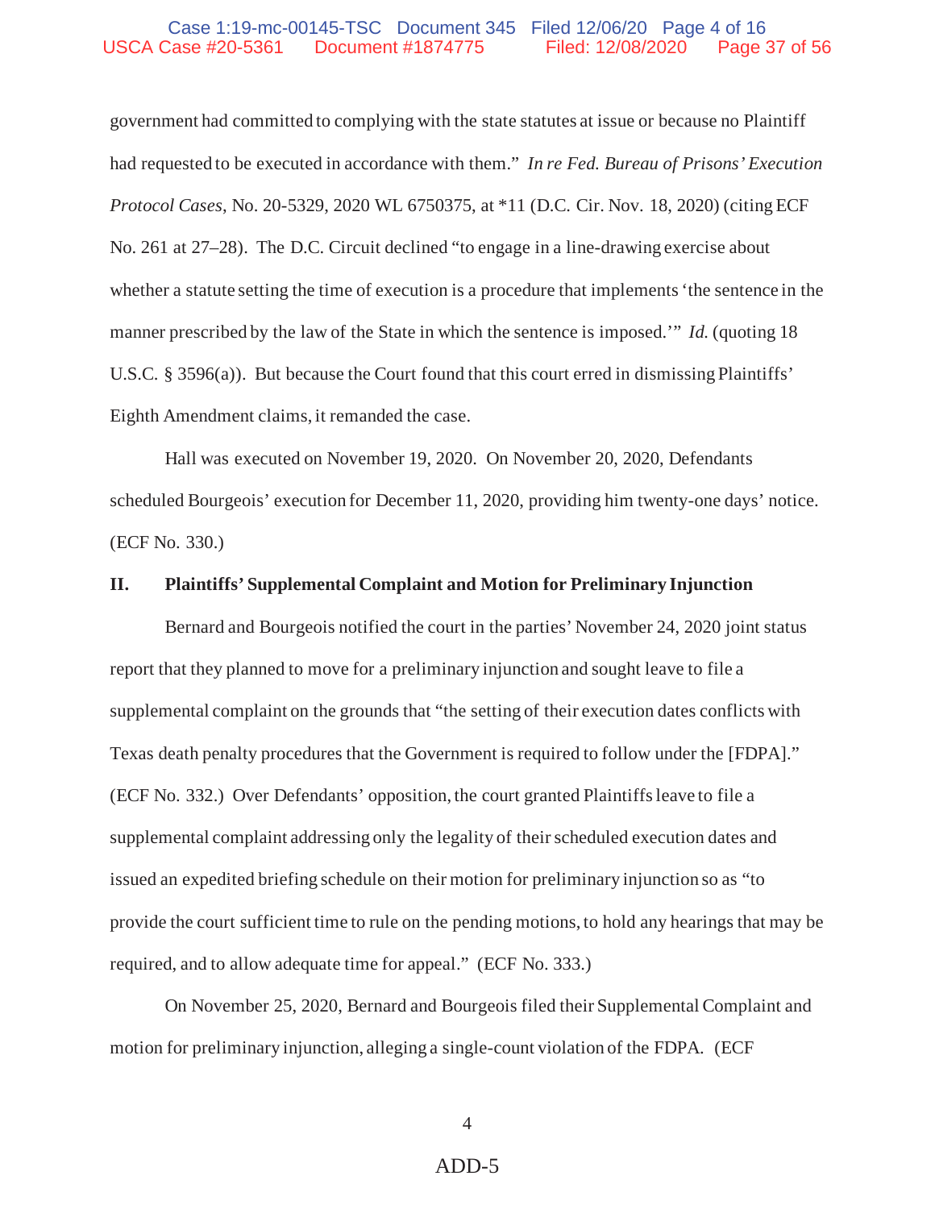government had committed to complying with the state statutes at issue or because no Plaintiff had requested to be executed in accordance with them." *In re Fed. Bureau of Prisons' Execution Protocol Cases*, No. 20-5329, 2020 WL 6750375, at *11 (D.C. Cir. Nov. 18, 2020) (citing ECF No. 261 at 27–28). The D.C. Circuit declined "to engage in a line-drawing exercise about whether a statute setting the time of execution is a procedure that implements 'the sentence in the manner prescribed by the law of the State in which the sentence is imposed.'" *Id.* (quoting 18 U.S.C. § 3596(a)). But because the Court found that this court erred in dismissing Plaintiffs' Eighth Amendment claims, it remanded the case.

Hall was executed on November 19, 2020. On November 20, 2020, Defendants scheduled Bourgeois' execution for December 11, 2020, providing him twenty-one days' notice. (ECF No. 330.)

## II. Plaintiffs' Supplemental Complaint and Motion for Preliminary Injunction

Bernard and Bourgeois notified the court in the parties' November 24, 2020 joint status report that they planned to move for a preliminary injunction and sought leave to file a supplemental complaint on the grounds that "the setting of their execution dates conflicts with Texas death penalty procedures that the Government is required to follow under the [FDPA]." (ECF No. 332.) Over Defendants' opposition, the court granted Plaintiffs leave to file a supplemental complaint addressing only the legality of their scheduled execution dates and issued an expedited briefing schedule on their motion for preliminary injunction so as "to provide the court sufficient time to rule on the pending motions, to hold any hearings that may be required, and to allow adequate time for appeal." (ECF No. 333.)

On November 25, 2020, Bernard and Bourgeois filed their Supplemental Complaint and motion for preliminary injunction, alleging a single-count violation of the FDPA. (ECF

ADD-5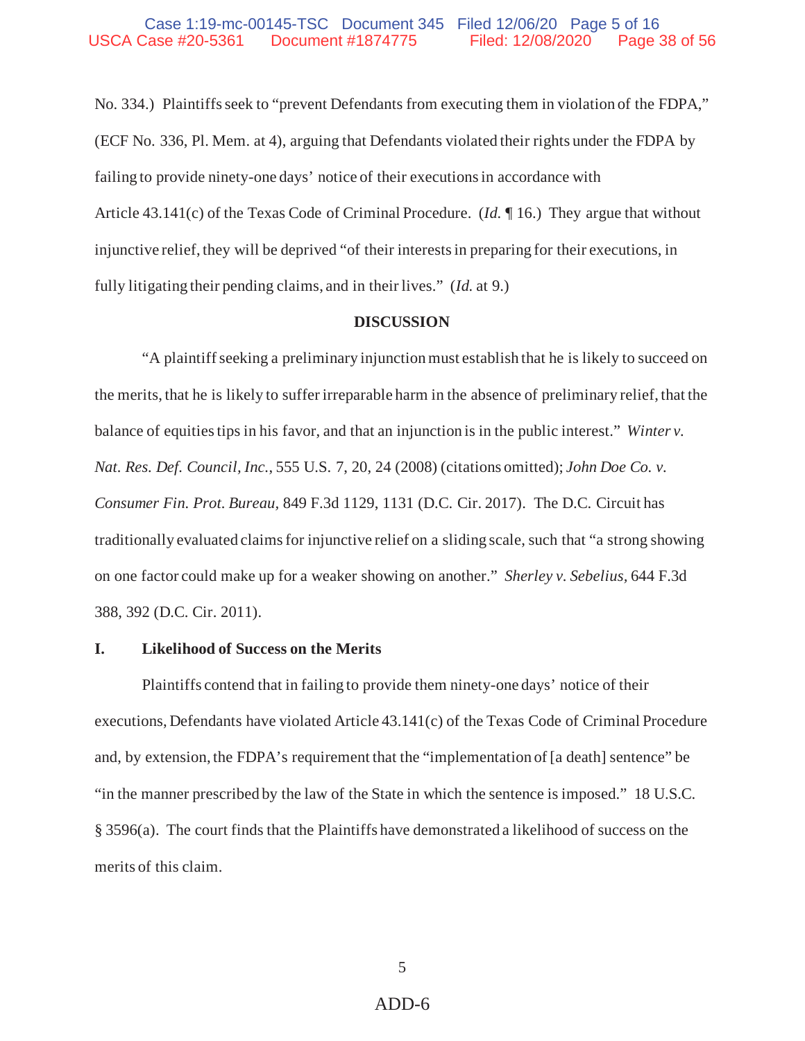No. 334.) Plaintiffs seek to "prevent Defendants from executing them in violation of the FDPA," (ECF No. 336, Pl. Mem. at 4), arguing that Defendants violated their rights under the FDPA by failing to provide ninety-one days' notice of their executions in accordance with Article 43.141(c) of the Texas Code of Criminal Procedure. (*Id.* ¶ 16.) They argue that without injunctive relief, they will be deprived "of their interests in preparing for their executions, in fully litigating their pending claims, and in their lives." (*Id.* at 9.)

## DISCUSSION

"A plaintiff seeking a preliminary injunction must establish that he is likely to succeed on the merits, that he is likely to suffer irreparable harm in the absence of preliminary relief, that the balance of equities tips in his favor, and that an injunction is in the public interest." *Winter v. Nat. Res. Def. Council, Inc.*, 555 U.S. 7, 20, 24 (2008) (citations omitted); *John Doe Co. v. Consumer Fin. Prot. Bureau*, 849 F.3d 1129, 1131 (D.C. Cir. 2017). The D.C. Circuit has traditionally evaluated claims for injunctive relief on a sliding scale, such that "a strong showing on one factor could make up for a weaker showing on another." *Sherley v. Sebelius*, 644 F.3d 388, 392 (D.C. Cir. 2011).

### I. Likelihood of Success on the Merits

Plaintiffs contend that in failing to provide them ninety-one days' notice of their executions, Defendants have violated Article 43.141(c) of the Texas Code of Criminal Procedure and, by extension, the FDPA's requirement that the "implementation of [a death] sentence" be "in the manner prescribed by the law of the State in which the sentence is imposed." 18 U.S.C. § 3596(a). The court finds that the Plaintiffs have demonstrated a likelihood of success on the merits of this claim.

ADD-6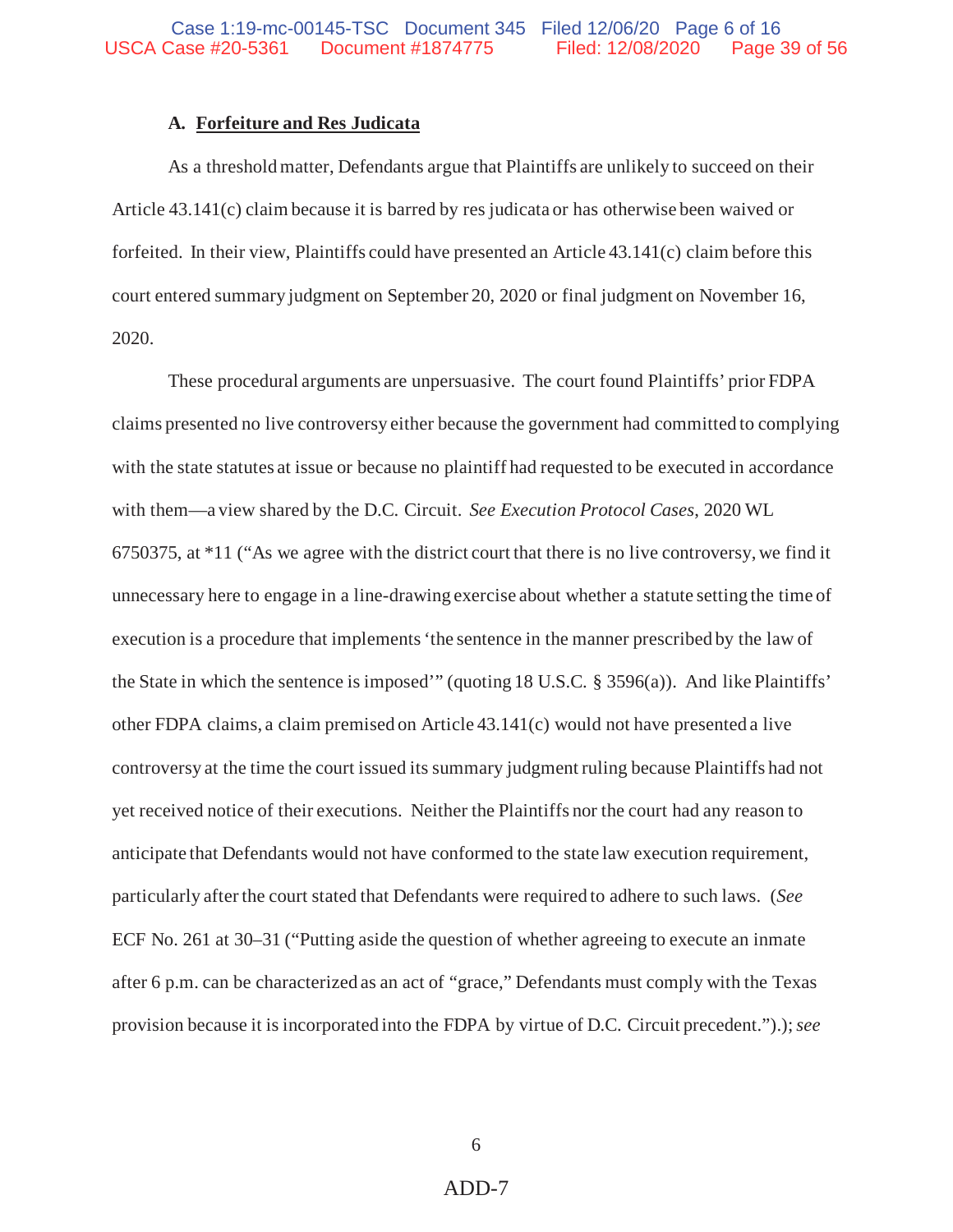### A. <u>Forfeiture and Res Judicata</u>

As a threshold matter, Defendants argue that Plaintiffs are unlikely to succeed on their Article 43.141(c) claim because it is barred by res judicata or has otherwise been waived or forfeited. In their view, Plaintiffs could have presented an Article 43.141(c) claim before this court entered summary judgment on September 20, 2020 or final judgment on November 16, 2020.

These procedural arguments are unpersuasive. The court found Plaintiffs' prior FDPA claims presented no live controversy either because the government had committed to complying with the state statutes at issue or because no plaintiff had requested to be executed in accordance with them—a view shared by the D.C. Circuit. *See Execution Protocol Cases*, 2020 WL 6750375, at *11 ("As we agree with the district court that there is no live controversy, we find it unnecessary here to engage in a line-drawing exercise about whether a statute setting the time of execution is a procedure that implements 'the sentence in the manner prescribed by the law of the State in which the sentence is imposed'" (quoting 18 U.S.C. § 3596(a)). And like Plaintiffs' other FDPA claims, a claim premised on Article 43.141(c) would not have presented a live controversy at the time the court issued its summary judgment ruling because Plaintiffs had not yet received notice of their executions. Neither the Plaintiffs nor the court had any reason to anticipate that Defendants would not have conformed to the state law execution requirement, particularly after the court stated that Defendants were required to adhere to such laws. (*See* ECF No. 261 at 30–31 ("Putting aside the question of whether agreeing to execute an inmate after 6 p.m. can be characterized as an act of "grace," Defendants must comply with the Texas provision because it is incorporated into the FDPA by virtue of D.C. Circuit precedent.").); *see*

ADD-7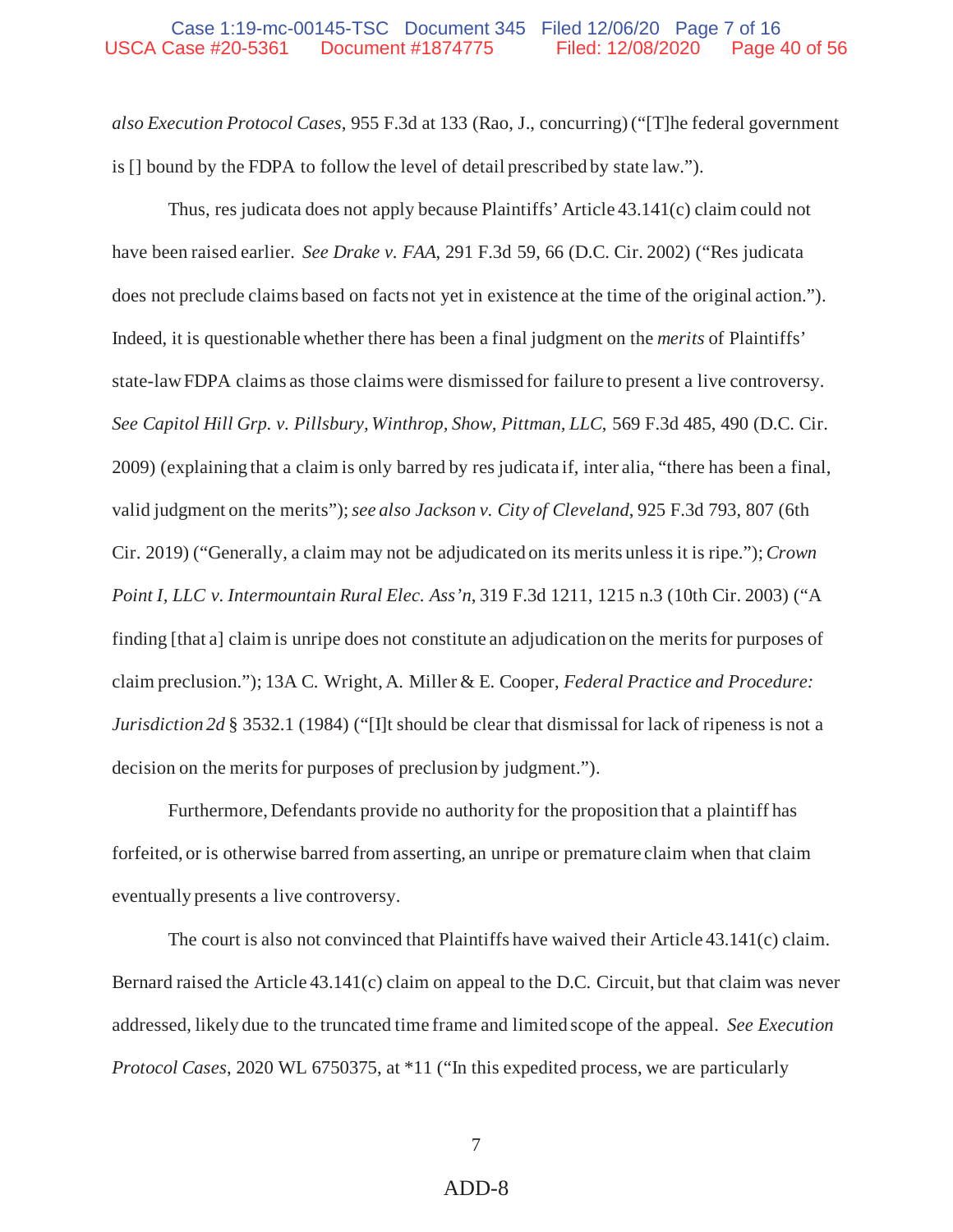*also Execution Protocol Cases*, 955 F.3d at 133 (Rao, J., concurring) ("[T]he federal government is [] bound by the FDPA to follow the level of detail prescribed by state law.").

Thus, res judicata does not apply because Plaintiffs' Article 43.141(c) claim could not have been raised earlier. *See Drake v. FAA*, 291 F.3d 59, 66 (D.C. Cir. 2002) ("Res judicata does not preclude claims based on facts not yet in existence at the time of the original action."). Indeed, it is questionable whether there has been a final judgment on the *merits* of Plaintiffs' state-law FDPA claims as those claims were dismissed for failure to present a live controversy. *See Capitol Hill Grp. v. Pillsbury, Winthrop, Show, Pittman, LLC*, 569 F.3d 485, 490 (D.C. Cir. 2009) (explaining that a claim is only barred by res judicata if, inter alia, "there has been a final, valid judgment on the merits"); *see also Jackson v. City of Cleveland*, 925 F.3d 793, 807 (6th Cir. 2019) ("Generally, a claim may not be adjudicated on its merits unless it is ripe."); *Crown Point I, LLC v. Intermountain Rural Elec. Ass'n*, 319 F.3d 1211, 1215 n.3 (10th Cir. 2003) ("A finding [that a] claim is unripe does not constitute an adjudication on the merits for purposes of claim preclusion."); 13A C. Wright, A. Miller & E. Cooper, *Federal Practice and Procedure: Jurisdiction 2d* § 3532.1 (1984) ("[I]t should be clear that dismissal for lack of ripeness is not a decision on the merits for purposes of preclusion by judgment.").

Furthermore, Defendants provide no authority for the proposition that a plaintiff has forfeited, or is otherwise barred from asserting, an unripe or premature claim when that claim eventually presents a live controversy.

The court is also not convinced that Plaintiffs have waived their Article 43.141(c) claim. Bernard raised the Article 43.141(c) claim on appeal to the D.C. Circuit, but that claim was never addressed, likely due to the truncated time frame and limited scope of the appeal. *See Execution Protocol Cases*, 2020 WL 6750375, at *11 ("In this expedited process, we are particularly

ADD-8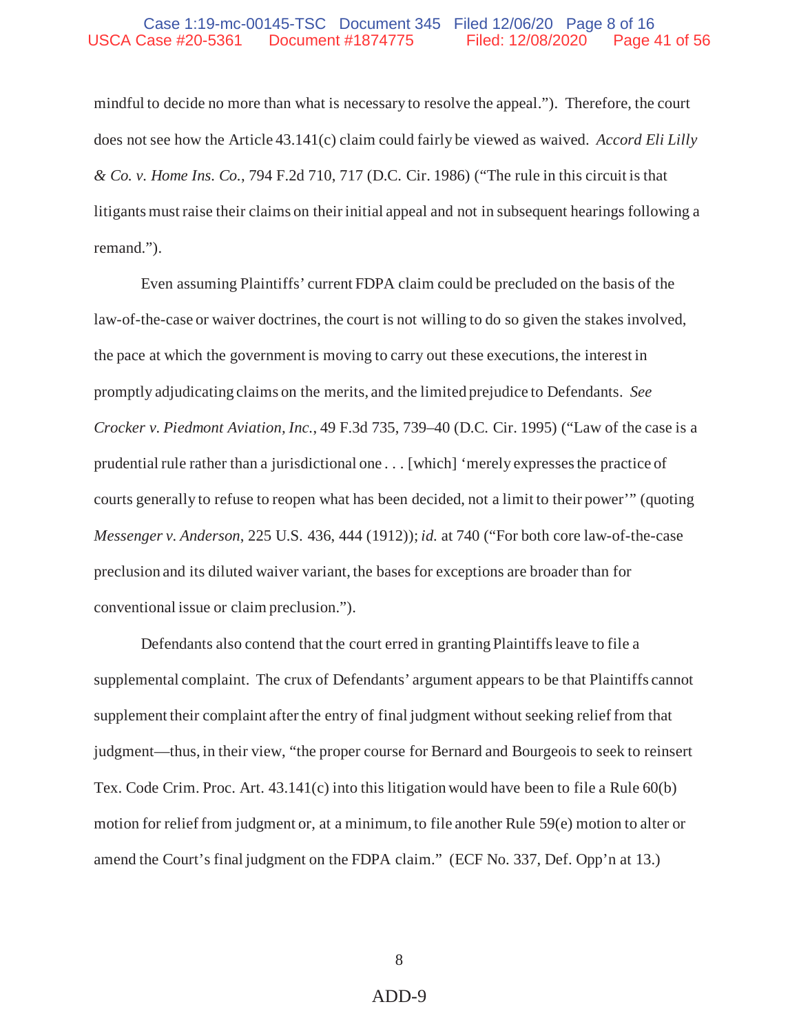mindful to decide no more than what is necessary to resolve the appeal."). Therefore, the court does not see how the Article 43.141(c) claim could fairly be viewed as waived. *Accord Eli Lilly & Co. v. Home Ins. Co.*, 794 F.2d 710, 717 (D.C. Cir. 1986) ("The rule in this circuit is that litigants must raise their claims on their initial appeal and not in subsequent hearings following a remand.").

Even assuming Plaintiffs' current FDPA claim could be precluded on the basis of the law-of-the-case or waiver doctrines, the court is not willing to do so given the stakes involved, the pace at which the government is moving to carry out these executions, the interest in promptly adjudicating claims on the merits, and the limited prejudice to Defendants. *See Crocker v. Piedmont Aviation, Inc.*, 49 F.3d 735, 739–40 (D.C. Cir. 1995) ("Law of the case is a prudential rule rather than a jurisdictional one . . . [which] 'merely expresses the practice of courts generally to refuse to reopen what has been decided, not a limit to their power'" (quoting *Messenger v. Anderson*, 225 U.S. 436, 444 (1912)); *id.* at 740 ("For both core law-of-the-case preclusion and its diluted waiver variant, the bases for exceptions are broader than for conventional issue or claim preclusion.").

Defendants also contend that the court erred in granting Plaintiffs leave to file a supplemental complaint. The crux of Defendants' argument appears to be that Plaintiffs cannot supplement their complaint after the entry of final judgment without seeking relief from that judgment—thus, in their view, "the proper course for Bernard and Bourgeois to seek to reinsert Tex. Code Crim. Proc. Art. 43.141(c) into this litigation would have been to file a Rule 60(b) motion for relief from judgment or, at a minimum, to file another Rule 59(e) motion to alter or amend the Court's final judgment on the FDPA claim." (ECF No. 337, Def. Opp'n at 13.)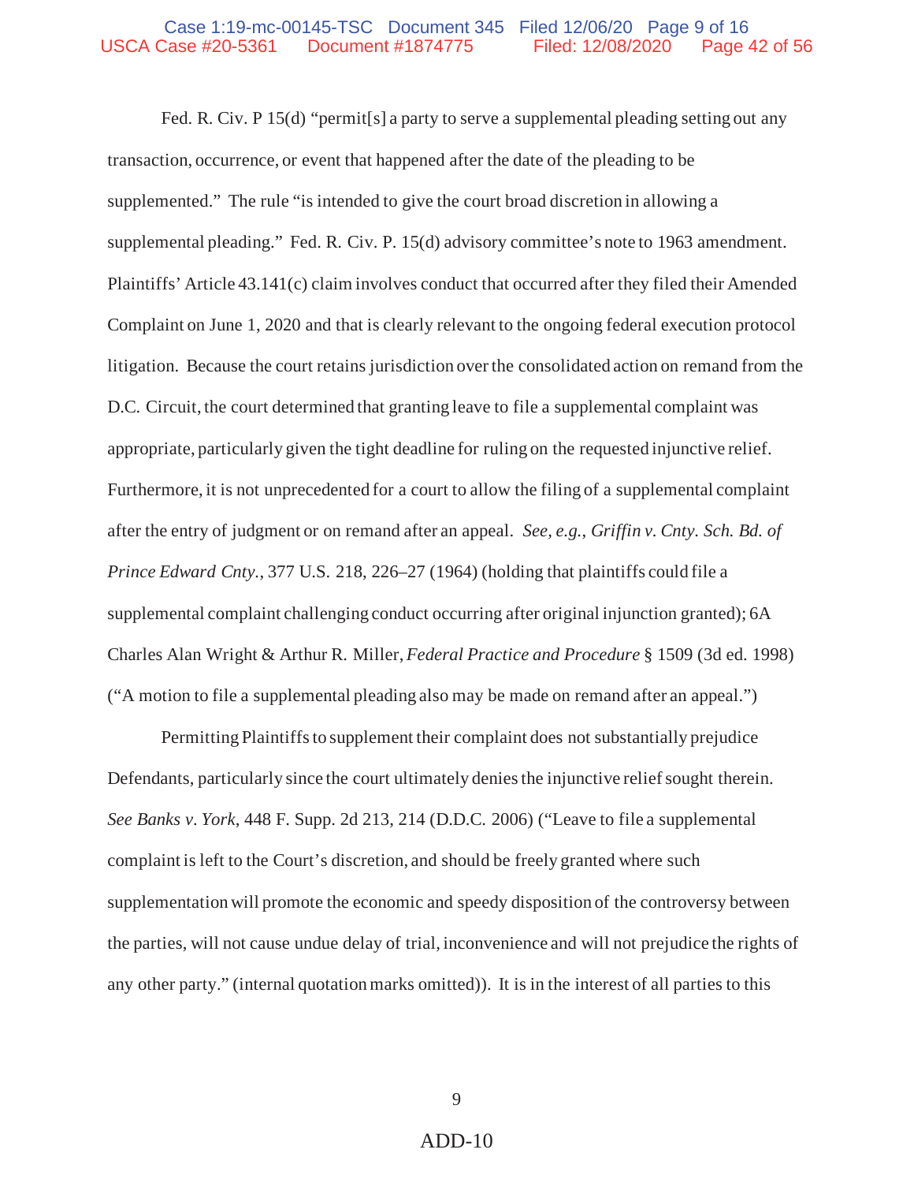Fed. R. Civ. P 15(d) "permit[s] a party to serve a supplemental pleading setting out any transaction, occurrence, or event that happened after the date of the pleading to be supplemented." The rule "is intended to give the court broad discretion in allowing a supplemental pleading." Fed. R. Civ. P. 15(d) advisory committee's note to 1963 amendment. Plaintiffs' Article 43.141(c) claim involves conduct that occurred after they filed their Amended Complaint on June 1, 2020 and that is clearly relevant to the ongoing federal execution protocol litigation. Because the court retains jurisdiction over the consolidated action on remand from the D.C. Circuit, the court determined that granting leave to file a supplemental complaint was appropriate, particularly given the tight deadline for ruling on the requested injunctive relief. Furthermore, it is not unprecedented for a court to allow the filing of a supplemental complaint after the entry of judgment or on remand after an appeal. *See, e.g., Griffin v. Cnty. Sch. Bd. of Prince Edward Cnty.*, 377 U.S. 218, 226–27 (1964) (holding that plaintiffs could file a supplemental complaint challenging conduct occurring after original injunction granted); 6A Charles Alan Wright & Arthur R. Miller, *Federal Practice and Procedure* § 1509 (3d ed. 1998) ("A motion to file a supplemental pleading also may be made on remand after an appeal.")

Permitting Plaintiffs to supplement their complaint does not substantially prejudice Defendants, particularly since the court ultimately denies the injunctive relief sought therein. *See Banks v. York*, 448 F. Supp. 2d 213, 214 (D.D.C. 2006) ("Leave to file a supplemental complaint is left to the Court's discretion, and should be freely granted where such supplementation will promote the economic and speedy disposition of the controversy between the parties, will not cause undue delay of trial, inconvenience and will not prejudice the rights of any other party." (internal quotation marks omitted)). It is in the interest of all parties to this

ADD-10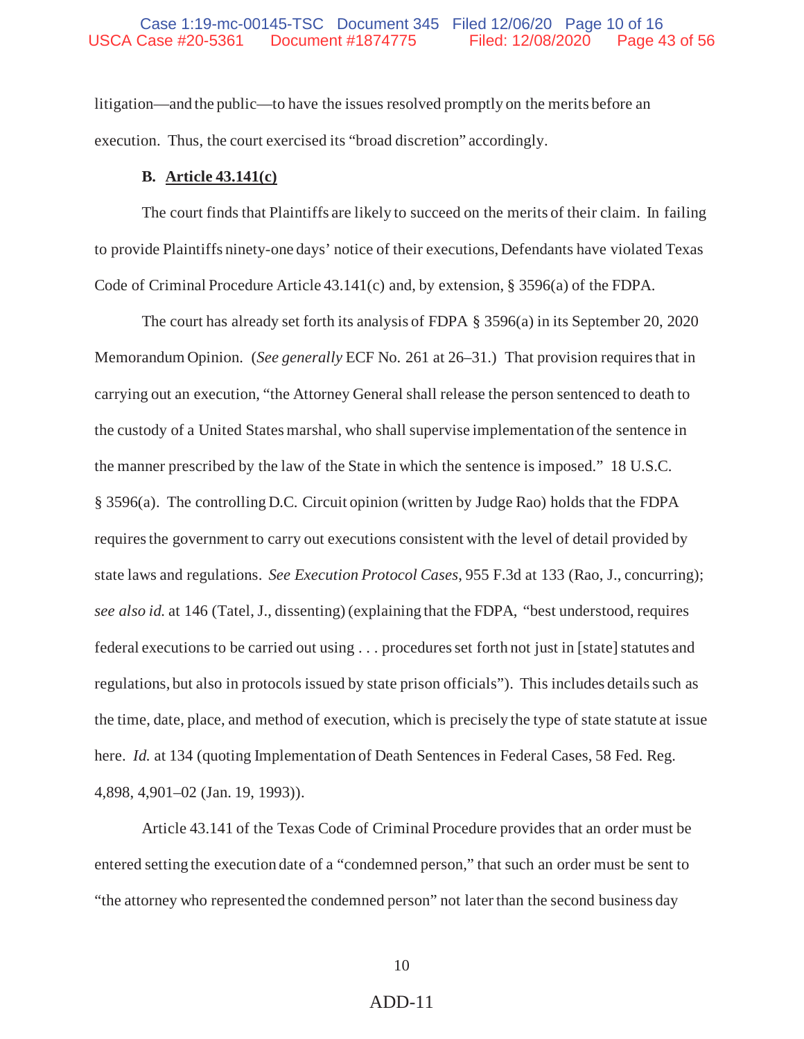litigation—and the public—to have the issues resolved promptly on the merits before an execution. Thus, the court exercised its "broad discretion" accordingly.

### B. <u>Article 43.141(c)</u>

The court finds that Plaintiffs are likely to succeed on the merits of their claim. In failing to provide Plaintiffs ninety-one days' notice of their executions, Defendants have violated Texas Code of Criminal Procedure Article 43.141(c) and, by extension, § 3596(a) of the FDPA.

The court has already set forth its analysis of FDPA § 3596(a) in its September 20, 2020 Memorandum Opinion. (*See generally* ECF No. 261 at 26–31.) That provision requires that in carrying out an execution, "the Attorney General shall release the person sentenced to death to the custody of a United States marshal, who shall supervise implementation of the sentence in the manner prescribed by the law of the State in which the sentence is imposed." 18 U.S.C. § 3596(a). The controlling D.C. Circuit opinion (written by Judge Rao) holds that the FDPA requires the government to carry out executions consistent with the level of detail provided by state laws and regulations. *See Execution Protocol Cases*, 955 F.3d at 133 (Rao, J., concurring); *see also id.* at 146 (Tatel, J., dissenting) (explaining that the FDPA, "best understood, requires federal executions to be carried out using . . . procedures set forth not just in [state] statutes and regulations, but also in protocols issued by state prison officials"). This includes details such as the time, date, place, and method of execution, which is precisely the type of state statute at issue here. *Id.* at 134 (quoting Implementation of Death Sentences in Federal Cases, 58 Fed. Reg. 4,898, 4,901–02 (Jan. 19, 1993)).

Article 43.141 of the Texas Code of Criminal Procedure provides that an order must be entered setting the execution date of a "condemned person," that such an order must be sent to "the attorney who represented the condemned person" not later than the second business day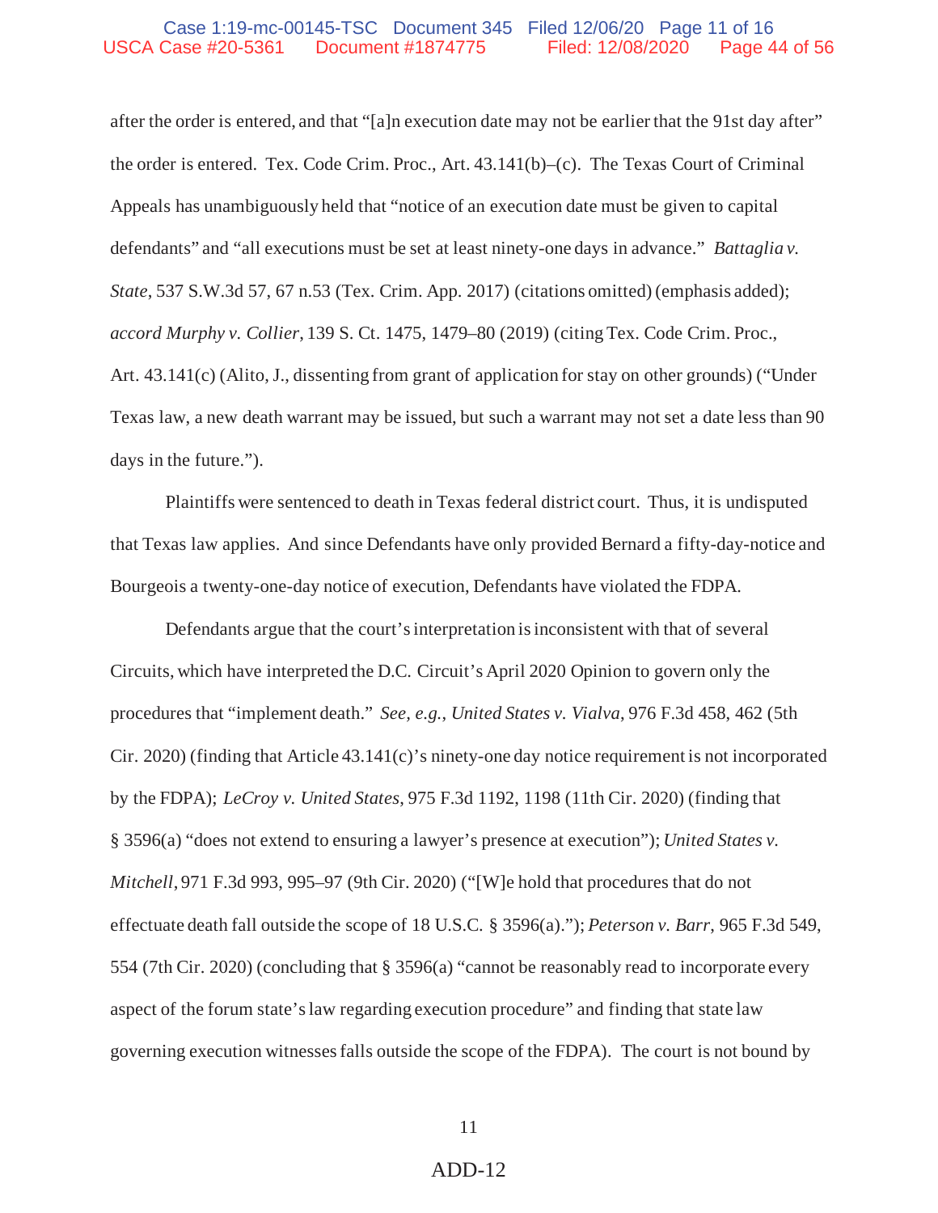after the order is entered, and that "[a]n execution date may not be earlier that the 91st day after" the order is entered. Tex. Code Crim. Proc., Art. 43.141(b)–(c). The Texas Court of Criminal Appeals has unambiguously held that "notice of an execution date must be given to capital defendants" and "all executions must be set at least ninety-one days in advance." *Battaglia v. State*, 537 S.W.3d 57, 67 n.53 (Tex. Crim. App. 2017) (citations omitted) (emphasis added); *accord Murphy v. Collier*, 139 S. Ct. 1475, 1479–80 (2019) (citing Tex. Code Crim. Proc., Art. 43.141(c) (Alito, J., dissenting from grant of application for stay on other grounds) ("Under Texas law, a new death warrant may be issued, but such a warrant may not set a date less than 90 days in the future.").

Plaintiffs were sentenced to death in Texas federal district court. Thus, it is undisputed that Texas law applies. And since Defendants have only provided Bernard a fifty-day-notice and Bourgeois a twenty-one-day notice of execution, Defendants have violated the FDPA.

Defendants argue that the court's interpretation is inconsistent with that of several Circuits, which have interpreted the D.C. Circuit's April 2020 Opinion to govern only the procedures that "implement death." *See, e.g.*, *United States v. Vialva*, 976 F.3d 458, 462 (5th Cir. 2020) (finding that Article 43.141(c)'s ninety-one day notice requirement is not incorporated by the FDPA); *LeCroy v. United States*, 975 F.3d 1192, 1198 (11th Cir. 2020) (finding that § 3596(a) "does not extend to ensuring a lawyer's presence at execution"); *United States v. Mitchell*, 971 F.3d 993, 995–97 (9th Cir. 2020) ("[W]e hold that procedures that do not effectuate death fall outside the scope of 18 U.S.C. § 3596(a)."); *Peterson v. Barr*, 965 F.3d 549, 554 (7th Cir. 2020) (concluding that § 3596(a) "cannot be reasonably read to incorporate every aspect of the forum state's law regarding execution procedure" and finding that state law governing execution witnesses falls outside the scope of the FDPA). The court is not bound by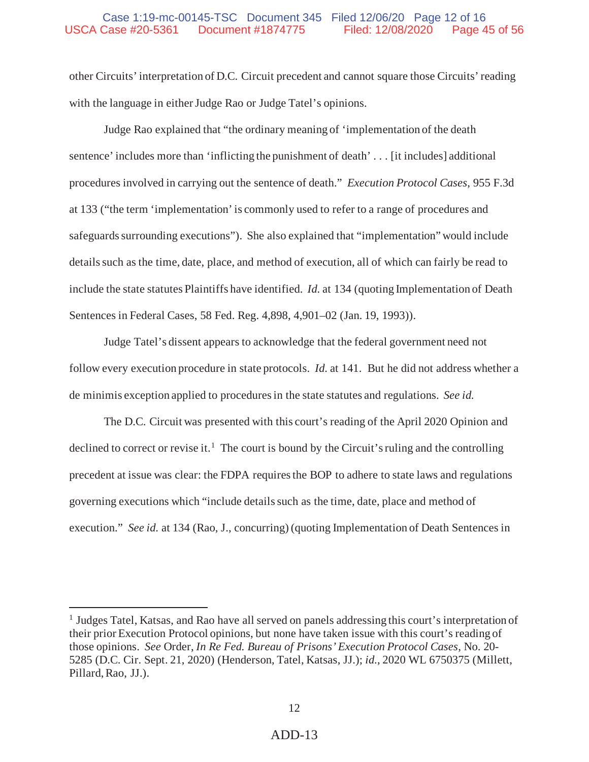other Circuits' interpretation of D.C. Circuit precedent and cannot square those Circuits' reading with the language in either Judge Rao or Judge Tatel's opinions.

Judge Rao explained that "the ordinary meaning of 'implementation of the death sentence' includes more than 'inflicting the punishment of death' . . . [it includes] additional procedures involved in carrying out the sentence of death." *Execution Protocol Cases*, 955 F.3d at 133 ("the term 'implementation' is commonly used to refer to a range of procedures and safeguards surrounding executions"). She also explained that "implementation" would include details such as the time, date, place, and method of execution, all of which can fairly be read to include the state statutes Plaintiffs have identified. *Id.* at 134 (quoting Implementation of Death Sentences in Federal Cases, 58 Fed. Reg. 4,898, 4,901–02 (Jan. 19, 1993)).

Judge Tatel's dissent appears to acknowledge that the federal government need not follow every execution procedure in state protocols. *Id.* at 141. But he did not address whether a de minimis exception applied to procedures in the state statutes and regulations. *See id.*

The D.C. Circuit was presented with this court's reading of the April 2020 Opinion and declined to correct or revise it.[1] The court is bound by the Circuit's ruling and the controlling precedent at issue was clear: the FDPA requires the BOP to adhere to state laws and regulations governing executions which "include details such as the time, date, place and method of execution." *See id.* at 134 (Rao, J., concurring) (quoting Implementation of Death Sentences in

---

[1] Judges Tatel, Katsas, and Rao have all served on panels addressing this court's interpretation of their prior Execution Protocol opinions, but none have taken issue with this court's reading of those opinions. *See* Order, *In Re Fed. Bureau of Prisons' Execution Protocol Cases*, No. 20-5285 (D.C. Cir. Sept. 21, 2020) (Henderson, Tatel, Katsas, JJ.); *id.*, 2020 WL 6750375 (Millett, Pillard, Rao, JJ.).

ADD-13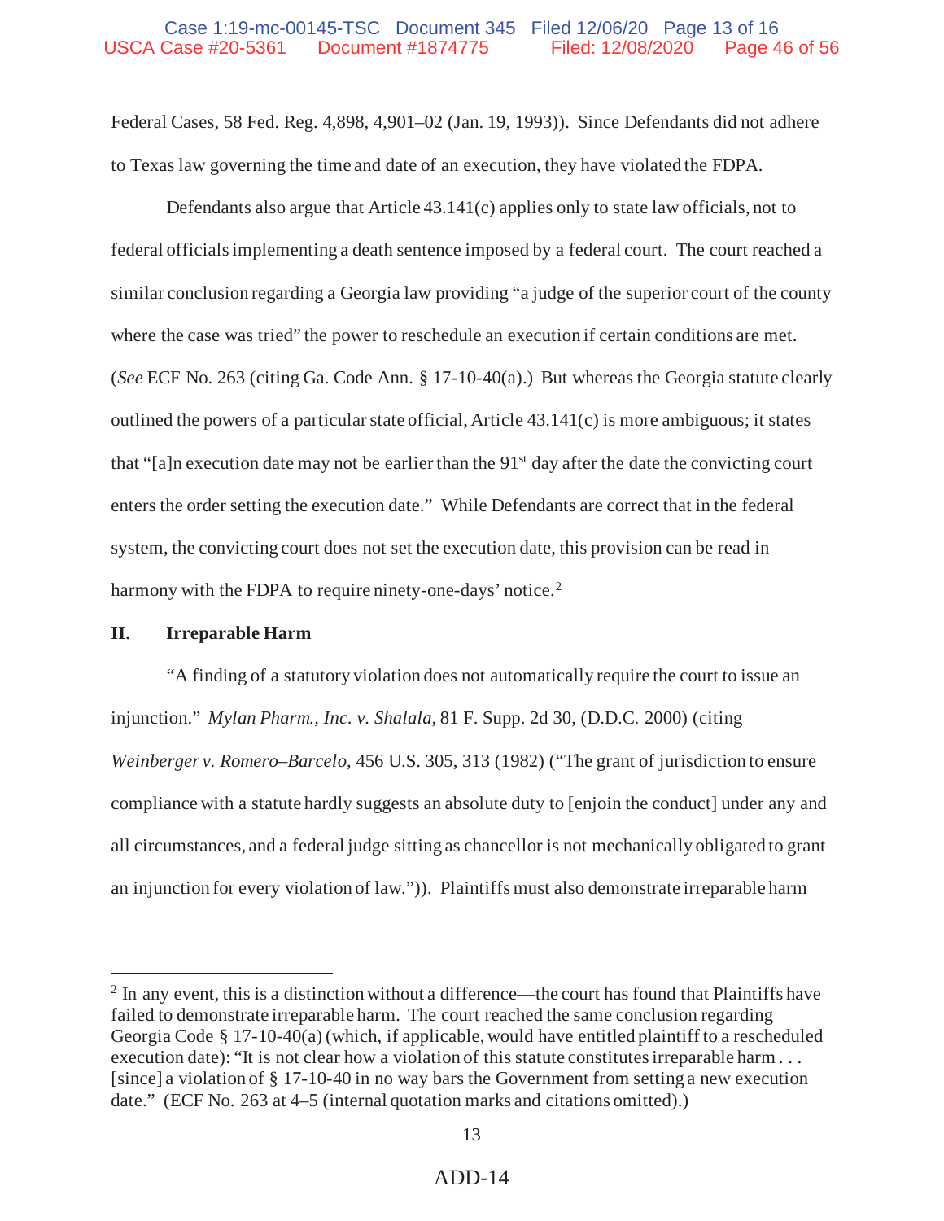Federal Cases, 58 Fed. Reg. 4,898, 4,901–02 (Jan. 19, 1993)). Since Defendants did not adhere to Texas law governing the time and date of an execution, they have violated the FDPA.

Defendants also argue that Article 43.141(c) applies only to state law officials, not to federal officials implementing a death sentence imposed by a federal court. The court reached a similar conclusion regarding a Georgia law providing "a judge of the superior court of the county where the case was tried" the power to reschedule an execution if certain conditions are met. (*See* ECF No. 263 (citing Ga. Code Ann. § 17-10-40(a).) But whereas the Georgia statute clearly outlined the powers of a particular state official, Article 43.141(c) is more ambiguous; it states that "[a]n execution date may not be earlier than the 91st day after the date the convicting court enters the order setting the execution date." While Defendants are correct that in the federal system, the convicting court does not set the execution date, this provision can be read in harmony with the FDPA to require ninety-one-days' notice.[2]

## II. Irreparable Harm

"A finding of a statutory violation does not automatically require the court to issue an injunction." *Mylan Pharm., Inc. v. Shalala*, 81 F. Supp. 2d 30, (D.D.C. 2000) (citing *Weinberger v. Romero–Barcelo*, 456 U.S. 305, 313 (1982) ("The grant of jurisdiction to ensure compliance with a statute hardly suggests an absolute duty to [enjoin the conduct] under any and all circumstances, and a federal judge sitting as chancellor is not mechanically obligated to grant an injunction for every violation of law.")). Plaintiffs must also demonstrate irreparable harm

---

[2] In any event, this is a distinction without a difference—the court has found that Plaintiffs have failed to demonstrate irreparable harm. The court reached the same conclusion regarding Georgia Code § 17-10-40(a) (which, if applicable, would have entitled plaintiff to a rescheduled execution date): "It is not clear how a violation of this statute constitutes irreparable harm . . . [since] a violation of § 17-10-40 in no way bars the Government from setting a new execution date." (ECF No. 263 at 4–5 (internal quotation marks and citations omitted).)

ADD-14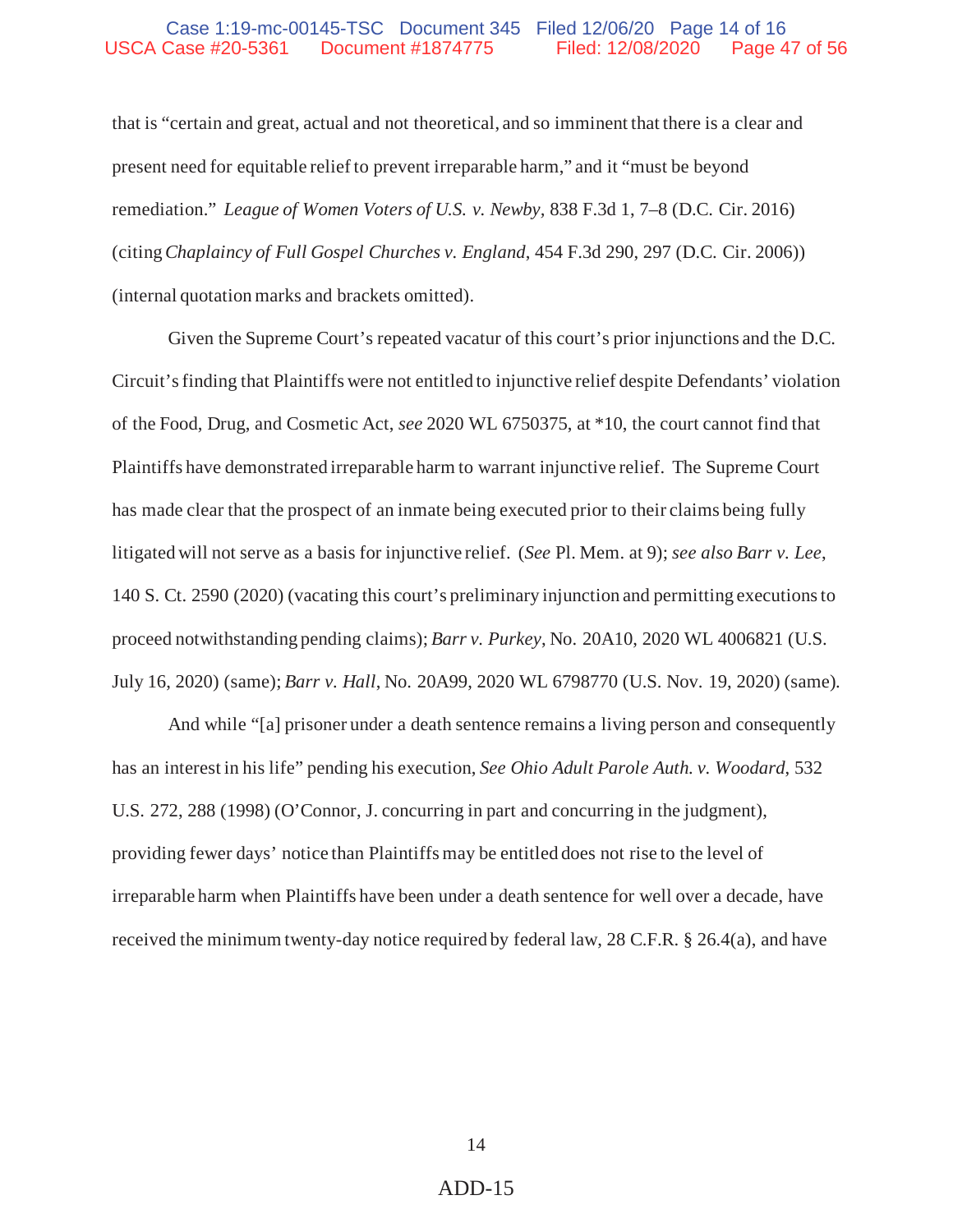that is "certain and great, actual and not theoretical, and so imminent that there is a clear and present need for equitable relief to prevent irreparable harm," and it "must be beyond remediation." *League of Women Voters of U.S. v. Newby*, 838 F.3d 1, 7–8 (D.C. Cir. 2016) (citing *Chaplaincy of Full Gospel Churches v. England*, 454 F.3d 290, 297 (D.C. Cir. 2006)) (internal quotation marks and brackets omitted).

Given the Supreme Court's repeated vacatur of this court's prior injunctions and the D.C. Circuit's finding that Plaintiffs were not entitled to injunctive relief despite Defendants' violation of the Food, Drug, and Cosmetic Act, *see* 2020 WL 6750375, at *10, the court cannot find that Plaintiffs have demonstrated irreparable harm to warrant injunctive relief. The Supreme Court has made clear that the prospect of an inmate being executed prior to their claims being fully litigated will not serve as a basis for injunctive relief. (*See* Pl. Mem. at 9); *see also Barr v. Lee*, 140 S. Ct. 2590 (2020) (vacating this court's preliminary injunction and permitting executions to proceed notwithstanding pending claims); *Barr v. Purkey*, No. 20A10, 2020 WL 4006821 (U.S. July 16, 2020) (same); *Barr v. Hall*, No. 20A99, 2020 WL 6798770 (U.S. Nov. 19, 2020) (same).

And while "[a] prisoner under a death sentence remains a living person and consequently has an interest in his life" pending his execution, *See Ohio Adult Parole Auth. v. Woodard*, 532 U.S. 272, 288 (1998) (O'Connor, J. concurring in part and concurring in the judgment), providing fewer days' notice than Plaintiffs may be entitled does not rise to the level of irreparable harm when Plaintiffs have been under a death sentence for well over a decade, have received the minimum twenty-day notice required by federal law, 28 C.F.R. § 26.4(a), and have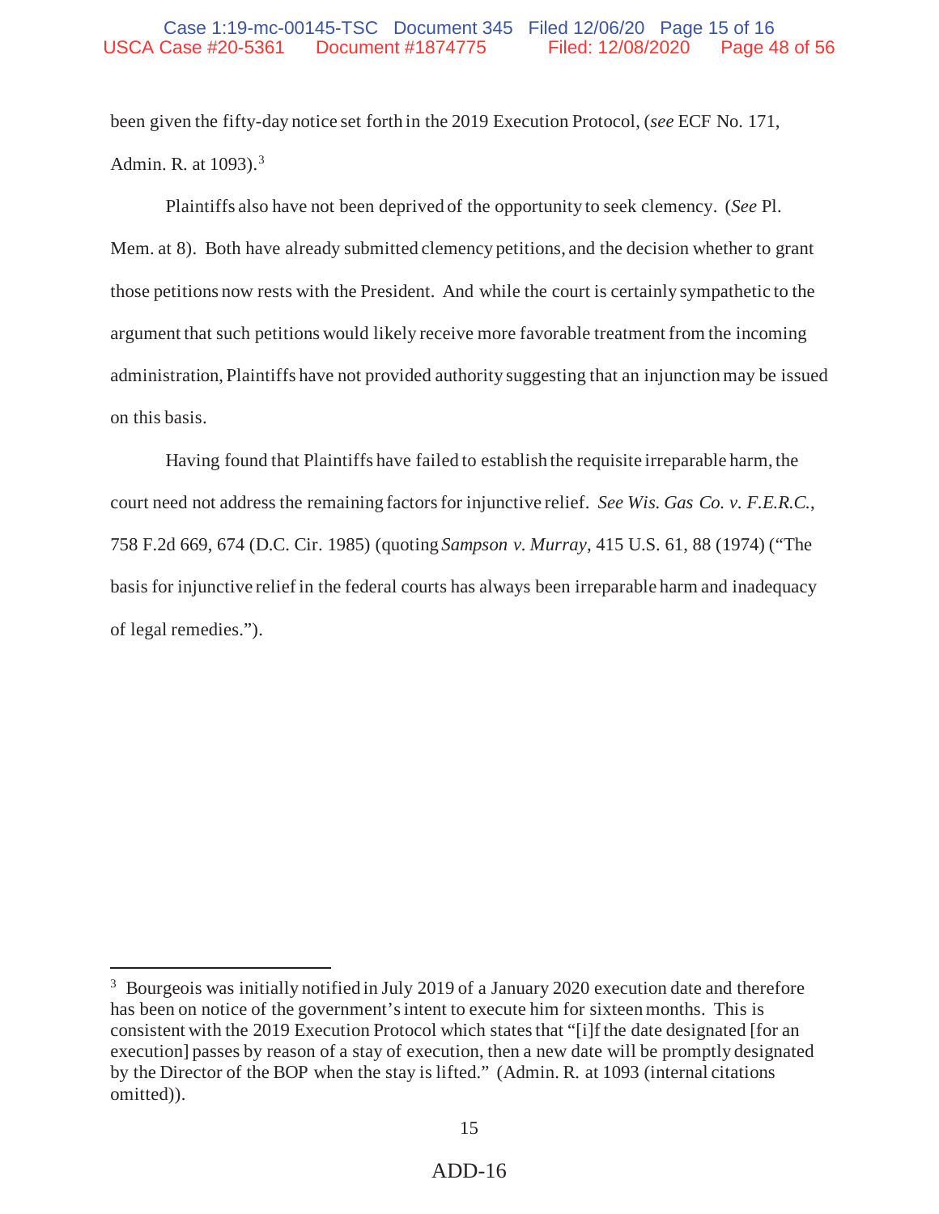been given the fifty-day notice set forth in the 2019 Execution Protocol, (*see* ECF No. 171, Admin. R. at 1093).[3]

Plaintiffs also have not been deprived of the opportunity to seek clemency. (*See* Pl. Mem. at 8). Both have already submitted clemency petitions, and the decision whether to grant those petitions now rests with the President. And while the court is certainly sympathetic to the argument that such petitions would likely receive more favorable treatment from the incoming administration, Plaintiffs have not provided authority suggesting that an injunction may be issued on this basis.

Having found that Plaintiffs have failed to establish the requisite irreparable harm, the court need not address the remaining factors for injunctive relief. *See Wis. Gas Co. v. F.E.R.C.*, 758 F.2d 669, 674 (D.C. Cir. 1985) (quoting *Sampson v. Murray*, 415 U.S. 61, 88 (1974) ("The basis for injunctive relief in the federal courts has always been irreparable harm and inadequacy of legal remedies.").

---

[3] Bourgeois was initially notified in July 2019 of a January 2020 execution date and therefore has been on notice of the government's intent to execute him for sixteen months. This is consistent with the 2019 Execution Protocol which states that "[i]f the date designated [for an execution] passes by reason of a stay of execution, then a new date will be promptly designated by the Director of the BOP when the stay is lifted." (Admin. R. at 1093 (internal citations omitted)).

ADD-16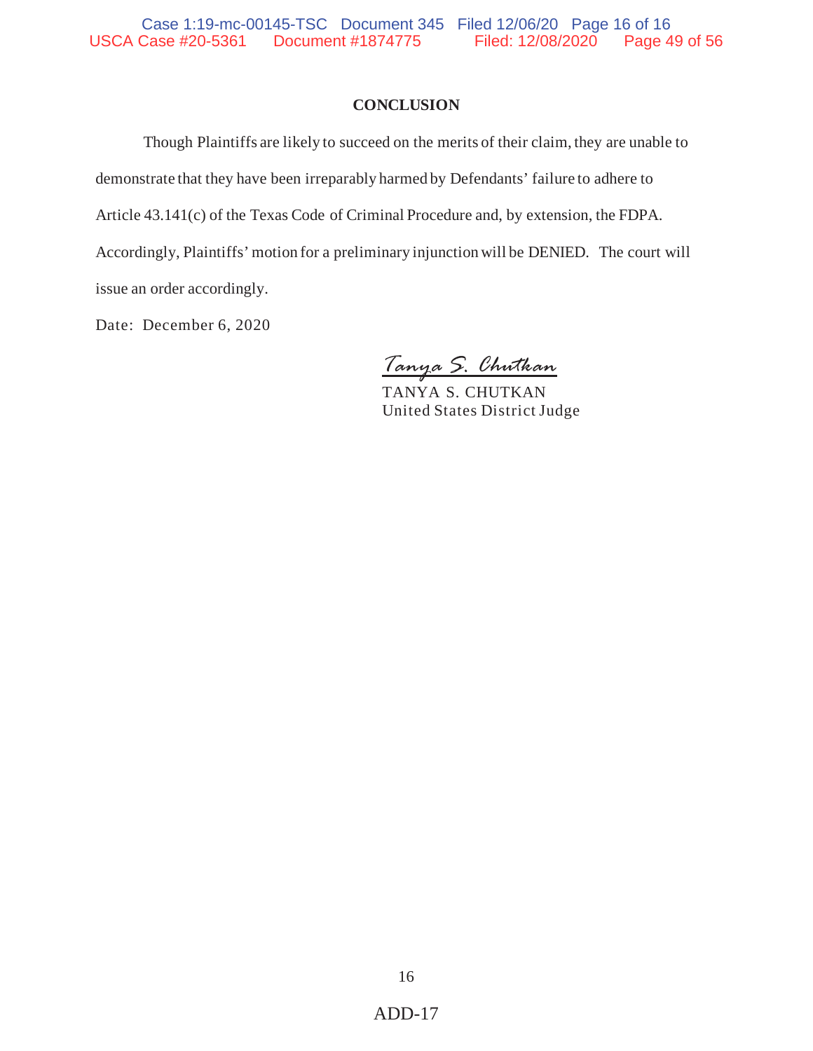## CONCLUSION

Though Plaintiffs are likely to succeed on the merits of their claim, they are unable to demonstrate that they have been irreparably harmed by Defendants' failure to adhere to Article 43.141(c) of the Texas Code of Criminal Procedure and, by extension, the FDPA. Accordingly, Plaintiffs' motion for a preliminary injunction will be DENIED. The court will issue an order accordingly.

Date: December 6, 2020

*Tanya S. Chutkan*

TANYA S. CHUTKAN
United States District Judge

ADD-17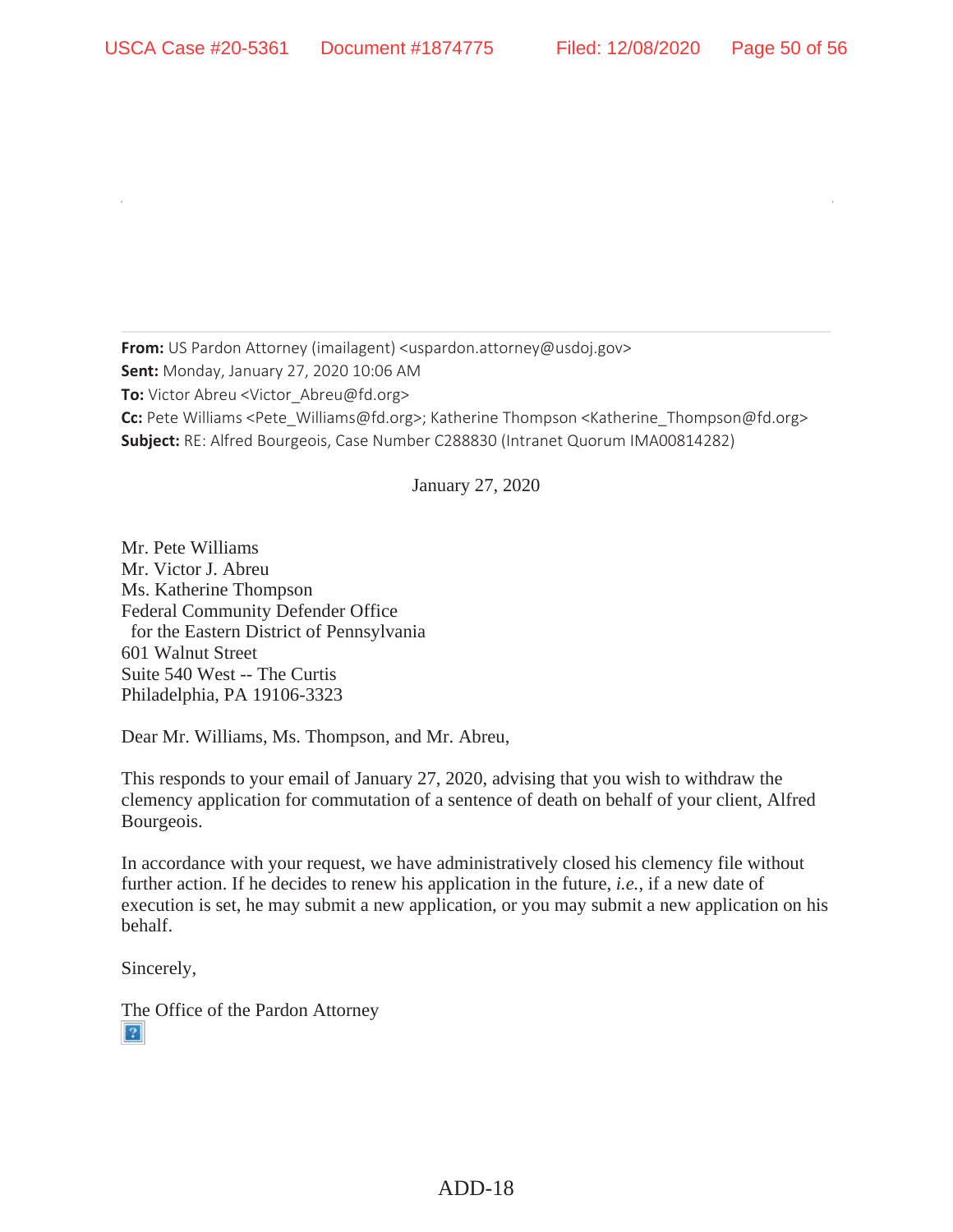**From:** US Pardon Attorney (imailagent) <uspardon.attorney@usdoj.gov>
**Sent:** Monday, January 27, 2020 10:06 AM
**To:** Victor Abreu <Victor_Abreu@fd.org>
**Cc:** Pete Williams <Pete_Williams@fd.org>; Katherine Thompson <Katherine_Thompson@fd.org>
**Subject:** RE: Alfred Bourgeois, Case Number C288830 (Intranet Quorum IMA00814282)

January 27, 2020

Mr. Pete Williams
Mr. Victor J. Abreu
Ms. Katherine Thompson
Federal Community Defender Office
for the Eastern District of Pennsylvania
601 Walnut Street
Suite 540 West -- The Curtis
Philadelphia, PA 19106-3323

Dear Mr. Williams, Ms. Thompson, and Mr. Abreu,

This responds to your email of January 27, 2020, advising that you wish to withdraw the clemency application for commutation of a sentence of death on behalf of your client, Alfred Bourgeois.

In accordance with your request, we have administratively closed his clemency file without further action. If he decides to renew his application in the future, *i.e.*, if a new date of execution is set, he may submit a new application, or you may submit a new application on his behalf.

Sincerely,

The Office of the Pardon Attorney

ADD-18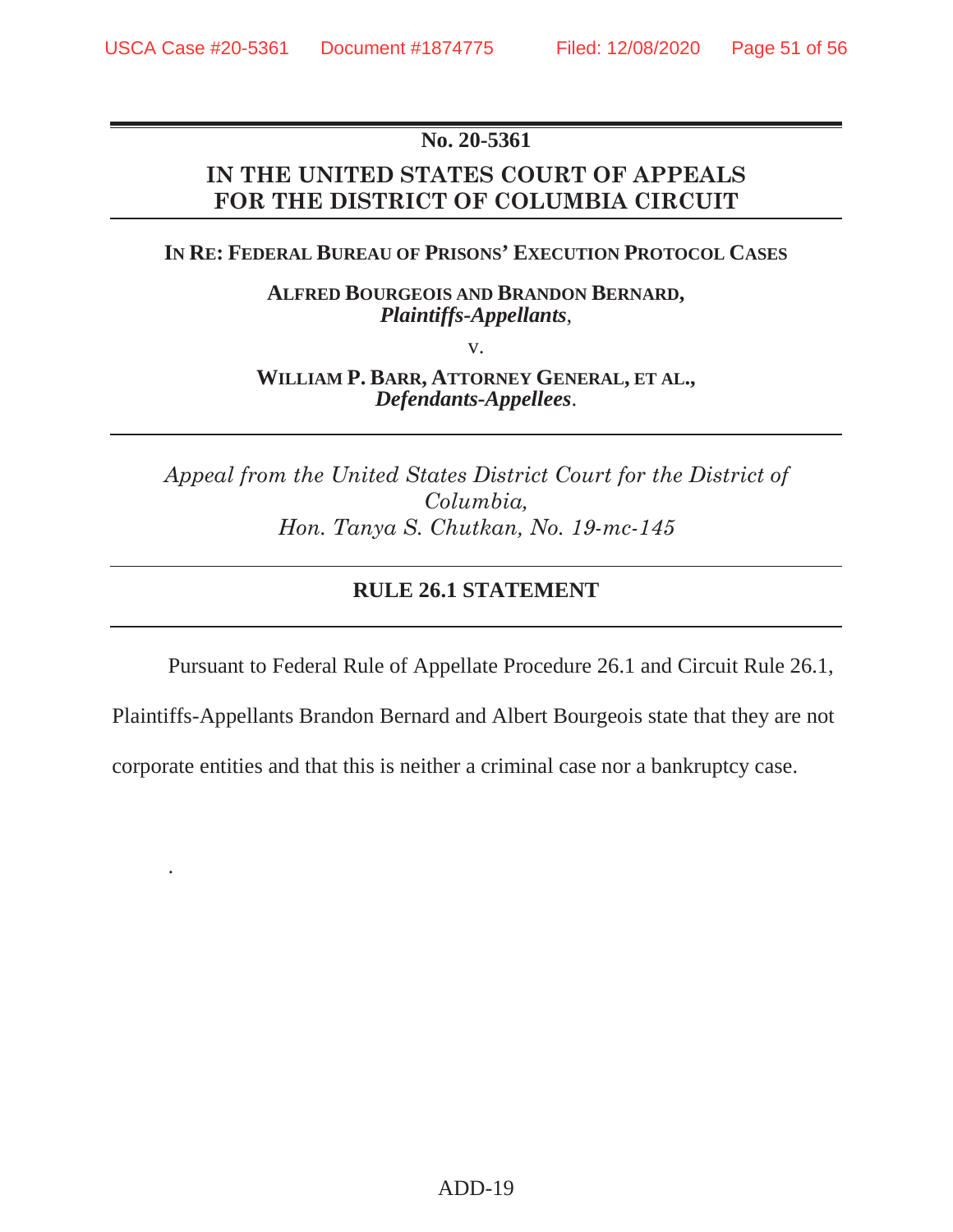**No. 20-5361**

**IN THE UNITED STATES COURT OF APPEALS FOR THE DISTRICT OF COLUMBIA CIRCUIT**

**IN RE: FEDERAL BUREAU OF PRISONS' EXECUTION PROTOCOL CASES**

**ALFRED BOURGEOIS AND BRANDON BERNARD,**
***Plaintiffs-Appellants*,**

v.

**WILLIAM P. BARR, ATTORNEY GENERAL, ET AL.,**
***Defendants-Appellees*.**

*Appeal from the United States District Court for the District of Columbia,*
*Hon. Tanya S. Chutkan, No. 19-mc-145*

**RULE 26.1 STATEMENT**

Pursuant to Federal Rule of Appellate Procedure 26.1 and Circuit Rule 26.1, Plaintiffs-Appellants Brandon Bernard and Albert Bourgeois state that they are not corporate entities and that this is neither a criminal case nor a bankruptcy case.

.

ADD-19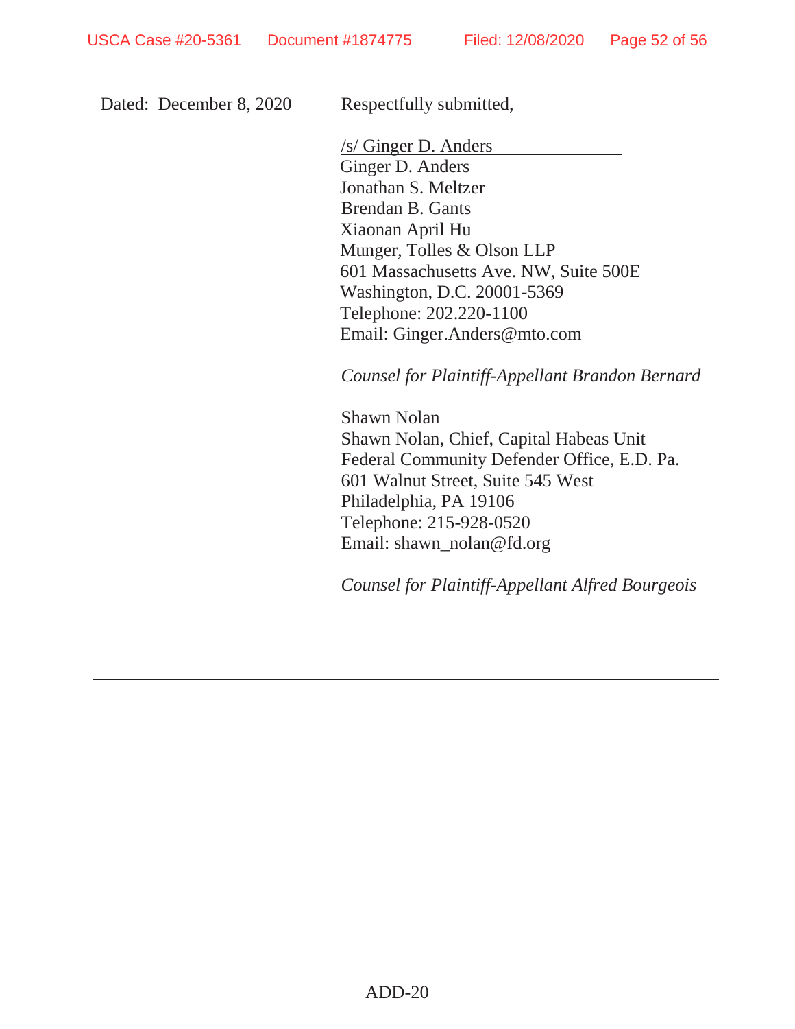Dated: December 8, 2020 Respectfully submitted,

/s/ Ginger D. Anders
Ginger D. Anders
Jonathan S. Meltzer
Brendan B. Gants
Xiaonan April Hu
Munger, Tolles & Olson LLP
601 Massachusetts Ave. NW, Suite 500E
Washington, D.C. 20001-5369
Telephone: 202.220-1100
Email: Ginger.Anders@mto.com

*Counsel for Plaintiff-Appellant Brandon Bernard*

Shawn Nolan
Shawn Nolan, Chief, Capital Habeas Unit
Federal Community Defender Office, E.D. Pa.
601 Walnut Street, Suite 545 West
Philadelphia, PA 19106
Telephone: 215-928-0520
Email: shawn_nolan@fd.org

*Counsel for Plaintiff-Appellant Alfred Bourgeois*

---

ADD-20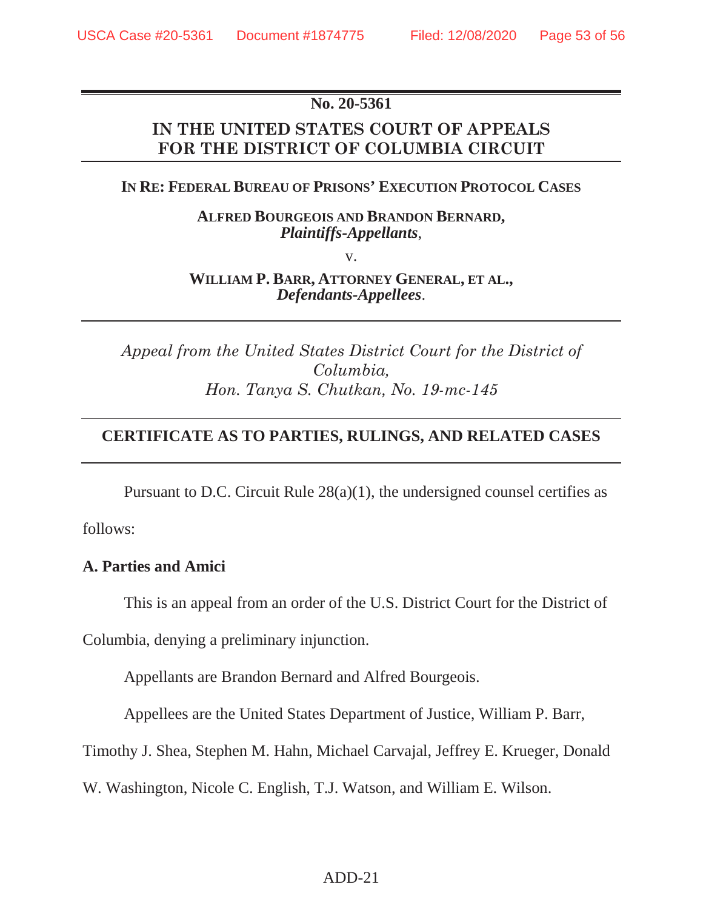**No. 20-5361**

**IN THE UNITED STATES COURT OF APPEALS**
**FOR THE DISTRICT OF COLUMBIA CIRCUIT**

**IN RE: FEDERAL BUREAU OF PRISONS' EXECUTION PROTOCOL CASES**

**ALFRED BOURGEOIS AND BRANDON BERNARD,**
***Plaintiffs-Appellants*,**

v.

**WILLIAM P. BARR, ATTORNEY GENERAL, ET AL.,**
***Defendants-Appellees*.**

*Appeal from the United States District Court for the District of Columbia,*
*Hon. Tanya S. Chutkan, No. 19-mc-145*

**CERTIFICATE AS TO PARTIES, RULINGS, AND RELATED CASES**

Pursuant to D.C. Circuit Rule 28(a)(1), the undersigned counsel certifies as follows:

**A. Parties and Amici**

This is an appeal from an order of the U.S. District Court for the District of Columbia, denying a preliminary injunction.

Appellants are Brandon Bernard and Alfred Bourgeois.

Appellees are the United States Department of Justice, William P. Barr, Timothy J. Shea, Stephen M. Hahn, Michael Carvajal, Jeffrey E. Krueger, Donald W. Washington, Nicole C. English, T.J. Watson, and William E. Wilson.

ADD-21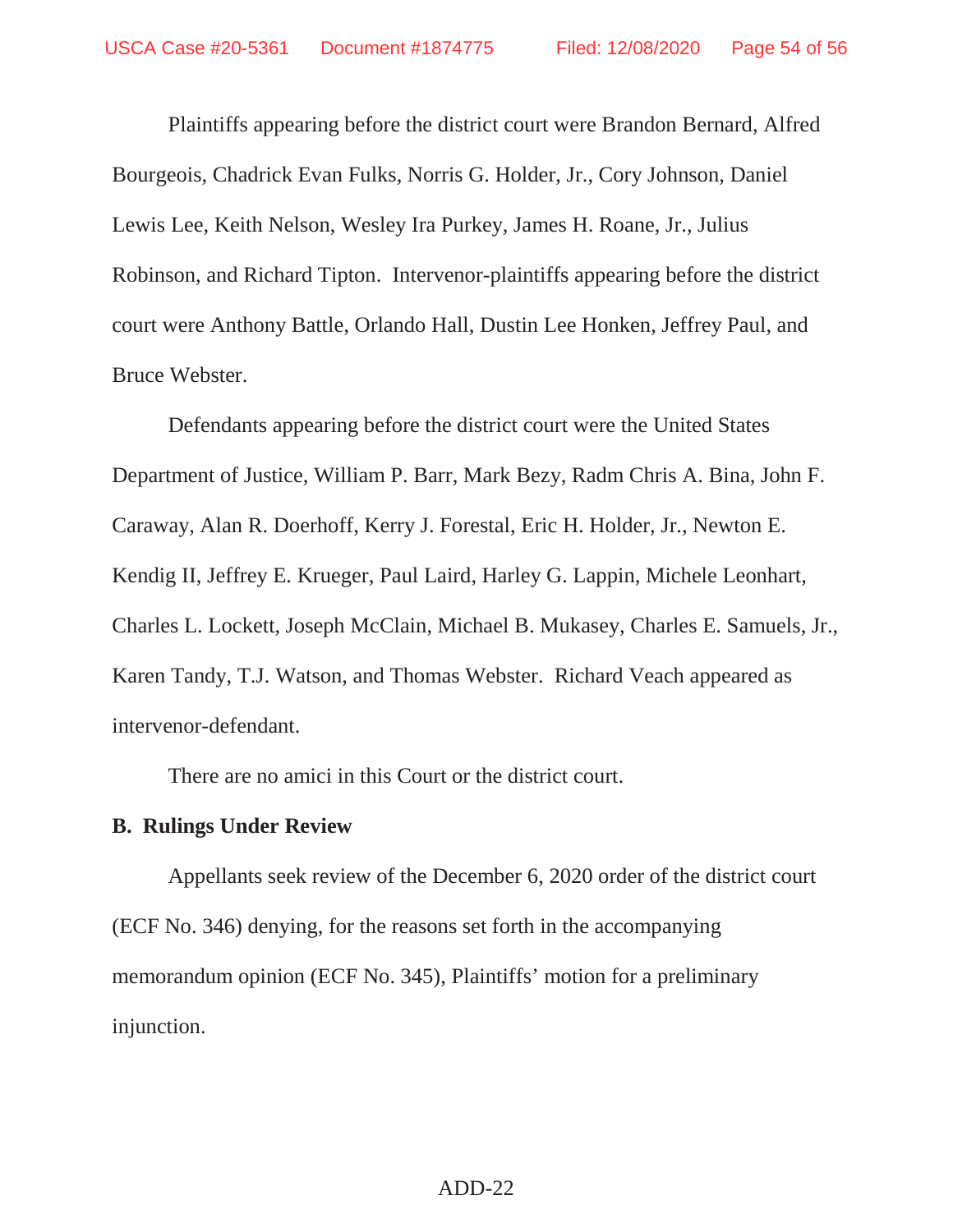Plaintiffs appearing before the district court were Brandon Bernard, Alfred Bourgeois, Chadrick Evan Fulks, Norris G. Holder, Jr., Cory Johnson, Daniel Lewis Lee, Keith Nelson, Wesley Ira Purkey, James H. Roane, Jr., Julius Robinson, and Richard Tipton. Intervenor-plaintiffs appearing before the district court were Anthony Battle, Orlando Hall, Dustin Lee Honken, Jeffrey Paul, and Bruce Webster.

Defendants appearing before the district court were the United States Department of Justice, William P. Barr, Mark Bezy, Radm Chris A. Bina, John F. Caraway, Alan R. Doerhoff, Kerry J. Forestal, Eric H. Holder, Jr., Newton E. Kendig II, Jeffrey E. Krueger, Paul Laird, Harley G. Lappin, Michele Leonhart, Charles L. Lockett, Joseph McClain, Michael B. Mukasey, Charles E. Samuels, Jr., Karen Tandy, T.J. Watson, and Thomas Webster. Richard Veach appeared as intervenor-defendant.

There are no amici in this Court or the district court.

**B. Rulings Under Review**

Appellants seek review of the December 6, 2020 order of the district court (ECF No. 346) denying, for the reasons set forth in the accompanying memorandum opinion (ECF No. 345), Plaintiffs' motion for a preliminary injunction.

ADD-22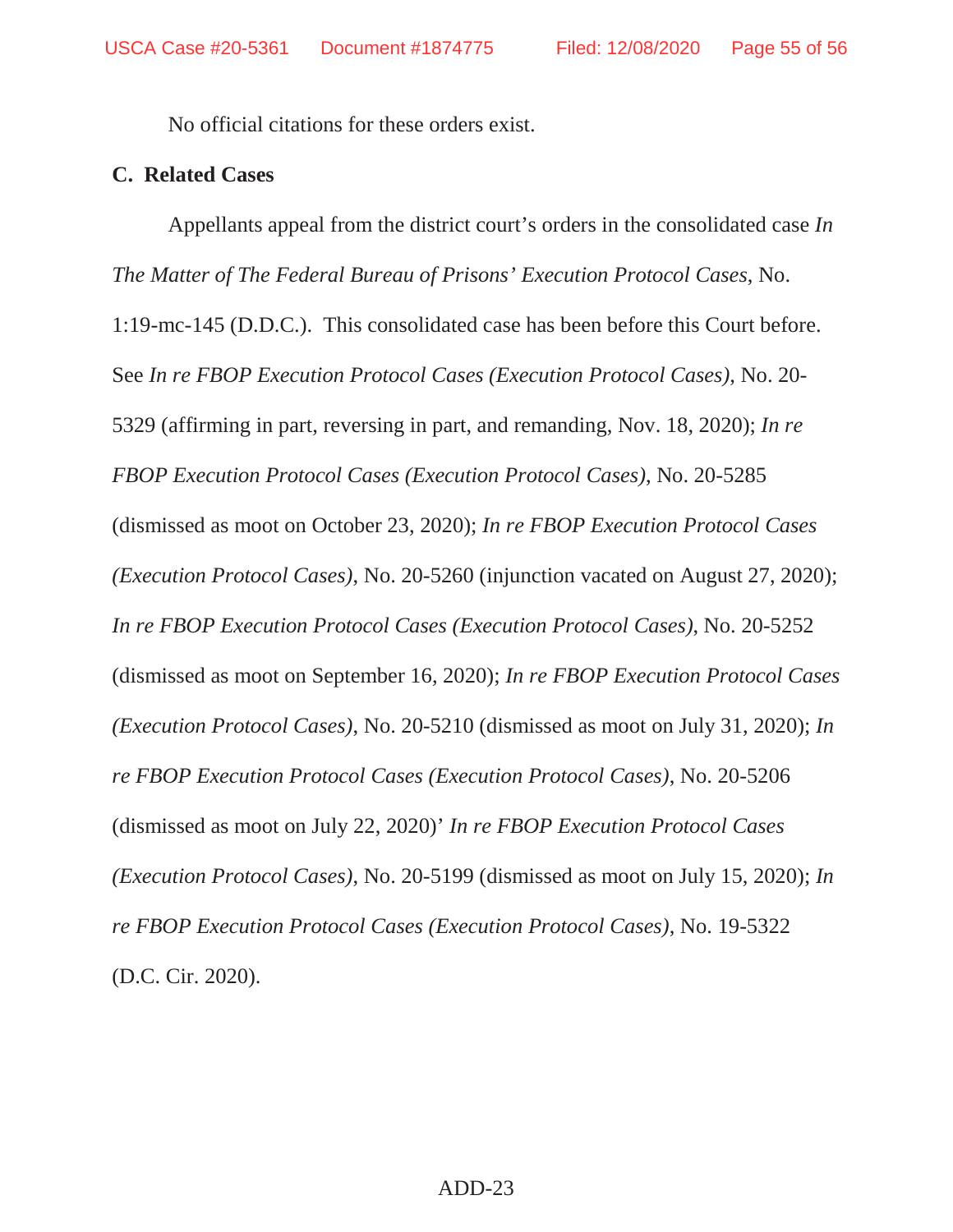No official citations for these orders exist.

**C. Related Cases**

Appellants appeal from the district court's orders in the consolidated case *In The Matter of The Federal Bureau of Prisons' Execution Protocol Cases*, No. 1:19-mc-145 (D.D.C.). This consolidated case has been before this Court before. See *In re FBOP Execution Protocol Cases (Execution Protocol Cases)*, No. 20-5329 (affirming in part, reversing in part, and remanding, Nov. 18, 2020); *In re FBOP Execution Protocol Cases (Execution Protocol Cases)*, No. 20-5285 (dismissed as moot on October 23, 2020); *In re FBOP Execution Protocol Cases (Execution Protocol Cases)*, No. 20-5260 (injunction vacated on August 27, 2020); *In re FBOP Execution Protocol Cases (Execution Protocol Cases)*, No. 20-5252 (dismissed as moot on September 16, 2020); *In re FBOP Execution Protocol Cases (Execution Protocol Cases)*, No. 20-5210 (dismissed as moot on July 31, 2020); *In re FBOP Execution Protocol Cases (Execution Protocol Cases)*, No. 20-5206 (dismissed as moot on July 22, 2020)' *In re FBOP Execution Protocol Cases (Execution Protocol Cases)*, No. 20-5199 (dismissed as moot on July 15, 2020); *In re FBOP Execution Protocol Cases (Execution Protocol Cases)*, No. 19-5322 (D.C. Cir. 2020).

ADD-23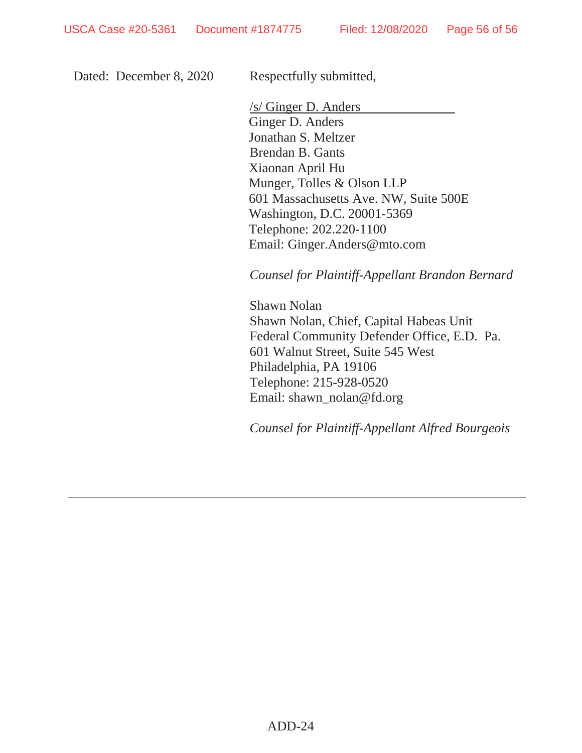Dated: December 8, 2020

Respectfully submitted,

/s/ Ginger D. Anders
Ginger D. Anders
Jonathan S. Meltzer
Brendan B. Gants
Xiaonan April Hu
Munger, Tolles & Olson LLP
601 Massachusetts Ave. NW, Suite 500E
Washington, D.C. 20001-5369
Telephone: 202.220-1100
Email: Ginger.Anders@mto.com

*Counsel for Plaintiff-Appellant Brandon Bernard*

Shawn Nolan
Shawn Nolan, Chief, Capital Habeas Unit
Federal Community Defender Office, E.D. Pa.
601 Walnut Street, Suite 545 West
Philadelphia, PA 19106
Telephone: 215-928-0520
Email: shawn_nolan@fd.org

*Counsel for Plaintiff-Appellant Alfred Bourgeois*

ADD-24